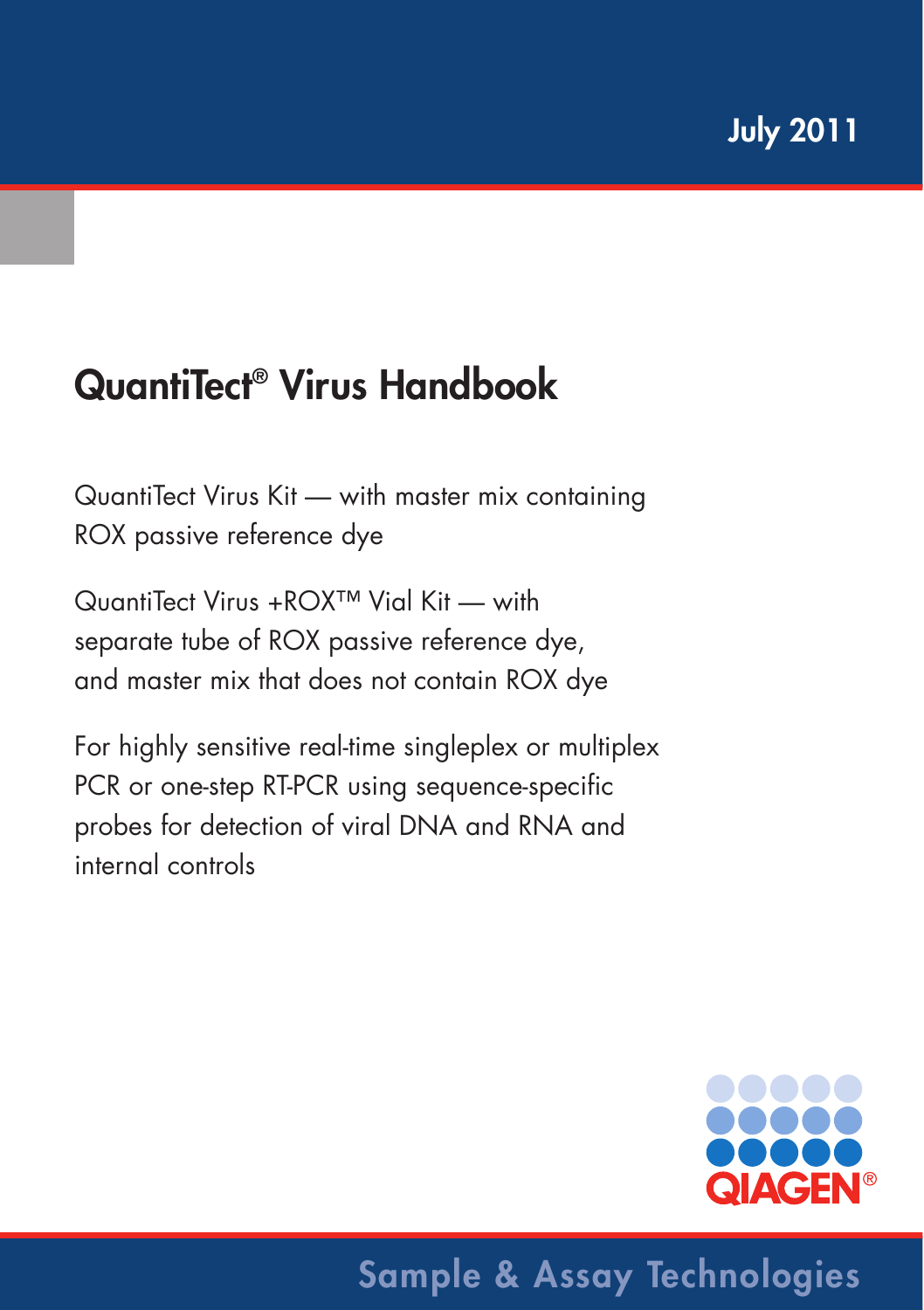July 2011

# QuantiTect® Virus Handbook

QuantiTect Virus Kit — with master mix containing ROX passive reference dye

QuantiTect Virus +ROX™ Vial Kit — with separate tube of ROX passive reference dye, and master mix that does not contain ROX dye

For highly sensitive real-time singleplex or multiplex PCR or one-step RT-PCR using sequence-specific probes for detection of viral DNA and RNA and internal controls

QIAGEN®

Sample & Assay Technologies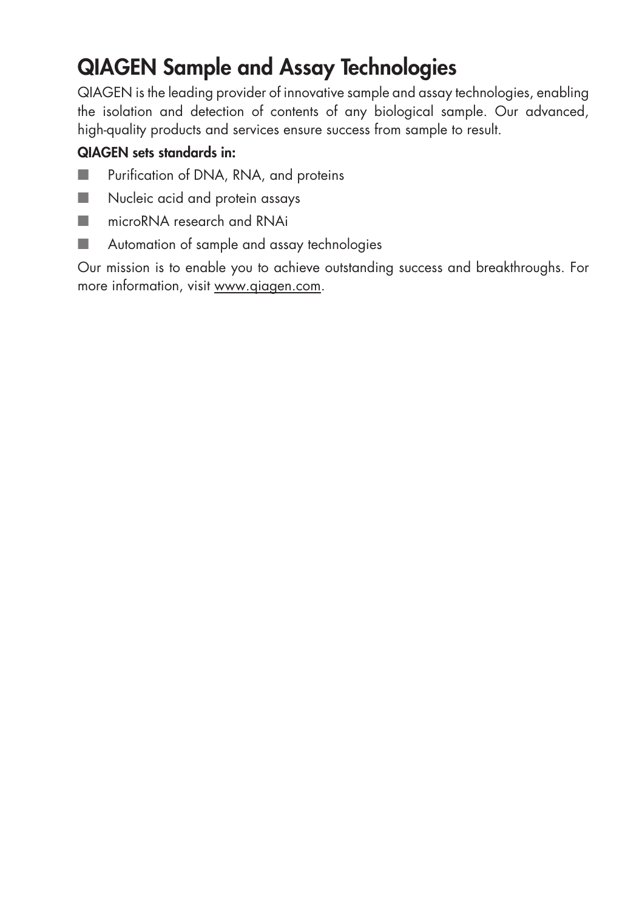# QIAGEN Sample and Assay Technologies

QIAGEN is the leading provider of innovative sample and assay technologies, enabling the isolation and detection of contents of any biological sample. Our advanced, high-quality products and services ensure success from sample to result.

**QIAGEN sets standards in:**

- Purification of DNA, RNA, and proteins
- Nucleic acid and protein assays
- microRNA research and RNAi
- Automation of sample and assay technologies

Our mission is to enable you to achieve outstanding success and breakthroughs. For more information, visit www.qiagen.com.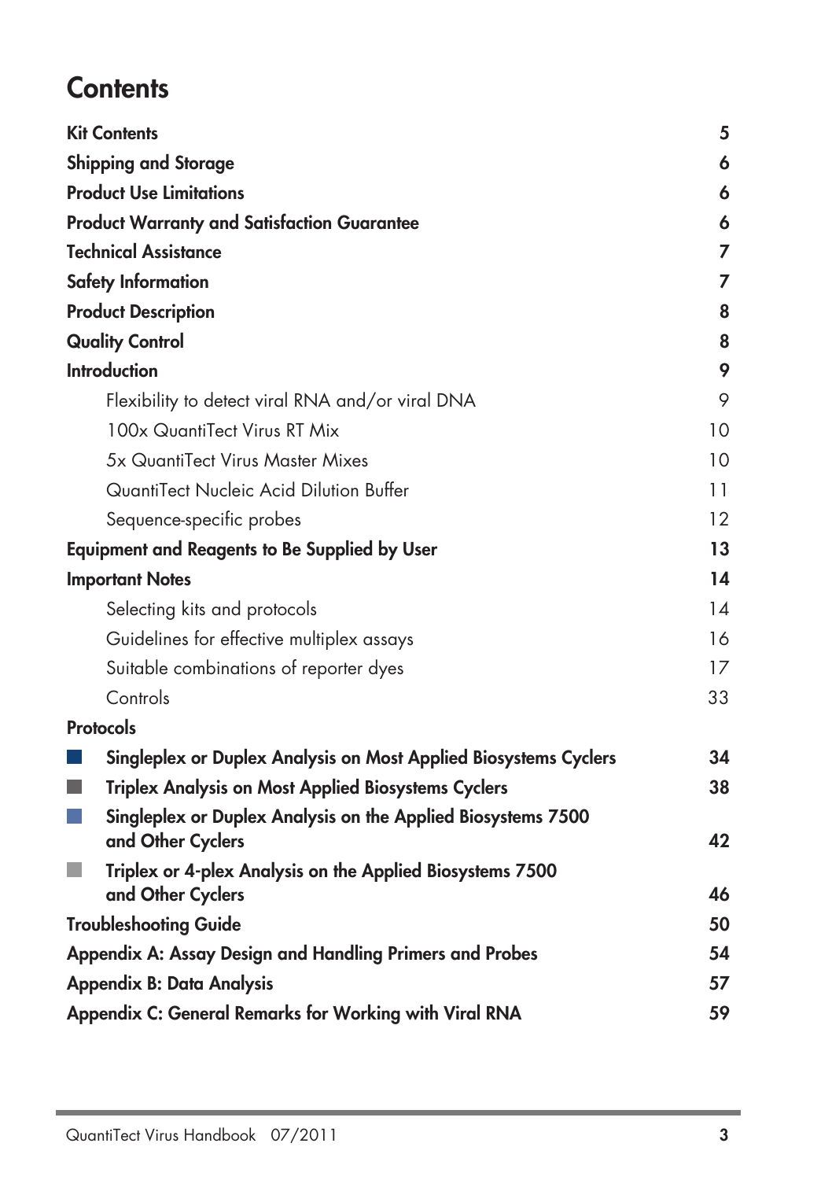# Contents

| | |
|---|---|
| **Kit Contents** | **5** |
| **Shipping and Storage** | **6** |
| **Product Use Limitations** | **6** |
| **Product Warranty and Satisfaction Guarantee** | **6** |
| **Technical Assistance** | **7** |
| **Safety Information** | **7** |
| **Product Description** | **8** |
| **Quality Control** | **8** |
| **Introduction** | **9** |
| Flexibility to detect viral RNA and/or viral DNA | 9 |
| 100x QuantiTect Virus RT Mix | 10 |
| 5x QuantiTect Virus Master Mixes | 10 |
| QuantiTect Nucleic Acid Dilution Buffer | 11 |
| Sequence-specific probes | 12 |
| **Equipment and Reagents to Be Supplied by User** | **13** |
| **Important Notes** | **14** |
| Selecting kits and protocols | 14 |
| Guidelines for effective multiplex assays | 16 |
| Suitable combinations of reporter dyes | 17 |
| Controls | 33 |
| **Protocols** | |
| **Singleplex or Duplex Analysis on Most Applied Biosystems Cyclers** | **34** |
| **Triplex Analysis on Most Applied Biosystems Cyclers** | **38** |
| **Singleplex or Duplex Analysis on the Applied Biosystems 7500 and Other Cyclers** | **42** |
| **Triplex or 4-plex Analysis on the Applied Biosystems 7500 and Other Cyclers** | **46** |
| **Troubleshooting Guide** | **50** |
| **Appendix A: Assay Design and Handling Primers and Probes** | **54** |
| **Appendix B: Data Analysis** | **57** |
| **Appendix C: General Remarks for Working with Viral RNA** | **59** |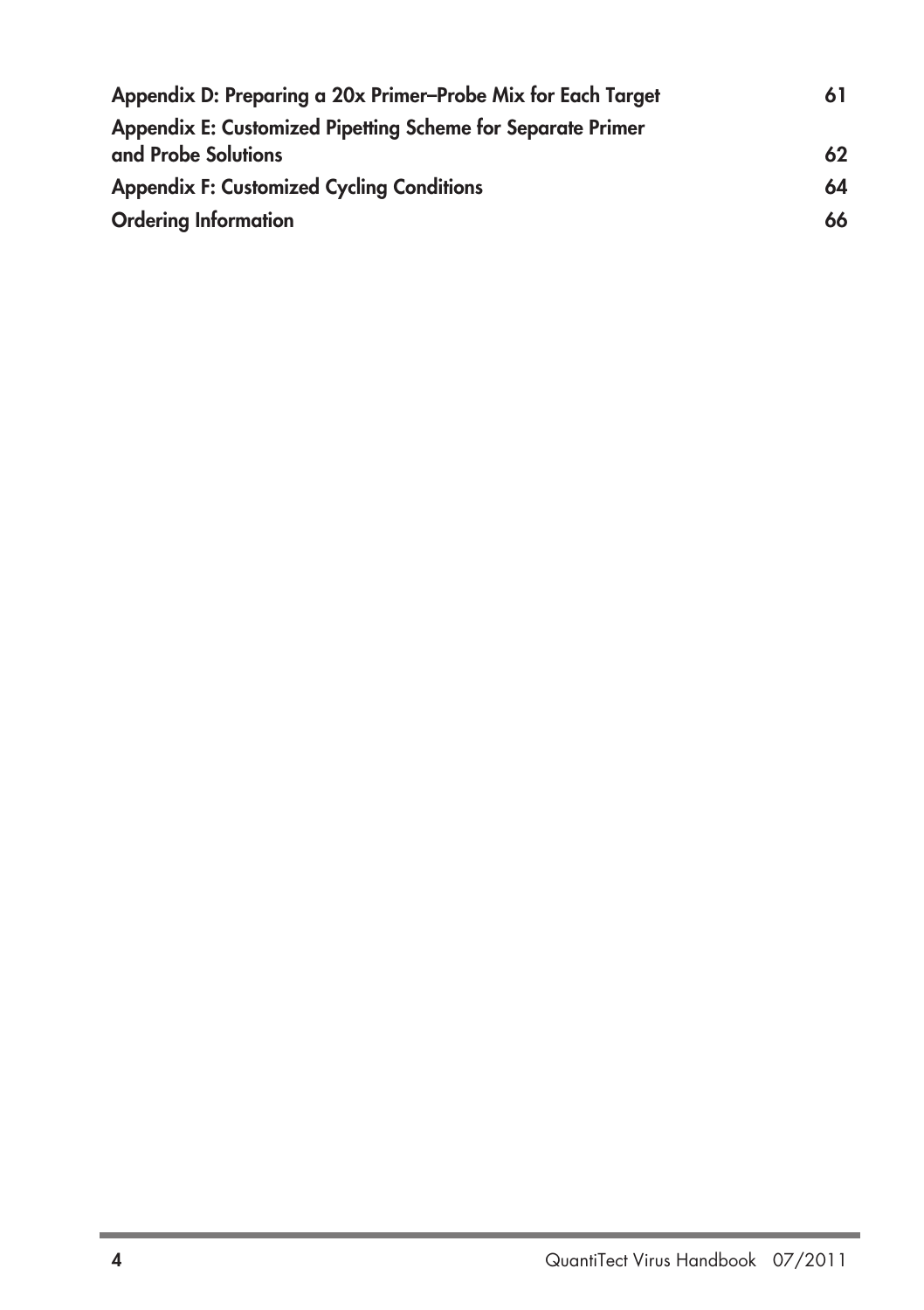| | |
|---|---|
| **Appendix D: Preparing a 20x Primer–Probe Mix for Each Target** | **61** |
| **Appendix E: Customized Pipetting Scheme for Separate Primer and Probe Solutions** | **62** |
| **Appendix F: Customized Cycling Conditions** | **64** |
| **Ordering Information** | **66** |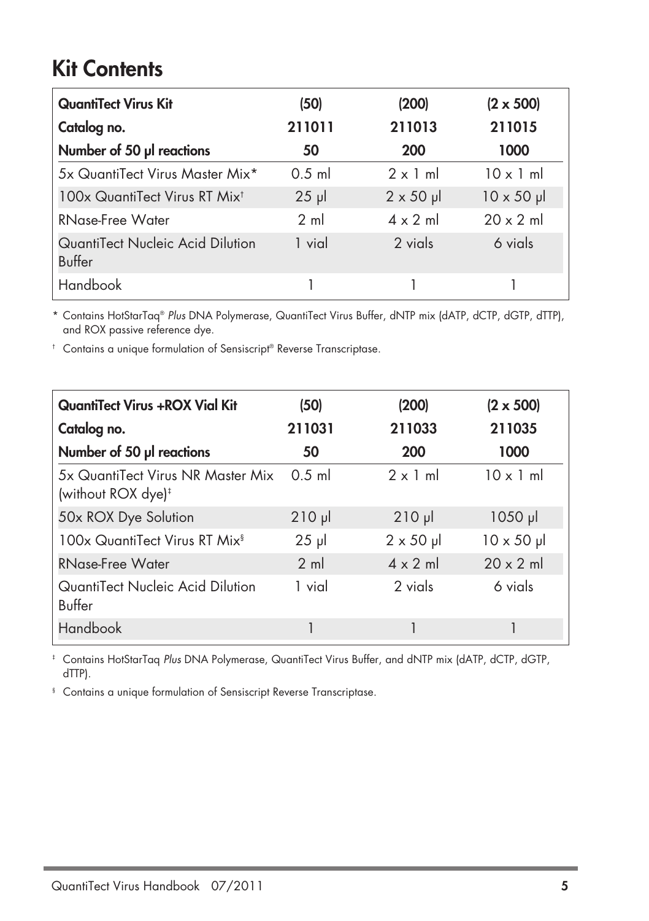# Kit Contents

| QuantiTect Virus Kit | (50) | (200) | (2 x 500) |
|---|---|---|---|
| **Catalog no.** | **211011** | **211013** | **211015** |
| **Number of 50 µl reactions** | **50** | **200** | **1000** |
| 5x QuantiTect Virus Master Mix* | 0.5 ml | 2 x 1 ml | 10 x 1 ml |
| 100x QuantiTect Virus RT Mix† | 25 µl | 2 x 50 µl | 10 x 50 µl |
| RNase-Free Water | 2 ml | 4 x 2 ml | 20 x 2 ml |
| QuantiTect Nucleic Acid Dilution Buffer | 1 vial | 2 vials | 6 vials |
| Handbook | 1 | 1 | 1 |

\* Contains HotStarTaq® *Plus* DNA Polymerase, QuantiTect Virus Buffer, dNTP mix (dATP, dCTP, dGTP, dTTP), and ROX passive reference dye.

† Contains a unique formulation of Sensiscript® Reverse Transcriptase.

| QuantiTect Virus +ROX Vial Kit | (50) | (200) | (2 x 500) |
|---|---|---|---|
| **Catalog no.** | **211031** | **211033** | **211035** |
| **Number of 50 µl reactions** | **50** | **200** | **1000** |
| 5x QuantiTect Virus NR Master Mix (without ROX dye)‡ | 0.5 ml | 2 x 1 ml | 10 x 1 ml |
| 50x ROX Dye Solution | 210 µl | 210 µl | 1050 µl |
| 100x QuantiTect Virus RT Mix§ | 25 µl | 2 x 50 µl | 10 x 50 µl |
| RNase-Free Water | 2 ml | 4 x 2 ml | 20 x 2 ml |
| QuantiTect Nucleic Acid Dilution Buffer | 1 vial | 2 vials | 6 vials |
| Handbook | 1 | 1 | 1 |

‡ Contains HotStarTaq *Plus* DNA Polymerase, QuantiTect Virus Buffer, and dNTP mix (dATP, dCTP, dGTP, dTTP).

§ Contains a unique formulation of Sensiscript Reverse Transcriptase.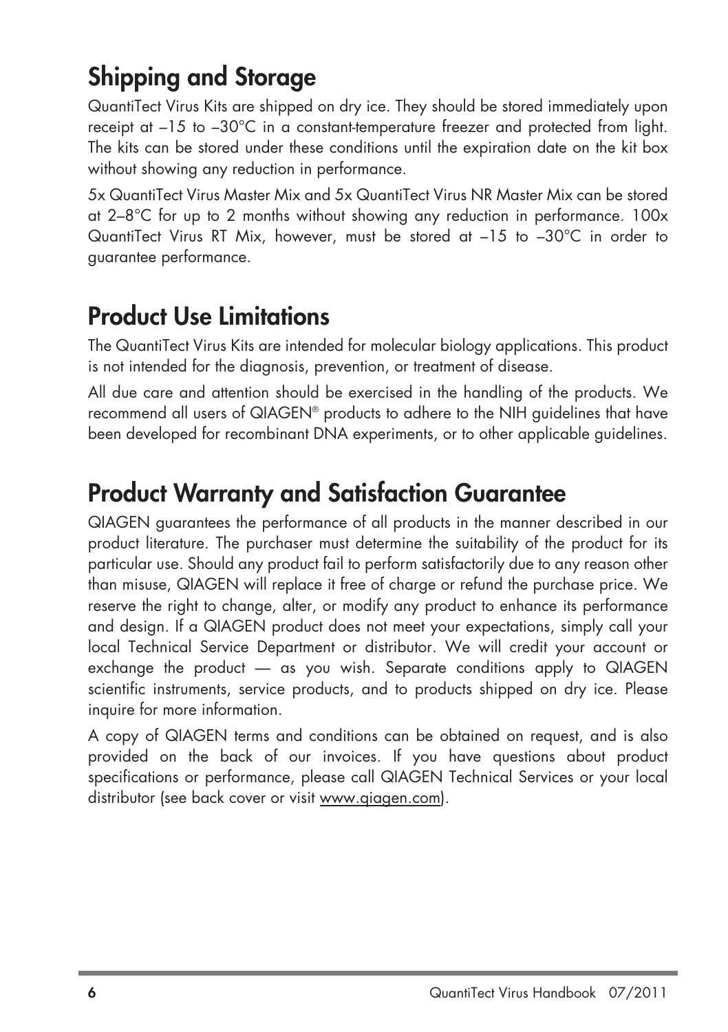## Shipping and Storage

QuantiTect Virus Kits are shipped on dry ice. They should be stored immediately upon receipt at –15 to –30°C in a constant-temperature freezer and protected from light. The kits can be stored under these conditions until the expiration date on the kit box without showing any reduction in performance.

5x QuantiTect Virus Master Mix and 5x QuantiTect Virus NR Master Mix can be stored at 2–8°C for up to 2 months without showing any reduction in performance. 100x QuantiTect Virus RT Mix, however, must be stored at –15 to –30°C in order to guarantee performance.

## Product Use Limitations

The QuantiTect Virus Kits are intended for molecular biology applications. This product is not intended for the diagnosis, prevention, or treatment of disease.

All due care and attention should be exercised in the handling of the products. We recommend all users of QIAGEN® products to adhere to the NIH guidelines that have been developed for recombinant DNA experiments, or to other applicable guidelines.

## Product Warranty and Satisfaction Guarantee

QIAGEN guarantees the performance of all products in the manner described in our product literature. The purchaser must determine the suitability of the product for its particular use. Should any product fail to perform satisfactorily due to any reason other than misuse, QIAGEN will replace it free of charge or refund the purchase price. We reserve the right to change, alter, or modify any product to enhance its performance and design. If a QIAGEN product does not meet your expectations, simply call your local Technical Service Department or distributor. We will credit your account or exchange the product — as you wish. Separate conditions apply to QIAGEN scientific instruments, service products, and to products shipped on dry ice. Please inquire for more information.

A copy of QIAGEN terms and conditions can be obtained on request, and is also provided on the back of our invoices. If you have questions about product specifications or performance, please call QIAGEN Technical Services or your local distributor (see back cover or visit www.qiagen.com).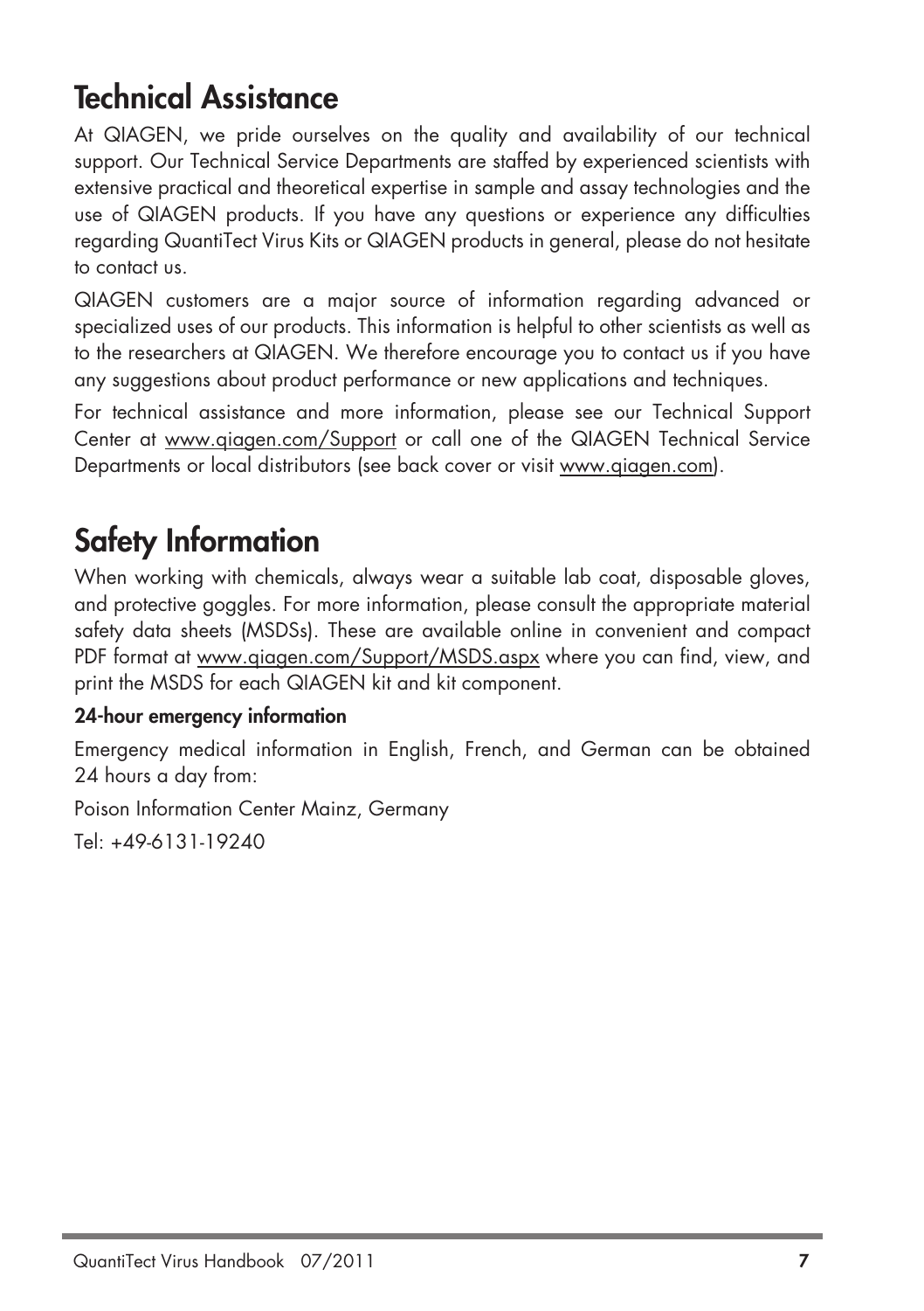# Technical Assistance

At QIAGEN, we pride ourselves on the quality and availability of our technical support. Our Technical Service Departments are staffed by experienced scientists with extensive practical and theoretical expertise in sample and assay technologies and the use of QIAGEN products. If you have any questions or experience any difficulties regarding QuantiTect Virus Kits or QIAGEN products in general, please do not hesitate to contact us.

QIAGEN customers are a major source of information regarding advanced or specialized uses of our products. This information is helpful to other scientists as well as to the researchers at QIAGEN. We therefore encourage you to contact us if you have any suggestions about product performance or new applications and techniques.

For technical assistance and more information, please see our Technical Support Center at www.qiagen.com/Support or call one of the QIAGEN Technical Service Departments or local distributors (see back cover or visit www.qiagen.com).

# Safety Information

When working with chemicals, always wear a suitable lab coat, disposable gloves, and protective goggles. For more information, please consult the appropriate material safety data sheets (MSDSs). These are available online in convenient and compact PDF format at www.qiagen.com/Support/MSDS.aspx where you can find, view, and print the MSDS for each QIAGEN kit and kit component.

**24-hour emergency information**

Emergency medical information in English, French, and German can be obtained 24 hours a day from:

Poison Information Center Mainz, Germany

Tel: +49-6131-19240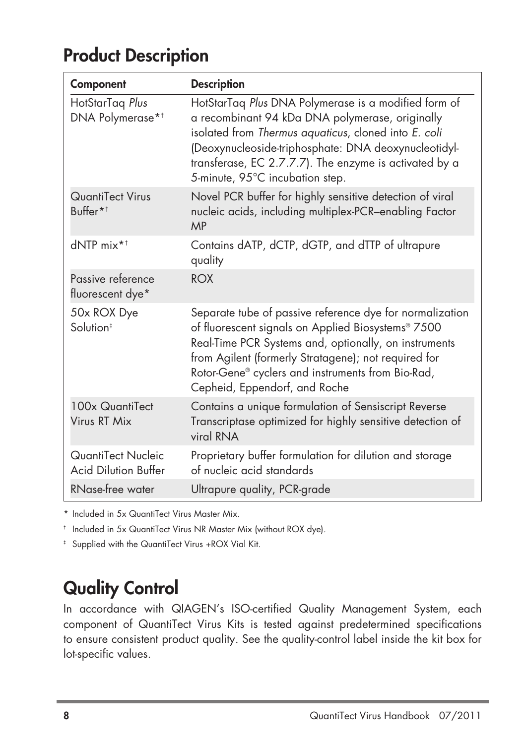## Product Description

| Component | Description |
|---|---|
| HotStarTaq *Plus* DNA Polymerase*† | HotStarTaq *Plus* DNA Polymerase is a modified form of a recombinant 94 kDa DNA polymerase, originally isolated from *Thermus aquaticus*, cloned into *E. coli* (Deoxynucleoside-triphosphate: DNA deoxynucleotidyl-transferase, EC 2.7.7.7). The enzyme is activated by a 5-minute, 95°C incubation step. |
| QuantiTect Virus Buffer*† | Novel PCR buffer for highly sensitive detection of viral nucleic acids, including multiplex-PCR–enabling Factor MP |
| dNTP mix*† | Contains dATP, dCTP, dGTP, and dTTP of ultrapure quality |
| Passive reference fluorescent dye* | ROX |
| 50x ROX Dye Solution‡ | Separate tube of passive reference dye for normalization of fluorescent signals on Applied Biosystems® 7500 Real-Time PCR Systems and, optionally, on instruments from Agilent (formerly Stratagene); not required for Rotor-Gene® cyclers and instruments from Bio-Rad, Cepheid, Eppendorf, and Roche |
| 100x QuantiTect Virus RT Mix | Contains a unique formulation of Sensiscript Reverse Transcriptase optimized for highly sensitive detection of viral RNA |
| QuantiTect Nucleic Acid Dilution Buffer | Proprietary buffer formulation for dilution and storage of nucleic acid standards |
| RNase-free water | Ultrapure quality, PCR-grade |

\* Included in 5x QuantiTect Virus Master Mix.

† Included in 5x QuantiTect Virus NR Master Mix (without ROX dye).

‡ Supplied with the QuantiTect Virus +ROX Vial Kit.

## Quality Control

In accordance with QIAGEN's ISO-certified Quality Management System, each component of QuantiTect Virus Kits is tested against predetermined specifications to ensure consistent product quality. See the quality-control label inside the kit box for lot-specific values.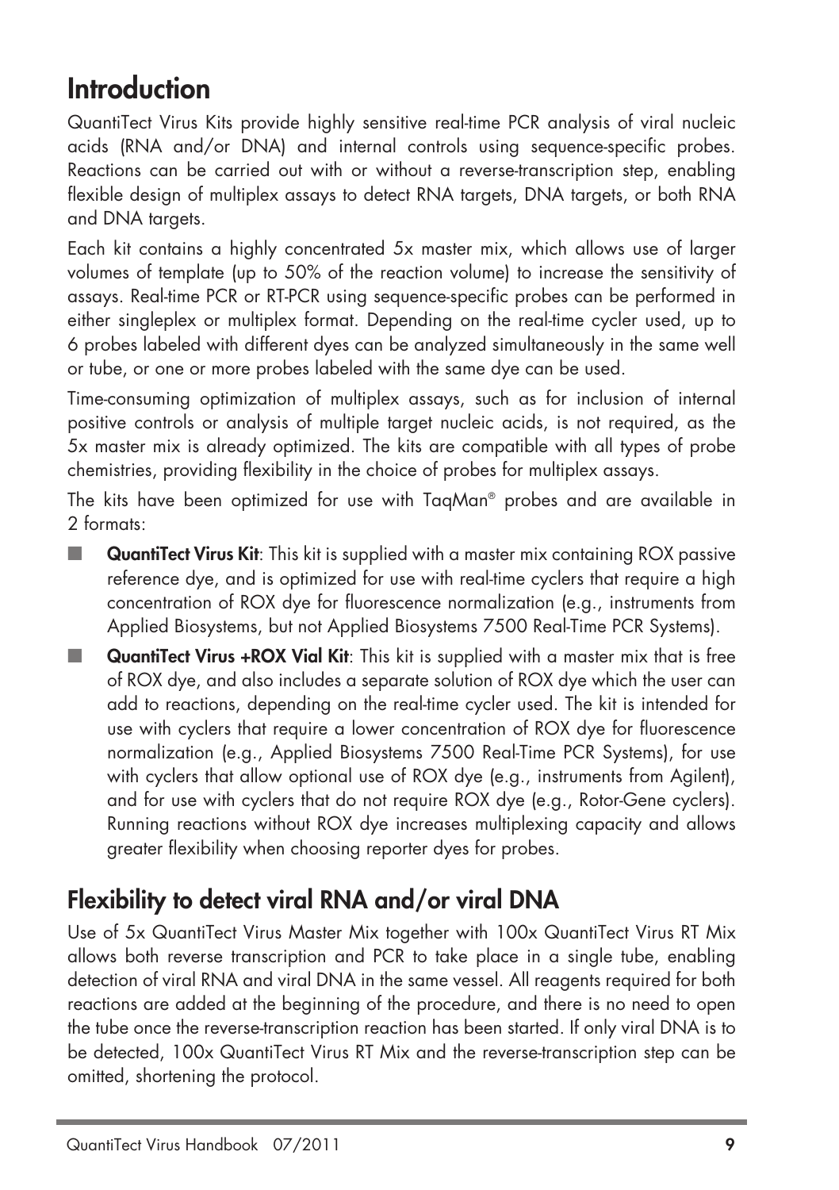# Introduction

QuantiTect Virus Kits provide highly sensitive real-time PCR analysis of viral nucleic acids (RNA and/or DNA) and internal controls using sequence-specific probes. Reactions can be carried out with or without a reverse-transcription step, enabling flexible design of multiplex assays to detect RNA targets, DNA targets, or both RNA and DNA targets.

Each kit contains a highly concentrated 5x master mix, which allows use of larger volumes of template (up to 50% of the reaction volume) to increase the sensitivity of assays. Real-time PCR or RT-PCR using sequence-specific probes can be performed in either singleplex or multiplex format. Depending on the real-time cycler used, up to 6 probes labeled with different dyes can be analyzed simultaneously in the same well or tube, or one or more probes labeled with the same dye can be used.

Time-consuming optimization of multiplex assays, such as for inclusion of internal positive controls or analysis of multiple target nucleic acids, is not required, as the 5x master mix is already optimized. The kits are compatible with all types of probe chemistries, providing flexibility in the choice of probes for multiplex assays.

The kits have been optimized for use with TaqMan® probes and are available in 2 formats:

- **QuantiTect Virus Kit**: This kit is supplied with a master mix containing ROX passive reference dye, and is optimized for use with real-time cyclers that require a high concentration of ROX dye for fluorescence normalization (e.g., instruments from Applied Biosystems, but not Applied Biosystems 7500 Real-Time PCR Systems).
- **QuantiTect Virus +ROX Vial Kit**: This kit is supplied with a master mix that is free of ROX dye, and also includes a separate solution of ROX dye which the user can add to reactions, depending on the real-time cycler used. The kit is intended for use with cyclers that require a lower concentration of ROX dye for fluorescence normalization (e.g., Applied Biosystems 7500 Real-Time PCR Systems), for use with cyclers that allow optional use of ROX dye (e.g., instruments from Agilent), and for use with cyclers that do not require ROX dye (e.g., Rotor-Gene cyclers). Running reactions without ROX dye increases multiplexing capacity and allows greater flexibility when choosing reporter dyes for probes.

## Flexibility to detect viral RNA and/or viral DNA

Use of 5x QuantiTect Virus Master Mix together with 100x QuantiTect Virus RT Mix allows both reverse transcription and PCR to take place in a single tube, enabling detection of viral RNA and viral DNA in the same vessel. All reagents required for both reactions are added at the beginning of the procedure, and there is no need to open the tube once the reverse-transcription reaction has been started. If only viral DNA is to be detected, 100x QuantiTect Virus RT Mix and the reverse-transcription step can be omitted, shortening the protocol.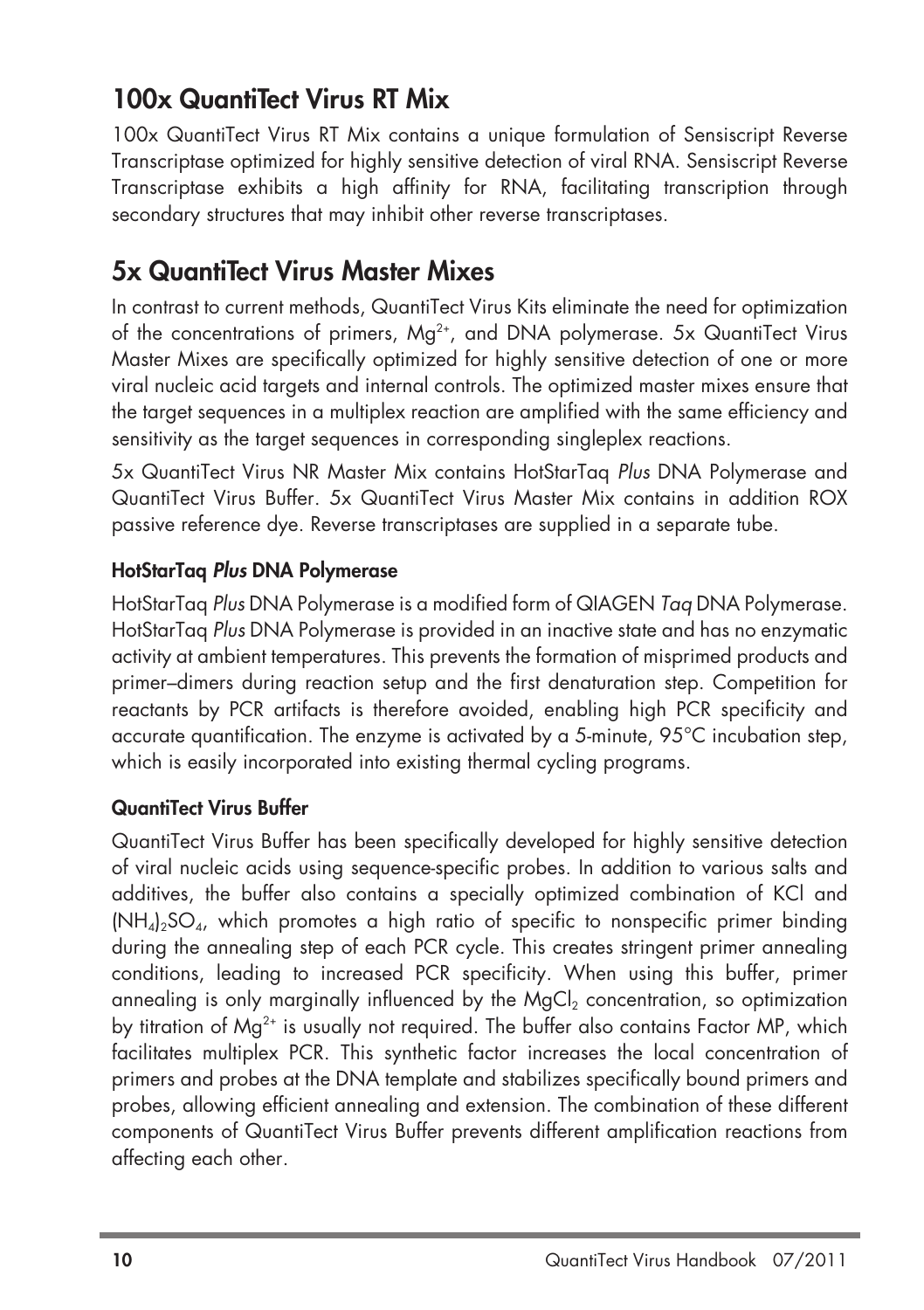## 100x QuantiTect Virus RT Mix

100x QuantiTect Virus RT Mix contains a unique formulation of Sensiscript Reverse Transcriptase optimized for highly sensitive detection of viral RNA. Sensiscript Reverse Transcriptase exhibits a high affinity for RNA, facilitating transcription through secondary structures that may inhibit other reverse transcriptases.

## 5x QuantiTect Virus Master Mixes

In contrast to current methods, QuantiTect Virus Kits eliminate the need for optimization of the concentrations of primers, $Mg^{2+}$, and DNA polymerase. 5x QuantiTect Virus Master Mixes are specifically optimized for highly sensitive detection of one or more viral nucleic acid targets and internal controls. The optimized master mixes ensure that the target sequences in a multiplex reaction are amplified with the same efficiency and sensitivity as the target sequences in corresponding singleplex reactions.

5x QuantiTect Virus NR Master Mix contains HotStarTaq *Plus* DNA Polymerase and QuantiTect Virus Buffer. 5x QuantiTect Virus Master Mix contains in addition ROX passive reference dye. Reverse transcriptases are supplied in a separate tube.

### HotStarTaq *Plus* DNA Polymerase

HotStarTaq *Plus* DNA Polymerase is a modified form of QIAGEN *Taq* DNA Polymerase. HotStarTaq *Plus* DNA Polymerase is provided in an inactive state and has no enzymatic activity at ambient temperatures. This prevents the formation of misprimed products and primer–dimers during reaction setup and the first denaturation step. Competition for reactants by PCR artifacts is therefore avoided, enabling high PCR specificity and accurate quantification. The enzyme is activated by a 5-minute, 95°C incubation step, which is easily incorporated into existing thermal cycling programs.

### QuantiTect Virus Buffer

QuantiTect Virus Buffer has been specifically developed for highly sensitive detection of viral nucleic acids using sequence-specific probes. In addition to various salts and additives, the buffer also contains a specially optimized combination of KCl and $(NH_4)_2SO_4$, which promotes a high ratio of specific to nonspecific primer binding during the annealing step of each PCR cycle. This creates stringent primer annealing conditions, leading to increased PCR specificity. When using this buffer, primer annealing is only marginally influenced by the $MgCl_2$ concentration, so optimization by titration of $Mg^{2+}$ is usually not required. The buffer also contains Factor MP, which facilitates multiplex PCR. This synthetic factor increases the local concentration of primers and probes at the DNA template and stabilizes specifically bound primers and probes, allowing efficient annealing and extension. The combination of these different components of QuantiTect Virus Buffer prevents different amplification reactions from affecting each other.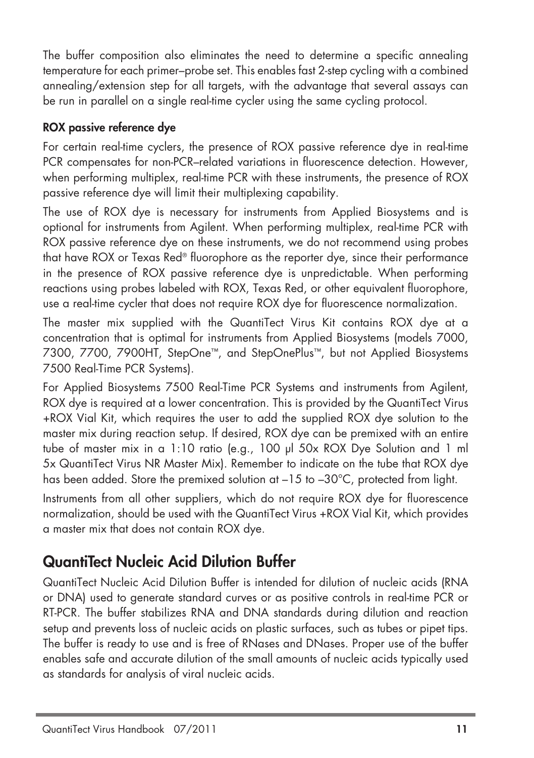The buffer composition also eliminates the need to determine a specific annealing temperature for each primer–probe set. This enables fast 2-step cycling with a combined annealing/extension step for all targets, with the advantage that several assays can be run in parallel on a single real-time cycler using the same cycling protocol.

### ROX passive reference dye

For certain real-time cyclers, the presence of ROX passive reference dye in real-time PCR compensates for non-PCR–related variations in fluorescence detection. However, when performing multiplex, real-time PCR with these instruments, the presence of ROX passive reference dye will limit their multiplexing capability.

The use of ROX dye is necessary for instruments from Applied Biosystems and is optional for instruments from Agilent. When performing multiplex, real-time PCR with ROX passive reference dye on these instruments, we do not recommend using probes that have ROX or Texas Red® fluorophore as the reporter dye, since their performance in the presence of ROX passive reference dye is unpredictable. When performing reactions using probes labeled with ROX, Texas Red, or other equivalent fluorophore, use a real-time cycler that does not require ROX dye for fluorescence normalization.

The master mix supplied with the QuantiTect Virus Kit contains ROX dye at a concentration that is optimal for instruments from Applied Biosystems (models 7000, 7300, 7700, 7900HT, StepOne™, and StepOnePlus™, but not Applied Biosystems 7500 Real-Time PCR Systems).

For Applied Biosystems 7500 Real-Time PCR Systems and instruments from Agilent, ROX dye is required at a lower concentration. This is provided by the QuantiTect Virus +ROX Vial Kit, which requires the user to add the supplied ROX dye solution to the master mix during reaction setup. If desired, ROX dye can be premixed with an entire tube of master mix in a 1:10 ratio (e.g., 100 µl 50x ROX Dye Solution and 1 ml 5x QuantiTect Virus NR Master Mix). Remember to indicate on the tube that ROX dye has been added. Store the premixed solution at –15 to –30°C, protected from light.

Instruments from all other suppliers, which do not require ROX dye for fluorescence normalization, should be used with the QuantiTect Virus +ROX Vial Kit, which provides a master mix that does not contain ROX dye.

## QuantiTect Nucleic Acid Dilution Buffer

QuantiTect Nucleic Acid Dilution Buffer is intended for dilution of nucleic acids (RNA or DNA) used to generate standard curves or as positive controls in real-time PCR or RT-PCR. The buffer stabilizes RNA and DNA standards during dilution and reaction setup and prevents loss of nucleic acids on plastic surfaces, such as tubes or pipet tips. The buffer is ready to use and is free of RNases and DNases. Proper use of the buffer enables safe and accurate dilution of the small amounts of nucleic acids typically used as standards for analysis of viral nucleic acids.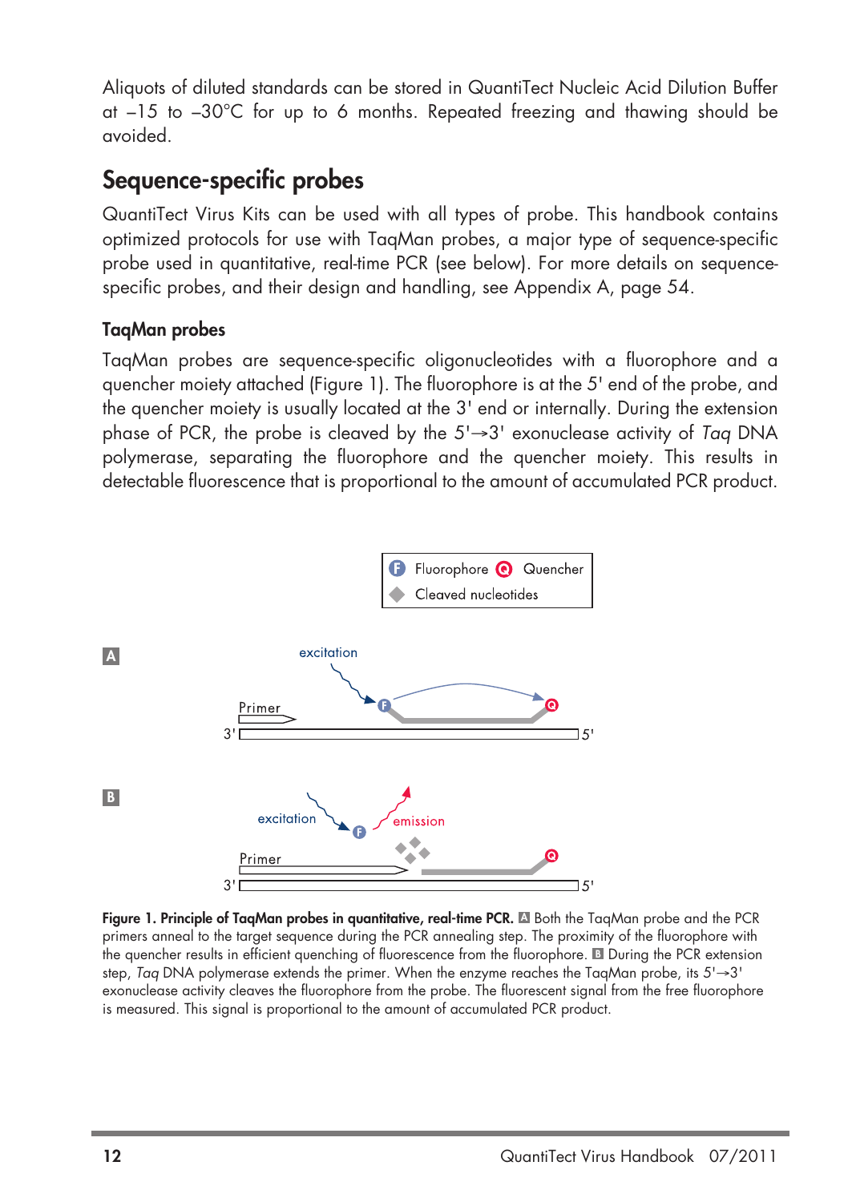Aliquots of diluted standards can be stored in QuantiTect Nucleic Acid Dilution Buffer at –15 to –30°C for up to 6 months. Repeated freezing and thawing should be avoided.

## Sequence-specific probes

QuantiTect Virus Kits can be used with all types of probe. This handbook contains optimized protocols for use with TaqMan probes, a major type of sequence-specific probe used in quantitative, real-time PCR (see below). For more details on sequence-specific probes, and their design and handling, see Appendix A, page 54.

### TaqMan probes

TaqMan probes are sequence-specific oligonucleotides with a fluorophore and a quencher moiety attached (Figure 1). The fluorophore is at the 5' end of the probe, and the quencher moiety is usually located at the 3' end or internally. During the extension phase of PCR, the probe is cleaved by the 5'→3' exonuclease activity of *Taq* DNA polymerase, separating the fluorophore and the quencher moiety. This results in detectable fluorescence that is proportional to the amount of accumulated PCR product.

**Figure 1. Principle of TaqMan probes in quantitative, real-time PCR.** **A** Both the TaqMan probe and the PCR primers anneal to the target sequence during the PCR annealing step. The proximity of the fluorophore with the quencher results in efficient quenching of fluorescence from the fluorophore. **B** During the PCR extension step, *Taq* DNA polymerase extends the primer. When the enzyme reaches the TaqMan probe, its 5'→3' exonuclease activity cleaves the fluorophore from the probe. The fluorescent signal from the free fluorophore is measured. This signal is proportional to the amount of accumulated PCR product.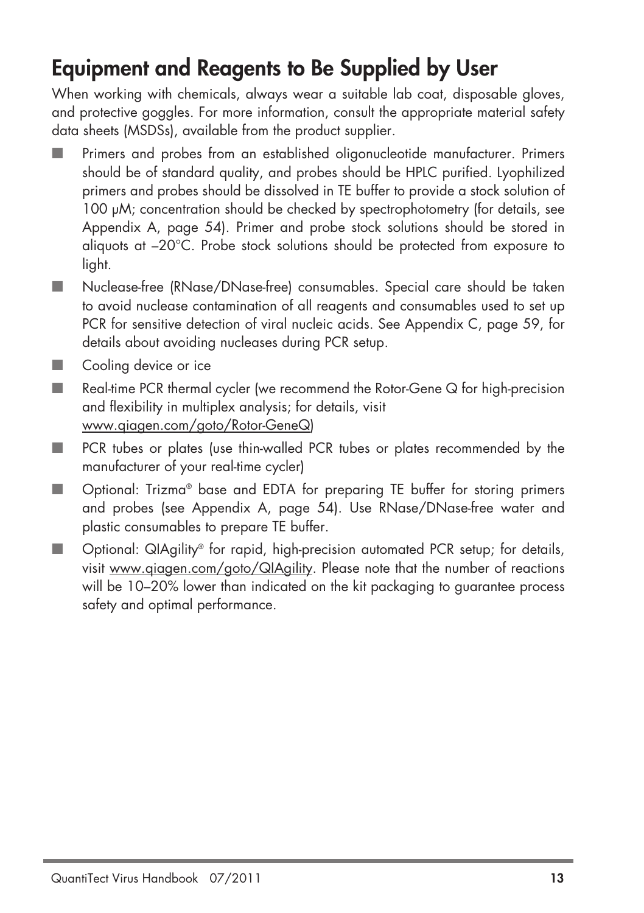## Equipment and Reagents to Be Supplied by User

When working with chemicals, always wear a suitable lab coat, disposable gloves, and protective goggles. For more information, consult the appropriate material safety data sheets (MSDSs), available from the product supplier.

- Primers and probes from an established oligonucleotide manufacturer. Primers should be of standard quality, and probes should be HPLC purified. Lyophilized primers and probes should be dissolved in TE buffer to provide a stock solution of 100 µM; concentration should be checked by spectrophotometry (for details, see Appendix A, page 54). Primer and probe stock solutions should be stored in aliquots at –20°C. Probe stock solutions should be protected from exposure to light.
- Nuclease-free (RNase/DNase-free) consumables. Special care should be taken to avoid nuclease contamination of all reagents and consumables used to set up PCR for sensitive detection of viral nucleic acids. See Appendix C, page 59, for details about avoiding nucleases during PCR setup.
- Cooling device or ice
- Real-time PCR thermal cycler (we recommend the Rotor-Gene Q for high-precision and flexibility in multiplex analysis; for details, visit www.qiagen.com/goto/Rotor-GeneQ)
- PCR tubes or plates (use thin-walled PCR tubes or plates recommended by the manufacturer of your real-time cycler)
- Optional: Trizma® base and EDTA for preparing TE buffer for storing primers and probes (see Appendix A, page 54). Use RNase/DNase-free water and plastic consumables to prepare TE buffer.
- Optional: QIAgility® for rapid, high-precision automated PCR setup; for details, visit www.qiagen.com/goto/QIAgility. Please note that the number of reactions will be 10–20% lower than indicated on the kit packaging to guarantee process safety and optimal performance.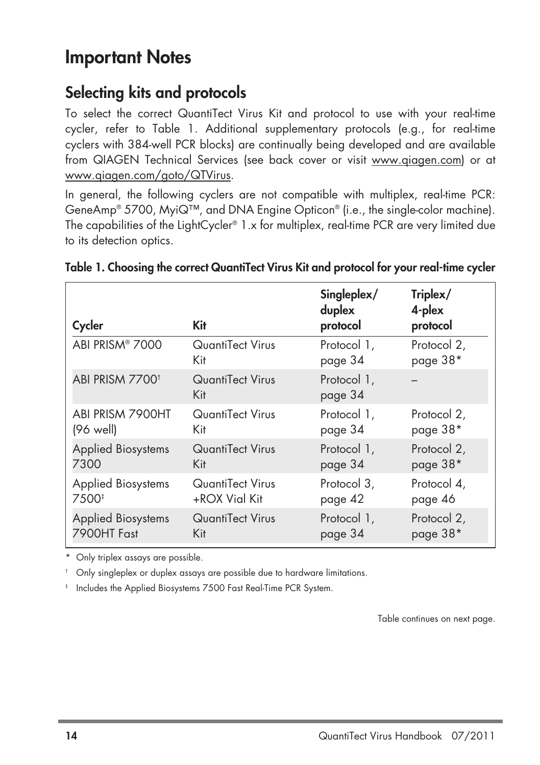# Important Notes

## Selecting kits and protocols

To select the correct QuantiTect Virus Kit and protocol to use with your real-time cycler, refer to Table 1. Additional supplementary protocols (e.g., for real-time cyclers with 384-well PCR blocks) are continually being developed and are available from QIAGEN Technical Services (see back cover or visit www.qiagen.com) or at www.qiagen.com/goto/QTVirus.

In general, the following cyclers are not compatible with multiplex, real-time PCR: GeneAmp® 5700, MyiQ™, and DNA Engine Opticon® (i.e., the single-color machine). The capabilities of the LightCycler® 1.x for multiplex, real-time PCR are very limited due to its detection optics.

**Table 1. Choosing the correct QuantiTect Virus Kit and protocol for your real-time cycler**

| Cycler | Kit | Singleplex/ duplex protocol | Triplex/ 4-plex protocol |
|---|---|---|---|
| ABI PRISM® 7000 | QuantiTect Virus Kit | Protocol 1, page 34 | Protocol 2, page 38* |
| ABI PRISM 7700† | QuantiTect Virus Kit | Protocol 1, page 34 | – |
| ABI PRISM 7900HT (96 well) | QuantiTect Virus Kit | Protocol 1, page 34 | Protocol 2, page 38* |
| Applied Biosystems 7300 | QuantiTect Virus Kit | Protocol 1, page 34 | Protocol 2, page 38* |
| Applied Biosystems 7500‡ | QuantiTect Virus +ROX Vial Kit | Protocol 3, page 42 | Protocol 4, page 46 |
| Applied Biosystems 7900HT Fast | QuantiTect Virus Kit | Protocol 1, page 34 | Protocol 2, page 38* |

\* Only triplex assays are possible.

† Only singleplex or duplex assays are possible due to hardware limitations.

‡ Includes the Applied Biosystems 7500 Fast Real-Time PCR System.

Table continues on next page.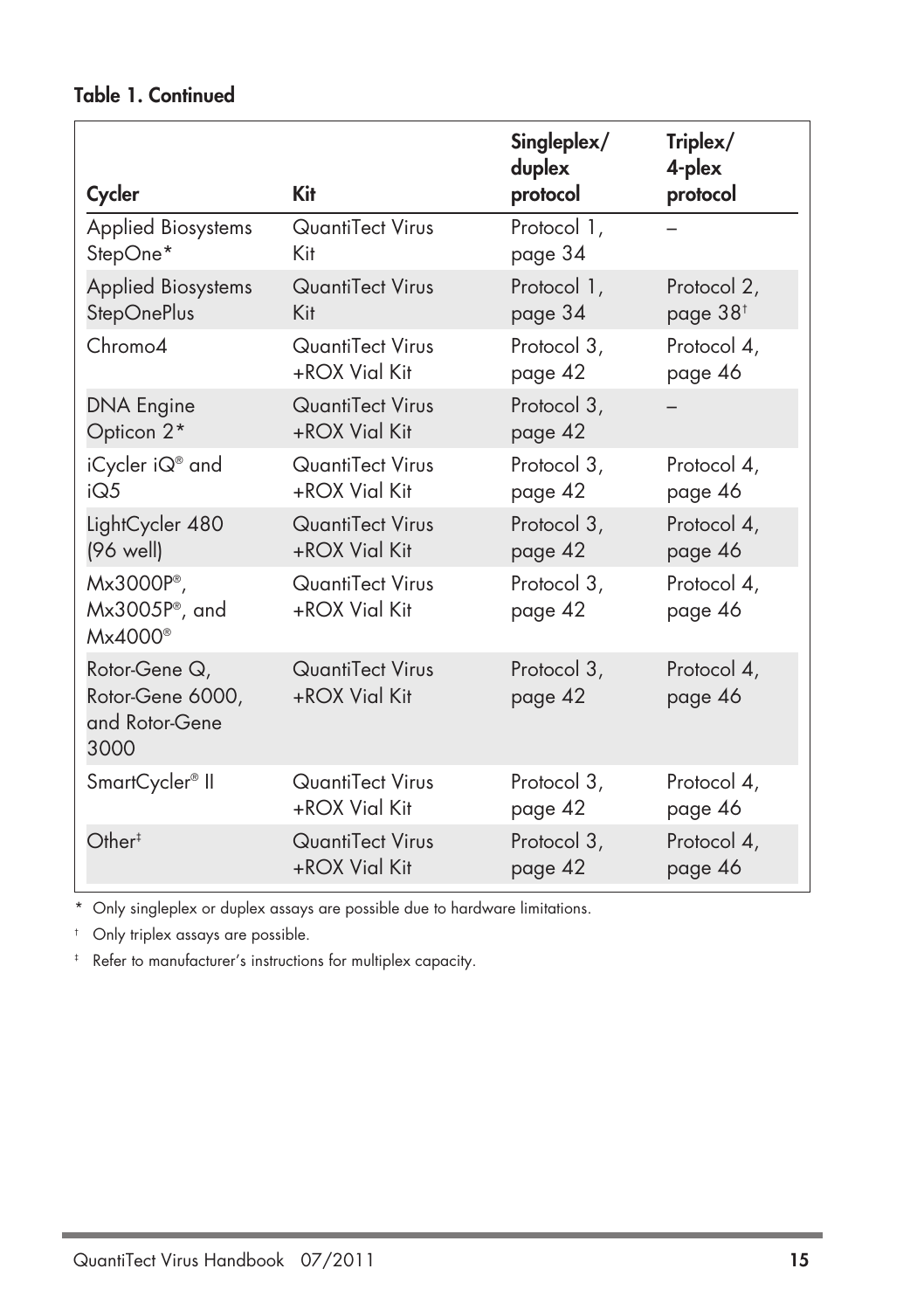**Table 1. Continued**

| Cycler | Kit | Singleplex/ duplex protocol | Triplex/ 4-plex protocol |
|---|---|---|---|
| Applied Biosystems StepOne* | QuantiTect Virus Kit | Protocol 1, page 34 | – |
| Applied Biosystems StepOnePlus | QuantiTect Virus Kit | Protocol 1, page 34 | Protocol 2, page 38† |
| Chromo4 | QuantiTect Virus +ROX Vial Kit | Protocol 3, page 42 | Protocol 4, page 46 |
| DNA Engine Opticon 2* | QuantiTect Virus +ROX Vial Kit | Protocol 3, page 42 | – |
| iCycler iQ® and iQ5 | QuantiTect Virus +ROX Vial Kit | Protocol 3, page 42 | Protocol 4, page 46 |
| LightCycler 480 (96 well) | QuantiTect Virus +ROX Vial Kit | Protocol 3, page 42 | Protocol 4, page 46 |
| Mx3000P®, Mx3005P®, and Mx4000® | QuantiTect Virus +ROX Vial Kit | Protocol 3, page 42 | Protocol 4, page 46 |
| Rotor-Gene Q, Rotor-Gene 6000, and Rotor-Gene 3000 | QuantiTect Virus +ROX Vial Kit | Protocol 3, page 42 | Protocol 4, page 46 |
| SmartCycler® II | QuantiTect Virus +ROX Vial Kit | Protocol 3, page 42 | Protocol 4, page 46 |
| Other‡ | QuantiTect Virus +ROX Vial Kit | Protocol 3, page 42 | Protocol 4, page 46 |

\* Only singleplex or duplex assays are possible due to hardware limitations.

† Only triplex assays are possible.

‡ Refer to manufacturer's instructions for multiplex capacity.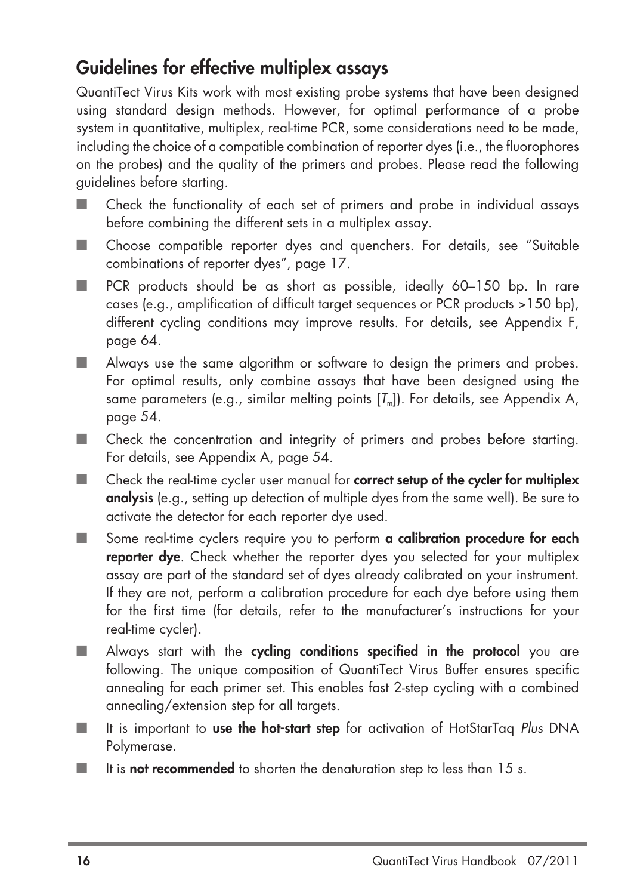## Guidelines for effective multiplex assays

QuantiTect Virus Kits work with most existing probe systems that have been designed using standard design methods. However, for optimal performance of a probe system in quantitative, multiplex, real-time PCR, some considerations need to be made, including the choice of a compatible combination of reporter dyes (i.e., the fluorophores on the probes) and the quality of the primers and probes. Please read the following guidelines before starting.

- Check the functionality of each set of primers and probe in individual assays before combining the different sets in a multiplex assay.
- Choose compatible reporter dyes and quenchers. For details, see "Suitable combinations of reporter dyes", page 17.
- PCR products should be as short as possible, ideally 60–150 bp. In rare cases (e.g., amplification of difficult target sequences or PCR products >150 bp), different cycling conditions may improve results. For details, see Appendix F, page 64.
- Always use the same algorithm or software to design the primers and probes. For optimal results, only combine assays that have been designed using the same parameters (e.g., similar melting points [$T_m$]). For details, see Appendix A, page 54.
- Check the concentration and integrity of primers and probes before starting. For details, see Appendix A, page 54.
- Check the real-time cycler user manual for **correct setup of the cycler for multiplex analysis** (e.g., setting up detection of multiple dyes from the same well). Be sure to activate the detector for each reporter dye used.
- Some real-time cyclers require you to perform **a calibration procedure for each reporter dye**. Check whether the reporter dyes you selected for your multiplex assay are part of the standard set of dyes already calibrated on your instrument. If they are not, perform a calibration procedure for each dye before using them for the first time (for details, refer to the manufacturer's instructions for your real-time cycler).
- Always start with the **cycling conditions specified in the protocol** you are following. The unique composition of QuantiTect Virus Buffer ensures specific annealing for each primer set. This enables fast 2-step cycling with a combined annealing/extension step for all targets.
- It is important to **use the hot-start step** for activation of HotStarTaq *Plus* DNA Polymerase.
- It is **not recommended** to shorten the denaturation step to less than 15 s.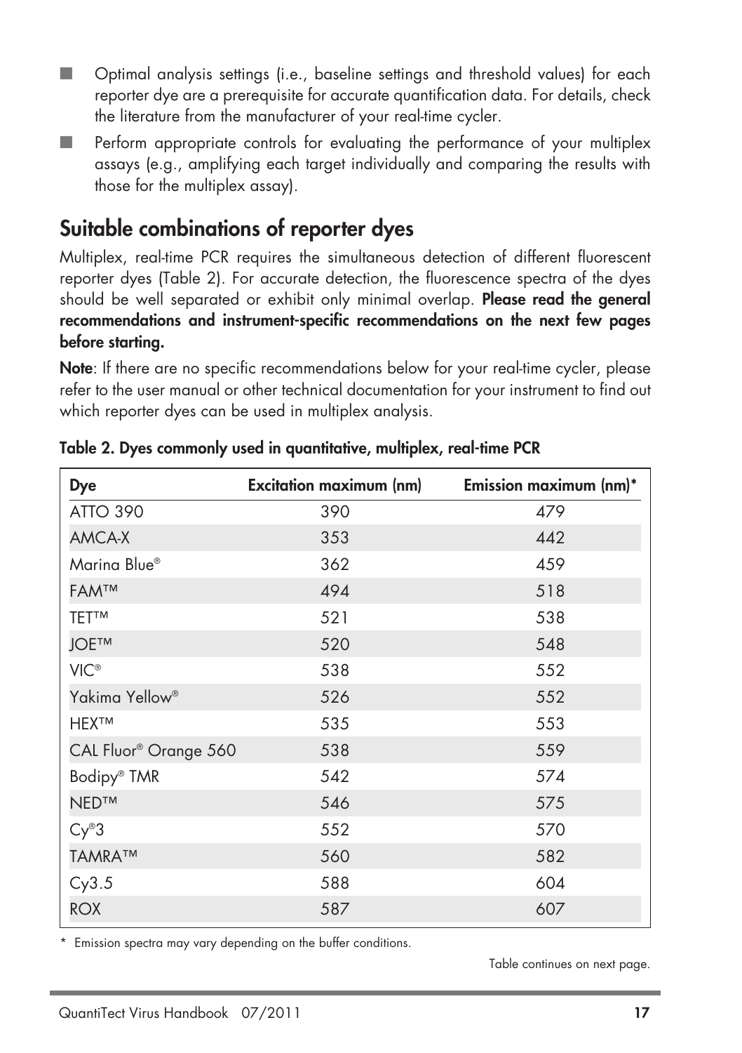- Optimal analysis settings (i.e., baseline settings and threshold values) for each reporter dye are a prerequisite for accurate quantification data. For details, check the literature from the manufacturer of your real-time cycler.
- Perform appropriate controls for evaluating the performance of your multiplex assays (e.g., amplifying each target individually and comparing the results with those for the multiplex assay).

## Suitable combinations of reporter dyes

Multiplex, real-time PCR requires the simultaneous detection of different fluorescent reporter dyes (Table 2). For accurate detection, the fluorescence spectra of the dyes should be well separated or exhibit only minimal overlap. **Please read the general recommendations and instrument-specific recommendations on the next few pages before starting.**

**Note**: If there are no specific recommendations below for your real-time cycler, please refer to the user manual or other technical documentation for your instrument to find out which reporter dyes can be used in multiplex analysis.

**Table 2. Dyes commonly used in quantitative, multiplex, real-time PCR**

| Dye | Excitation maximum (nm) | Emission maximum (nm)* |
|---|---|---|
| ATTO 390 | 390 | 479 |
| AMCA-X | 353 | 442 |
| Marina Blue® | 362 | 459 |
| FAM™ | 494 | 518 |
| TET™ | 521 | 538 |
| JOE™ | 520 | 548 |
| VIC® | 538 | 552 |
| Yakima Yellow® | 526 | 552 |
| HEX™ | 535 | 553 |
| CAL Fluor® Orange 560 | 538 | 559 |
| Bodipy® TMR | 542 | 574 |
| NED™ | 546 | 575 |
| Cy®3 | 552 | 570 |
| TAMRA™ | 560 | 582 |
| Cy3.5 | 588 | 604 |
| ROX | 587 | 607 |

\* Emission spectra may vary depending on the buffer conditions.

Table continues on next page.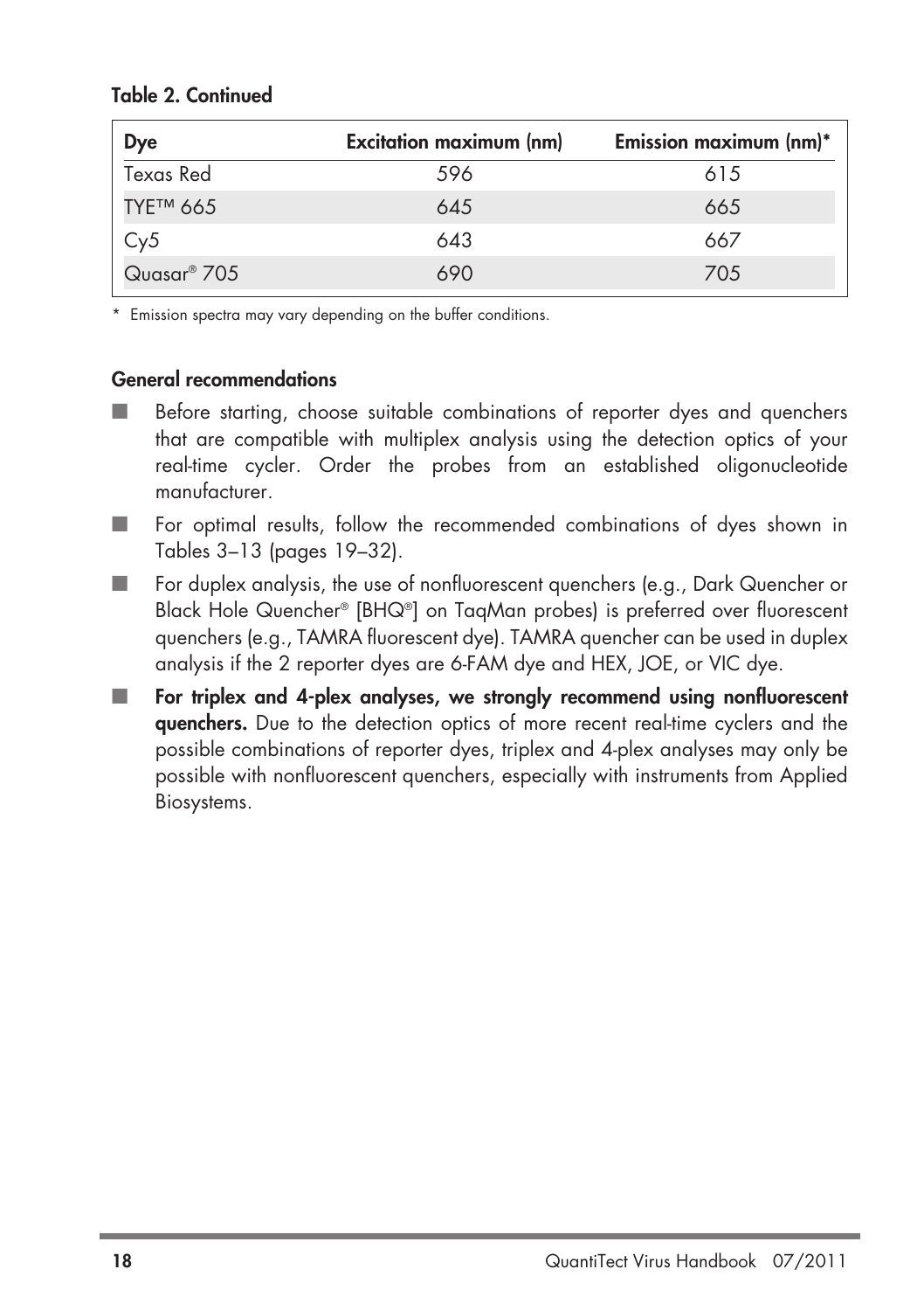**Table 2. Continued**

| Dye | Excitation maximum (nm) | Emission maximum (nm)* |
|---|---|---|
| Texas Red | 596 | 615 |
| TYE™ 665 | 645 | 665 |
| Cy5 | 643 | 667 |
| Quasar® 705 | 690 | 705 |

* Emission spectra may vary depending on the buffer conditions.

### General recommendations

- Before starting, choose suitable combinations of reporter dyes and quenchers that are compatible with multiplex analysis using the detection optics of your real-time cycler. Order the probes from an established oligonucleotide manufacturer.
- For optimal results, follow the recommended combinations of dyes shown in Tables 3–13 (pages 19–32).
- For duplex analysis, the use of nonfluorescent quenchers (e.g., Dark Quencher or Black Hole Quencher® [BHQ®] on TaqMan probes) is preferred over fluorescent quenchers (e.g., TAMRA fluorescent dye). TAMRA quencher can be used in duplex analysis if the 2 reporter dyes are 6-FAM dye and HEX, JOE, or VIC dye.
- **For triplex and 4-plex analyses, we strongly recommend using nonfluorescent quenchers.** Due to the detection optics of more recent real-time cyclers and the possible combinations of reporter dyes, triplex and 4-plex analyses may only be possible with nonfluorescent quenchers, especially with instruments from Applied Biosystems.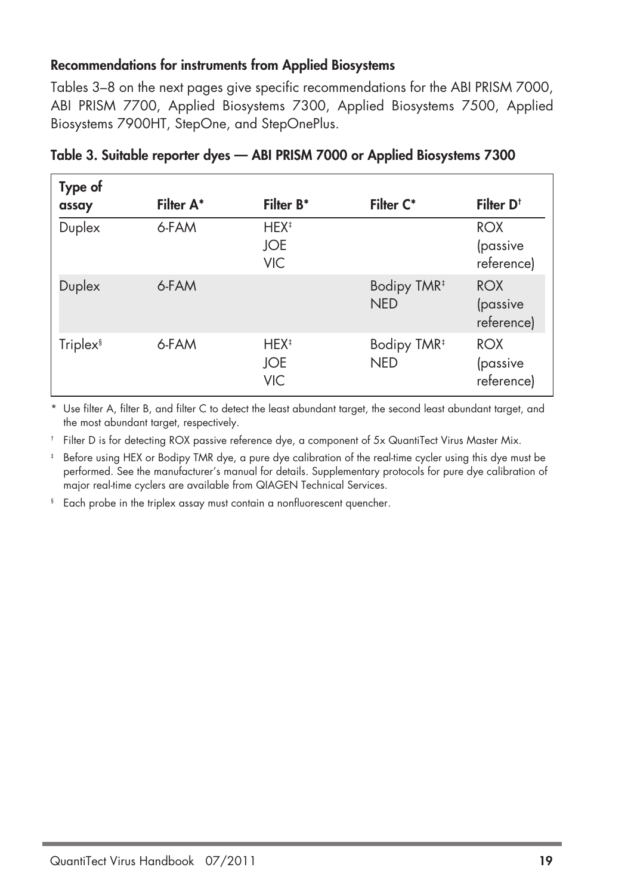### Recommendations for instruments from Applied Biosystems

Tables 3–8 on the next pages give specific recommendations for the ABI PRISM 7000, ABI PRISM 7700, Applied Biosystems 7300, Applied Biosystems 7500, Applied Biosystems 7900HT, StepOne, and StepOnePlus.

**Table 3. Suitable reporter dyes — ABI PRISM 7000 or Applied Biosystems 7300**

| Type of assay | Filter A* | Filter B* | Filter C* | Filter D† |
|---|---|---|---|---|
| Duplex | 6-FAM | HEX‡<br>JOE<br>VIC | | ROX (passive reference) |
| Duplex | 6-FAM | | Bodipy TMR‡<br>NED | ROX (passive reference) |
| Triplex§ | 6-FAM | HEX‡<br>JOE<br>VIC | Bodipy TMR‡<br>NED | ROX (passive reference) |

\* Use filter A, filter B, and filter C to detect the least abundant target, the second least abundant target, and the most abundant target, respectively.

† Filter D is for detecting ROX passive reference dye, a component of 5x QuantiTect Virus Master Mix.

‡ Before using HEX or Bodipy TMR dye, a pure dye calibration of the real-time cycler using this dye must be performed. See the manufacturer's manual for details. Supplementary protocols for pure dye calibration of major real-time cyclers are available from QIAGEN Technical Services.

§ Each probe in the triplex assay must contain a nonfluorescent quencher.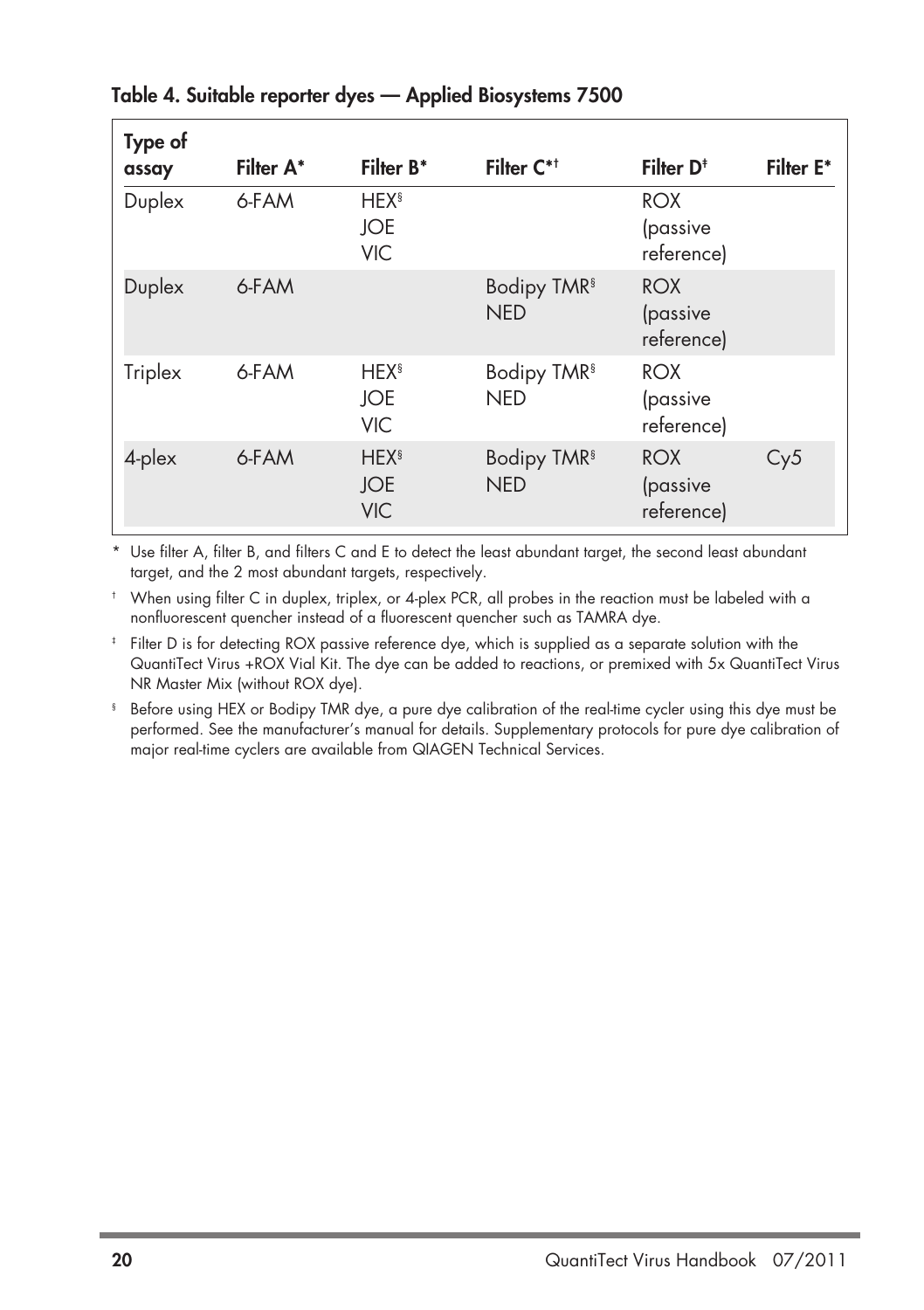**Table 4. Suitable reporter dyes — Applied Biosystems 7500**

| Type of assay | Filter A* | Filter B* | Filter C*† | Filter D‡ | Filter E* |
|---|---|---|---|---|---|
| Duplex | 6-FAM | HEX§ JOE VIC | | ROX (passive reference) | |
| Duplex | 6-FAM | | Bodipy TMR§ NED | ROX (passive reference) | |
| Triplex | 6-FAM | HEX§ JOE VIC | Bodipy TMR§ NED | ROX (passive reference) | |
| 4-plex | 6-FAM | HEX§ JOE VIC | Bodipy TMR§ NED | ROX (passive reference) | Cy5 |

\* Use filter A, filter B, and filters C and E to detect the least abundant target, the second least abundant target, and the 2 most abundant targets, respectively.

† When using filter C in duplex, triplex, or 4-plex PCR, all probes in the reaction must be labeled with a nonfluorescent quencher instead of a fluorescent quencher such as TAMRA dye.

‡ Filter D is for detecting ROX passive reference dye, which is supplied as a separate solution with the QuantiTect Virus +ROX Vial Kit. The dye can be added to reactions, or premixed with 5x QuantiTect Virus NR Master Mix (without ROX dye).

§ Before using HEX or Bodipy TMR dye, a pure dye calibration of the real-time cycler using this dye must be performed. See the manufacturer's manual for details. Supplementary protocols for pure dye calibration of major real-time cyclers are available from QIAGEN Technical Services.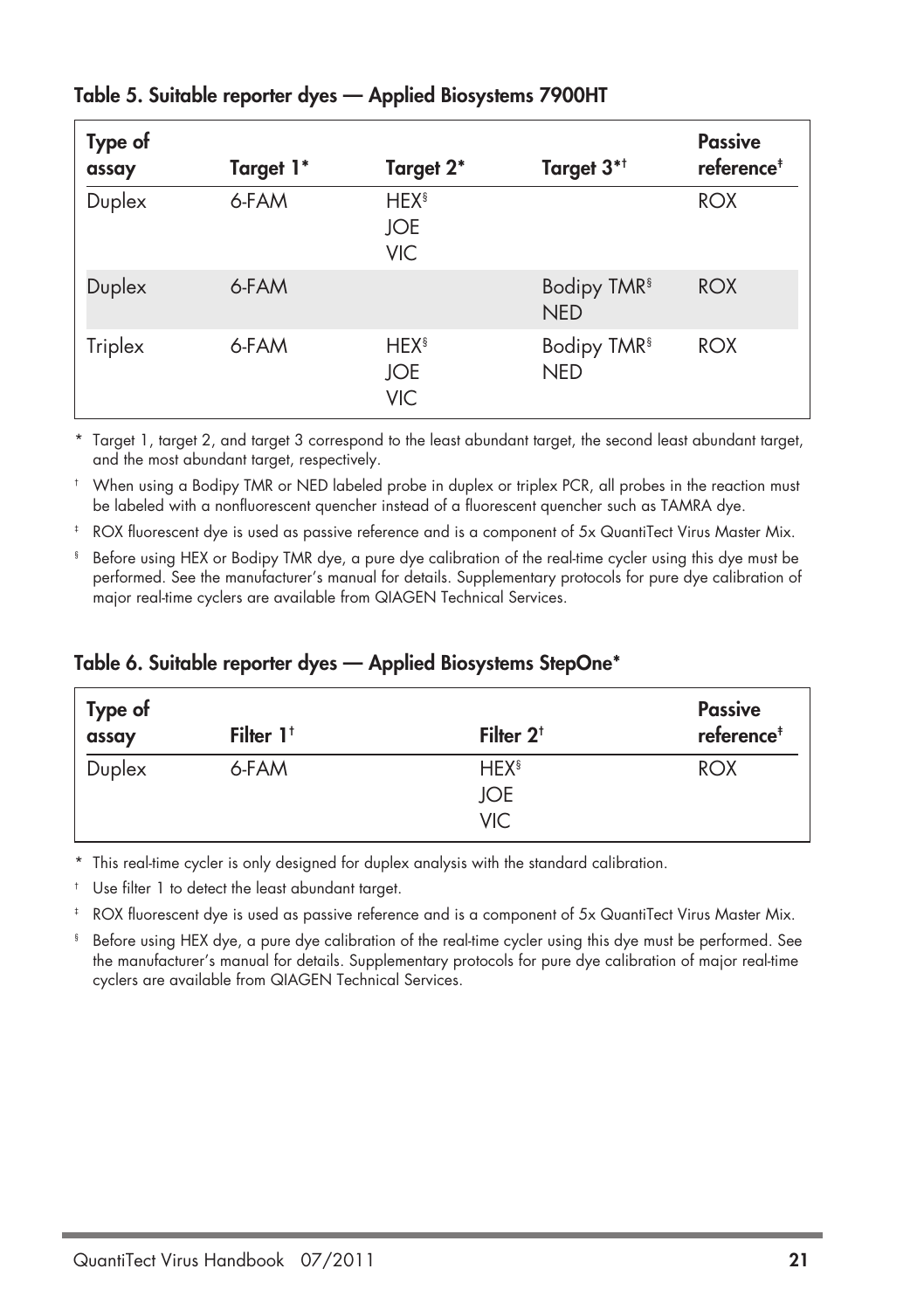**Table 5. Suitable reporter dyes — Applied Biosystems 7900HT**

| Type of assay | Target 1* | Target 2* | Target 3*† | Passive reference‡ |
|---|---|---|---|---|
| Duplex | 6-FAM | HEX§<br>JOE<br>VIC | | ROX |
| Duplex | 6-FAM | | Bodipy TMR§<br>NED | ROX |
| Triplex | 6-FAM | HEX§<br>JOE<br>VIC | Bodipy TMR§<br>NED | ROX |

\* Target 1, target 2, and target 3 correspond to the least abundant target, the second least abundant target, and the most abundant target, respectively.

† When using a Bodipy TMR or NED labeled probe in duplex or triplex PCR, all probes in the reaction must be labeled with a nonfluorescent quencher instead of a fluorescent quencher such as TAMRA dye.

‡ ROX fluorescent dye is used as passive reference and is a component of 5x QuantiTect Virus Master Mix.

§ Before using HEX or Bodipy TMR dye, a pure dye calibration of the real-time cycler using this dye must be performed. See the manufacturer's manual for details. Supplementary protocols for pure dye calibration of major real-time cyclers are available from QIAGEN Technical Services.

**Table 6. Suitable reporter dyes — Applied Biosystems StepOne***

| Type of assay | Filter 1† | Filter 2† | Passive reference‡ |
|---|---|---|---|
| Duplex | 6-FAM | HEX§<br>JOE<br>VIC | ROX |

\* This real-time cycler is only designed for duplex analysis with the standard calibration.

† Use filter 1 to detect the least abundant target.

‡ ROX fluorescent dye is used as passive reference and is a component of 5x QuantiTect Virus Master Mix.

§ Before using HEX dye, a pure dye calibration of the real-time cycler using this dye must be performed. See the manufacturer's manual for details. Supplementary protocols for pure dye calibration of major real-time cyclers are available from QIAGEN Technical Services.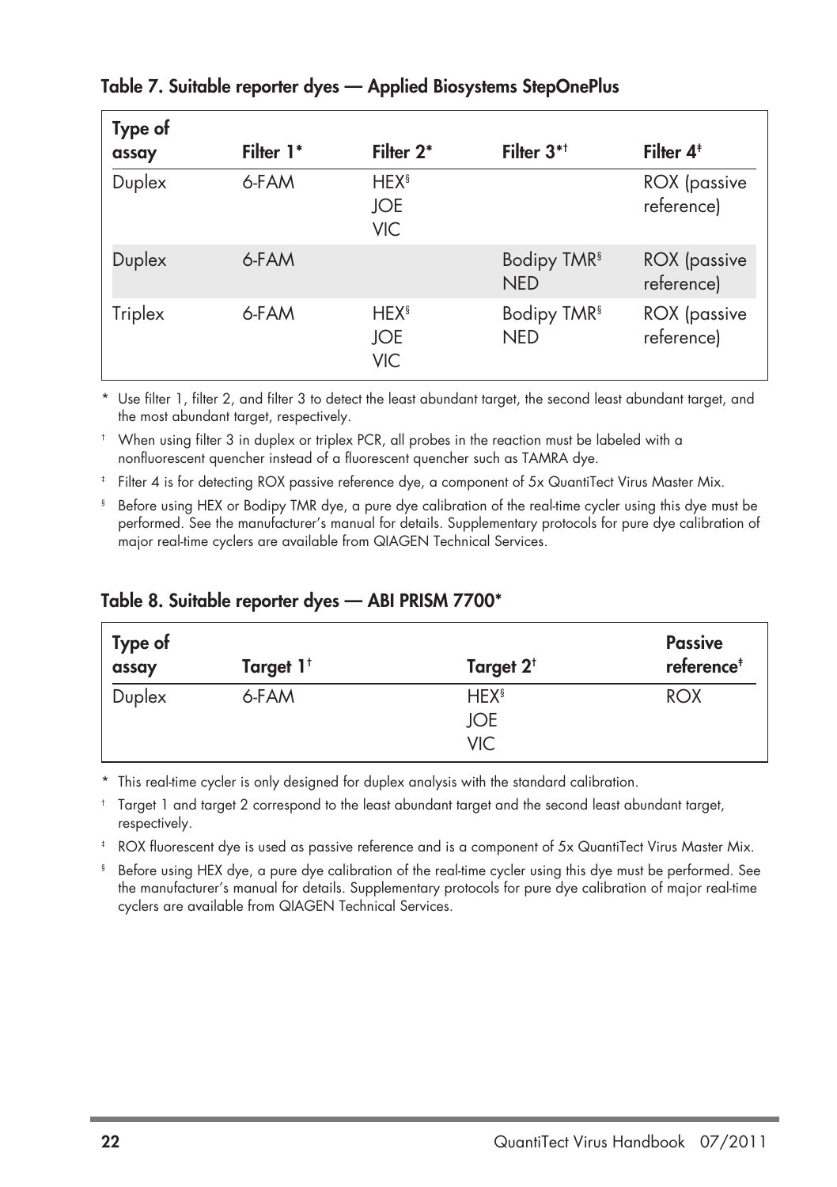**Table 7. Suitable reporter dyes — Applied Biosystems StepOnePlus**

| Type of assay | Filter 1* | Filter 2* | Filter 3*† | Filter 4‡ |
|---|---|---|---|---|
| Duplex | 6-FAM | HEX§ JOE VIC | | ROX (passive reference) |
| Duplex | 6-FAM | | Bodipy TMR§ NED | ROX (passive reference) |
| Triplex | 6-FAM | HEX§ JOE VIC | Bodipy TMR§ NED | ROX (passive reference) |

\* Use filter 1, filter 2, and filter 3 to detect the least abundant target, the second least abundant target, and the most abundant target, respectively.

† When using filter 3 in duplex or triplex PCR, all probes in the reaction must be labeled with a nonfluorescent quencher instead of a fluorescent quencher such as TAMRA dye.

‡ Filter 4 is for detecting ROX passive reference dye, a component of 5x QuantiTect Virus Master Mix.

§ Before using HEX or Bodipy TMR dye, a pure dye calibration of the real-time cycler using this dye must be performed. See the manufacturer's manual for details. Supplementary protocols for pure dye calibration of major real-time cyclers are available from QIAGEN Technical Services.

**Table 8. Suitable reporter dyes — ABI PRISM 7700***

| Type of assay | Target 1† | Target 2† | Passive reference‡ |
|---|---|---|---|
| Duplex | 6-FAM | HEX§ JOE VIC | ROX |

\* This real-time cycler is only designed for duplex analysis with the standard calibration.

† Target 1 and target 2 correspond to the least abundant target and the second least abundant target, respectively.

‡ ROX fluorescent dye is used as passive reference and is a component of 5x QuantiTect Virus Master Mix.

§ Before using HEX dye, a pure dye calibration of the real-time cycler using this dye must be performed. See the manufacturer's manual for details. Supplementary protocols for pure dye calibration of major real-time cyclers are available from QIAGEN Technical Services.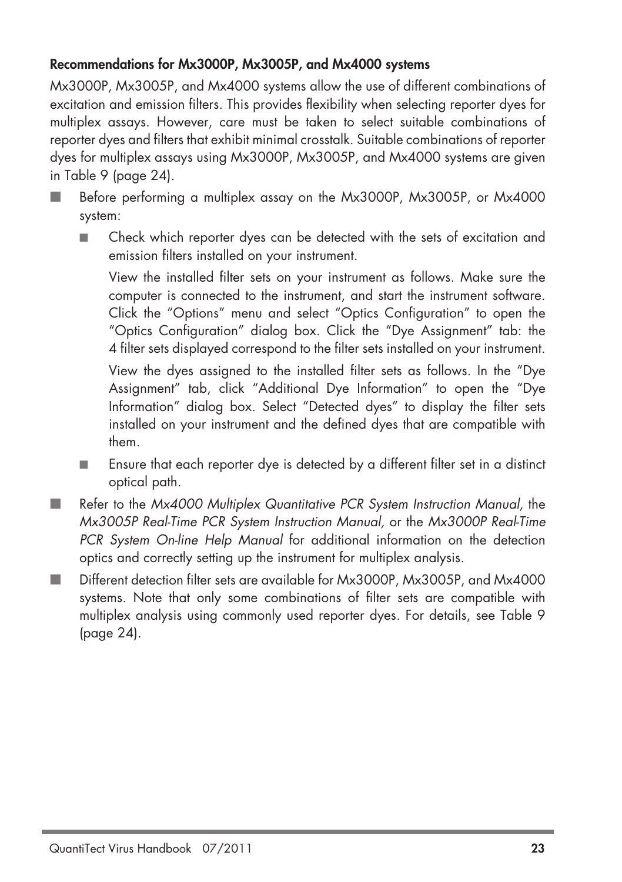**Recommendations for Mx3000P, Mx3005P, and Mx4000 systems**

Mx3000P, Mx3005P, and Mx4000 systems allow the use of different combinations of excitation and emission filters. This provides flexibility when selecting reporter dyes for multiplex assays. However, care must be taken to select suitable combinations of reporter dyes and filters that exhibit minimal crosstalk. Suitable combinations of reporter dyes for multiplex assays using Mx3000P, Mx3005P, and Mx4000 systems are given in Table 9 (page 24).

- Before performing a multiplex assay on the Mx3000P, Mx3005P, or Mx4000 system:
  - Check which reporter dyes can be detected with the sets of excitation and emission filters installed on your instrument.

    View the installed filter sets on your instrument as follows. Make sure the computer is connected to the instrument, and start the instrument software. Click the "Options" menu and select "Optics Configuration" to open the "Optics Configuration" dialog box. Click the "Dye Assignment" tab: the 4 filter sets displayed correspond to the filter sets installed on your instrument.

    View the dyes assigned to the installed filter sets as follows. In the "Dye Assignment" tab, click "Additional Dye Information" to open the "Dye Information" dialog box. Select "Detected dyes" to display the filter sets installed on your instrument and the defined dyes that are compatible with them.
  - Ensure that each reporter dye is detected by a different filter set in a distinct optical path.
- Refer to the *Mx4000 Multiplex Quantitative PCR System Instruction Manual,* the *Mx3005P Real-Time PCR System Instruction Manual,* or the *Mx3000P Real-Time PCR System On-line Help Manual* for additional information on the detection optics and correctly setting up the instrument for multiplex analysis.
- Different detection filter sets are available for Mx3000P, Mx3005P, and Mx4000 systems. Note that only some combinations of filter sets are compatible with multiplex analysis using commonly used reporter dyes. For details, see Table 9 (page 24).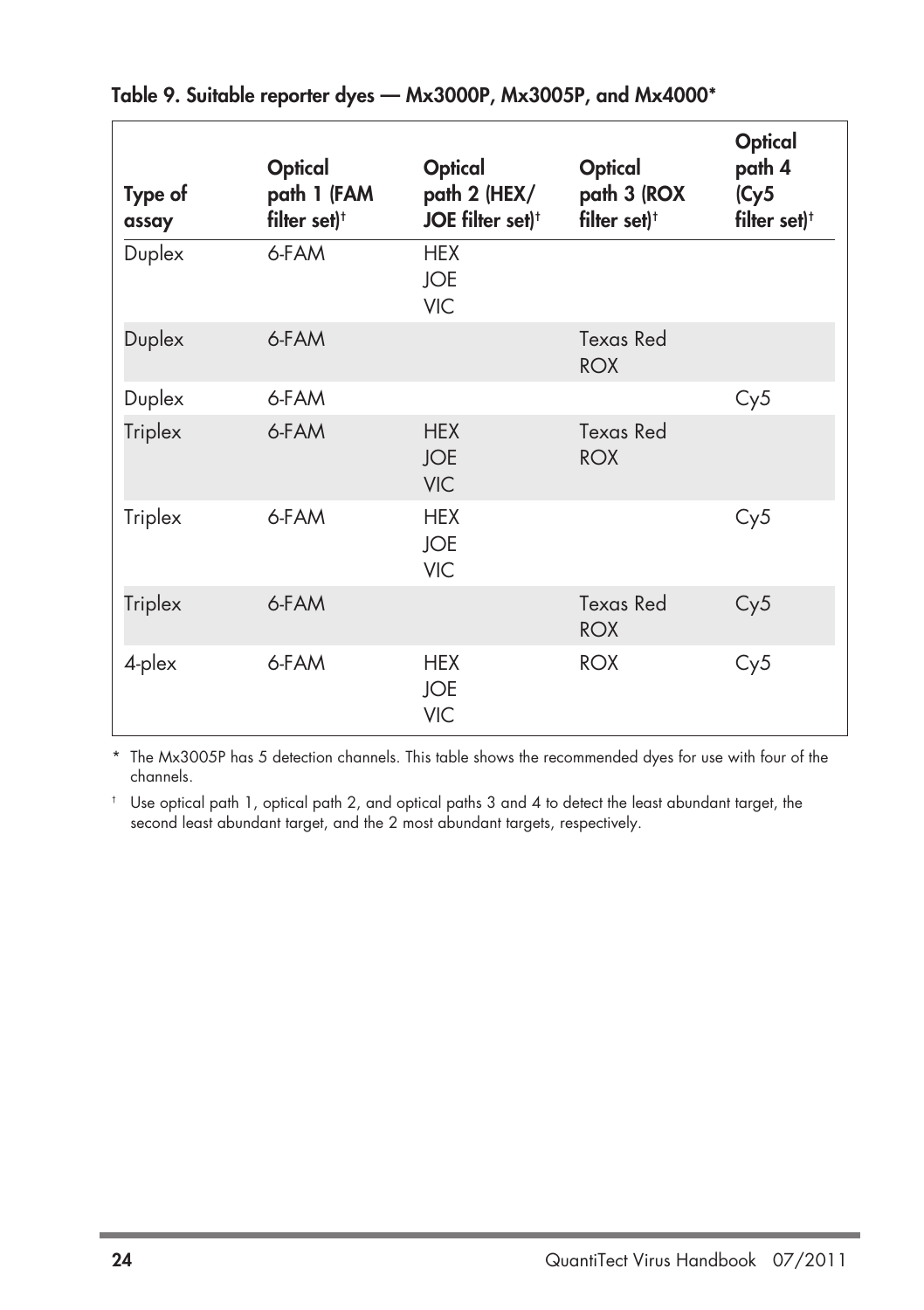**Table 9. Suitable reporter dyes — Mx3000P, Mx3005P, and Mx4000***

| Type of assay | Optical path 1 (FAM filter set)[†] | Optical path 2 (HEX/ JOE filter set)[†] | Optical path 3 (ROX filter set)[†] | Optical path 4 (Cy5 filter set)[†] |
|---|---|---|---|---|
| Duplex | 6-FAM | HEX<br>JOE<br>VIC | | |
| Duplex | 6-FAM | | Texas Red<br>ROX | |
| Duplex | 6-FAM | | | Cy5 |
| Triplex | 6-FAM | HEX<br>JOE<br>VIC | Texas Red<br>ROX | |
| Triplex | 6-FAM | HEX<br>JOE<br>VIC | | Cy5 |
| Triplex | 6-FAM | | Texas Red<br>ROX | Cy5 |
| 4-plex | 6-FAM | HEX<br>JOE<br>VIC | ROX | Cy5 |

* The Mx3005P has 5 detection channels. This table shows the recommended dyes for use with four of the channels.

[†] Use optical path 1, optical path 2, and optical paths 3 and 4 to detect the least abundant target, the second least abundant target, and the 2 most abundant targets, respectively.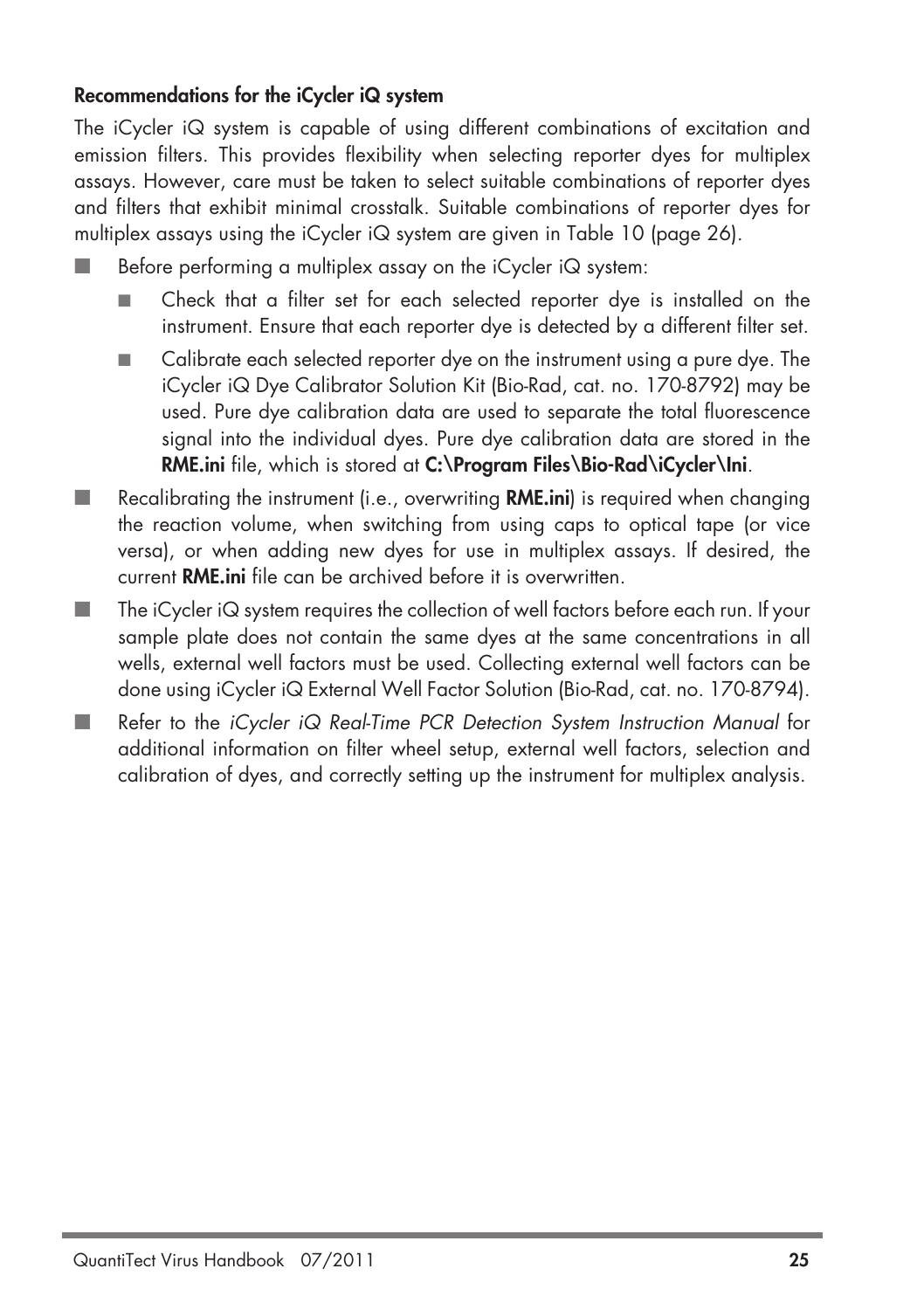**Recommendations for the iCycler iQ system**

The iCycler iQ system is capable of using different combinations of excitation and emission filters. This provides flexibility when selecting reporter dyes for multiplex assays. However, care must be taken to select suitable combinations of reporter dyes and filters that exhibit minimal crosstalk. Suitable combinations of reporter dyes for multiplex assays using the iCycler iQ system are given in Table 10 (page 26).

- Before performing a multiplex assay on the iCycler iQ system:
  - Check that a filter set for each selected reporter dye is installed on the instrument. Ensure that each reporter dye is detected by a different filter set.
  - Calibrate each selected reporter dye on the instrument using a pure dye. The iCycler iQ Dye Calibrator Solution Kit (Bio-Rad, cat. no. 170-8792) may be used. Pure dye calibration data are used to separate the total fluorescence signal into the individual dyes. Pure dye calibration data are stored in the **RME.ini** file, which is stored at **C:\Program Files\Bio-Rad\iCycler\Ini**.
- Recalibrating the instrument (i.e., overwriting **RME.ini**) is required when changing the reaction volume, when switching from using caps to optical tape (or vice versa), or when adding new dyes for use in multiplex assays. If desired, the current **RME.ini** file can be archived before it is overwritten.
- The iCycler iQ system requires the collection of well factors before each run. If your sample plate does not contain the same dyes at the same concentrations in all wells, external well factors must be used. Collecting external well factors can be done using iCycler iQ External Well Factor Solution (Bio-Rad, cat. no. 170-8794).
- Refer to the *iCycler iQ Real-Time PCR Detection System Instruction Manual* for additional information on filter wheel setup, external well factors, selection and calibration of dyes, and correctly setting up the instrument for multiplex analysis.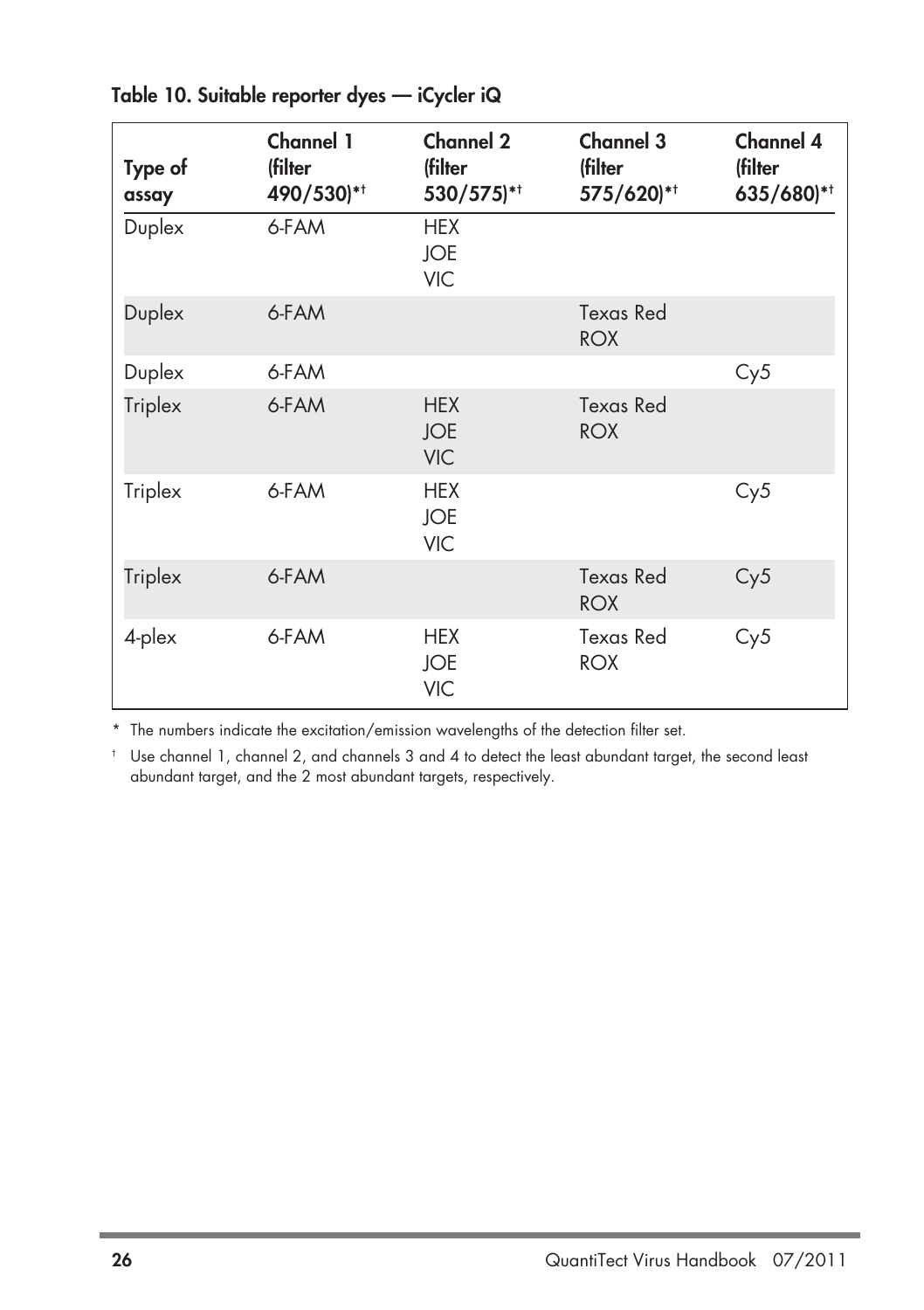**Table 10. Suitable reporter dyes — iCycler iQ**

| Type of assay | Channel 1 (filter 490/530)*† | Channel 2 (filter 530/575)*† | Channel 3 (filter 575/620)*† | Channel 4 (filter 635/680)*† |
|---|---|---|---|---|
| Duplex | 6-FAM | HEX<br>JOE<br>VIC | | |
| Duplex | 6-FAM | | Texas Red<br>ROX | |
| Duplex | 6-FAM | | | Cy5 |
| Triplex | 6-FAM | HEX<br>JOE<br>VIC | Texas Red<br>ROX | |
| Triplex | 6-FAM | HEX<br>JOE<br>VIC | | Cy5 |
| Triplex | 6-FAM | | Texas Red<br>ROX | Cy5 |
| 4-plex | 6-FAM | HEX<br>JOE<br>VIC | Texas Red<br>ROX | Cy5 |

\* The numbers indicate the excitation/emission wavelengths of the detection filter set.

† Use channel 1, channel 2, and channels 3 and 4 to detect the least abundant target, the second least abundant target, and the 2 most abundant targets, respectively.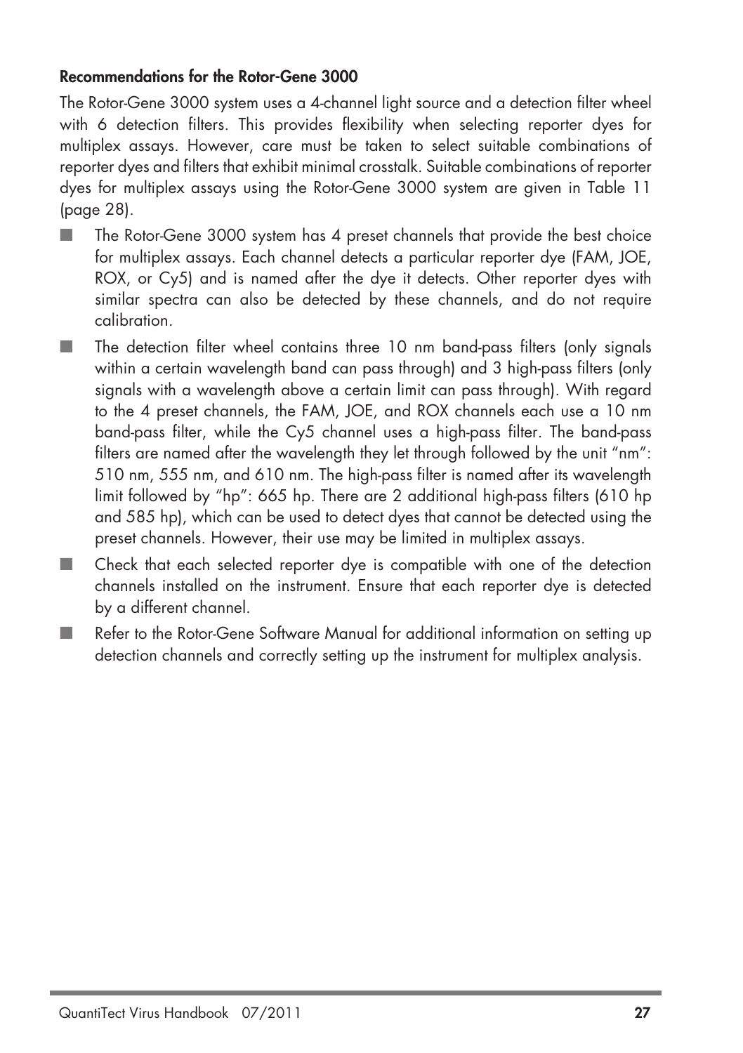### Recommendations for the Rotor-Gene 3000

The Rotor-Gene 3000 system uses a 4-channel light source and a detection filter wheel with 6 detection filters. This provides flexibility when selecting reporter dyes for multiplex assays. However, care must be taken to select suitable combinations of reporter dyes and filters that exhibit minimal crosstalk. Suitable combinations of reporter dyes for multiplex assays using the Rotor-Gene 3000 system are given in Table 11 (page 28).

- The Rotor-Gene 3000 system has 4 preset channels that provide the best choice for multiplex assays. Each channel detects a particular reporter dye (FAM, JOE, ROX, or Cy5) and is named after the dye it detects. Other reporter dyes with similar spectra can also be detected by these channels, and do not require calibration.
- The detection filter wheel contains three 10 nm band-pass filters (only signals within a certain wavelength band can pass through) and 3 high-pass filters (only signals with a wavelength above a certain limit can pass through). With regard to the 4 preset channels, the FAM, JOE, and ROX channels each use a 10 nm band-pass filter, while the Cy5 channel uses a high-pass filter. The band-pass filters are named after the wavelength they let through followed by the unit "nm": 510 nm, 555 nm, and 610 nm. The high-pass filter is named after its wavelength limit followed by "hp": 665 hp. There are 2 additional high-pass filters (610 hp and 585 hp), which can be used to detect dyes that cannot be detected using the preset channels. However, their use may be limited in multiplex assays.
- Check that each selected reporter dye is compatible with one of the detection channels installed on the instrument. Ensure that each reporter dye is detected by a different channel.
- Refer to the Rotor-Gene Software Manual for additional information on setting up detection channels and correctly setting up the instrument for multiplex analysis.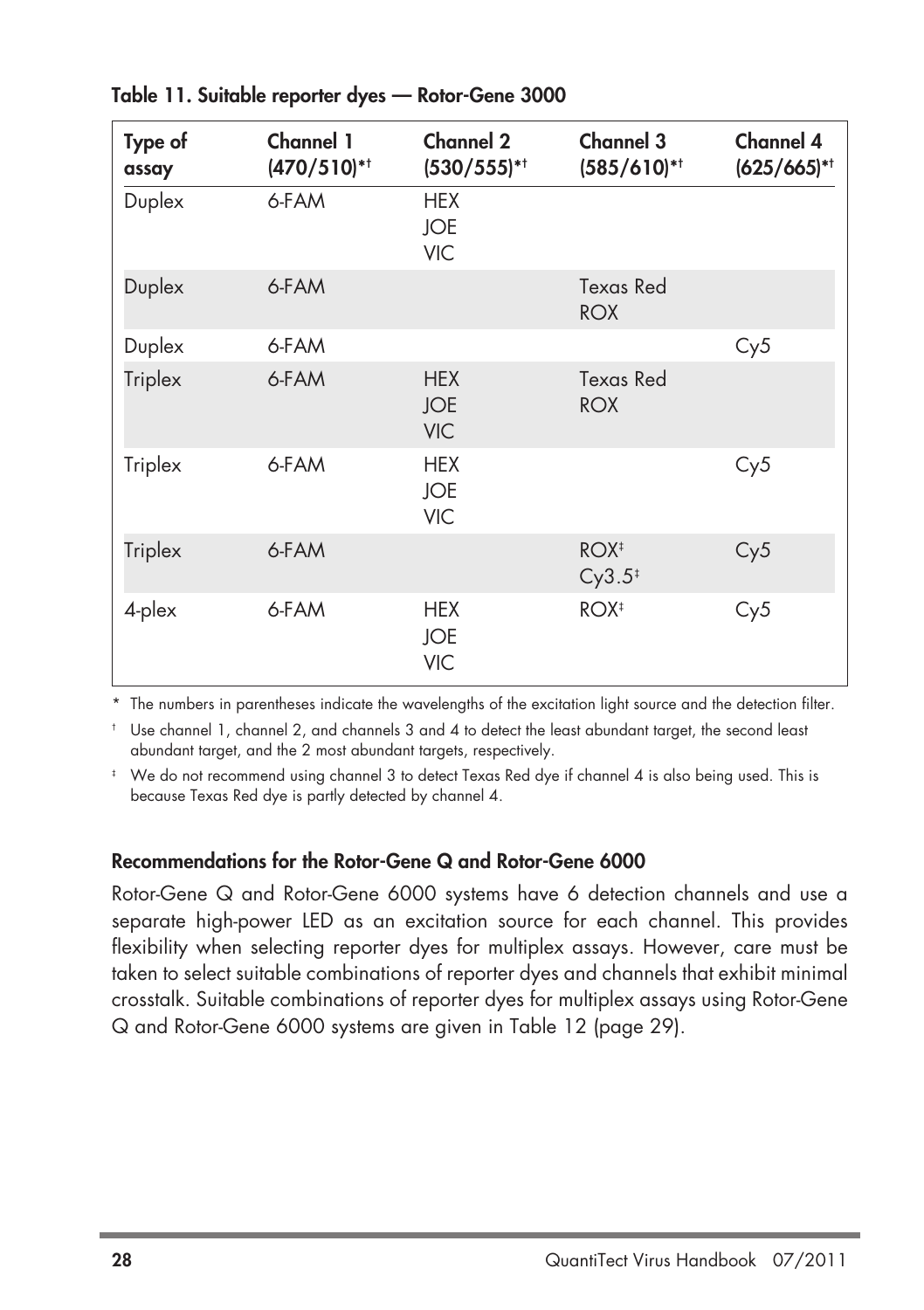**Table 11. Suitable reporter dyes — Rotor-Gene 3000**

| Type of assay | Channel 1 (470/510)*† | Channel 2 (530/555)*† | Channel 3 (585/610)*† | Channel 4 (625/665)*† |
|---|---|---|---|---|
| Duplex | 6-FAM | HEX<br>JOE<br>VIC | | |
| Duplex | 6-FAM | | Texas Red<br>ROX | |
| Duplex | 6-FAM | | | Cy5 |
| Triplex | 6-FAM | HEX<br>JOE<br>VIC | Texas Red<br>ROX | |
| Triplex | 6-FAM | HEX<br>JOE<br>VIC | | Cy5 |
| Triplex | 6-FAM | | ROX‡<br>Cy3.5‡ | Cy5 |
| 4-plex | 6-FAM | HEX<br>JOE<br>VIC | ROX‡ | Cy5 |

\* The numbers in parentheses indicate the wavelengths of the excitation light source and the detection filter.

† Use channel 1, channel 2, and channels 3 and 4 to detect the least abundant target, the second least abundant target, and the 2 most abundant targets, respectively.

‡ We do not recommend using channel 3 to detect Texas Red dye if channel 4 is also being used. This is because Texas Red dye is partly detected by channel 4.

### Recommendations for the Rotor-Gene Q and Rotor-Gene 6000

Rotor-Gene Q and Rotor-Gene 6000 systems have 6 detection channels and use a separate high-power LED as an excitation source for each channel. This provides flexibility when selecting reporter dyes for multiplex assays. However, care must be taken to select suitable combinations of reporter dyes and channels that exhibit minimal crosstalk. Suitable combinations of reporter dyes for multiplex assays using Rotor-Gene Q and Rotor-Gene 6000 systems are given in Table 12 (page 29).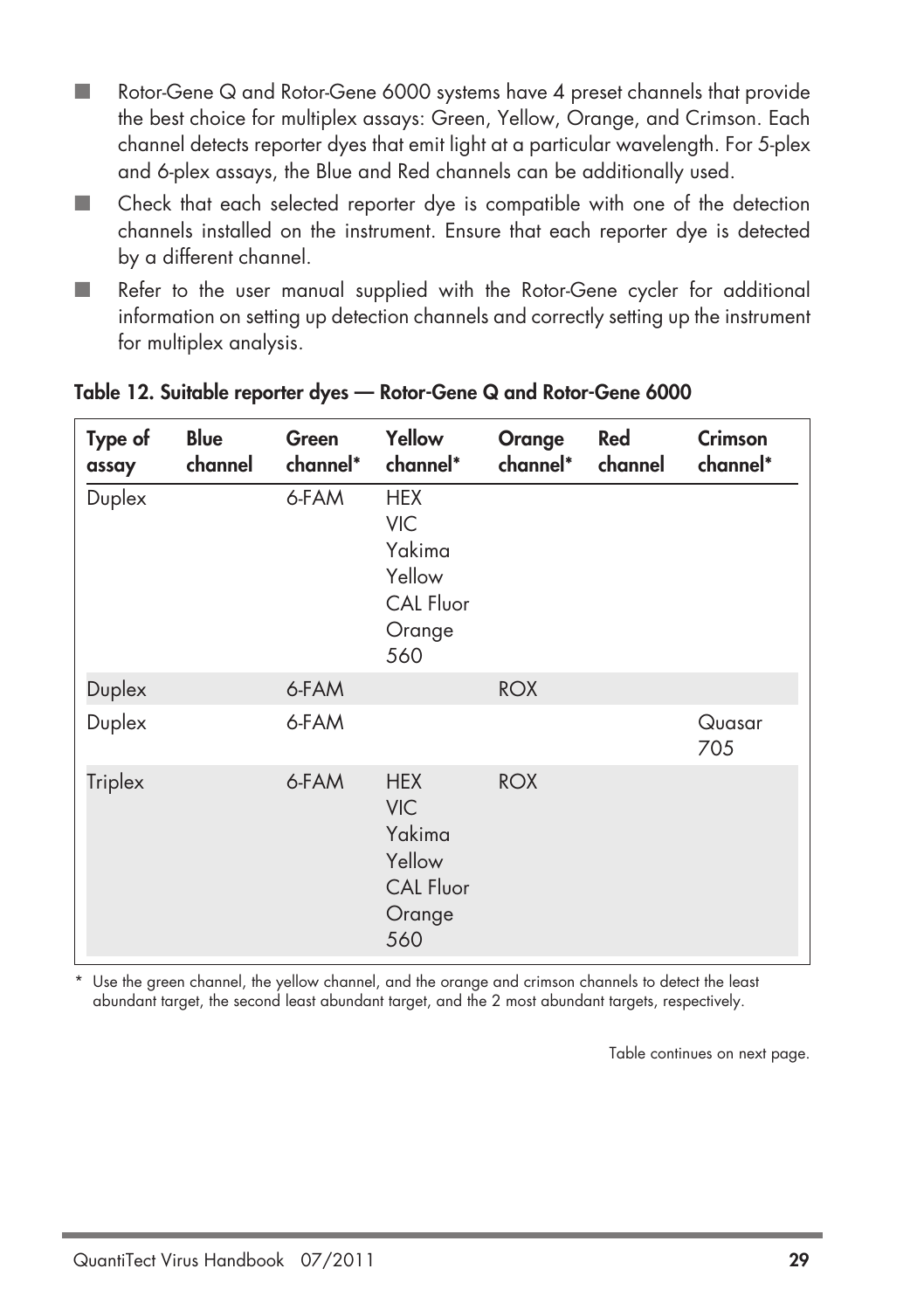- Rotor-Gene Q and Rotor-Gene 6000 systems have 4 preset channels that provide the best choice for multiplex assays: Green, Yellow, Orange, and Crimson. Each channel detects reporter dyes that emit light at a particular wavelength. For 5-plex and 6-plex assays, the Blue and Red channels can be additionally used.
- Check that each selected reporter dye is compatible with one of the detection channels installed on the instrument. Ensure that each reporter dye is detected by a different channel.
- Refer to the user manual supplied with the Rotor-Gene cycler for additional information on setting up detection channels and correctly setting up the instrument for multiplex analysis.

**Table 12. Suitable reporter dyes — Rotor-Gene Q and Rotor-Gene 6000**

| Type of assay | Blue channel | Green channel* | Yellow channel* | Orange channel* | Red channel | Crimson channel* |
|---|---|---|---|---|---|---|
| Duplex | | 6-FAM | HEX<br>VIC<br>Yakima Yellow<br>CAL Fluor Orange 560 | | | |
| Duplex | | 6-FAM | | ROX | | |
| Duplex | | 6-FAM | | | | Quasar 705 |
| Triplex | | 6-FAM | HEX<br>VIC<br>Yakima Yellow<br>CAL Fluor Orange 560 | ROX | | |

\* Use the green channel, the yellow channel, and the orange and crimson channels to detect the least abundant target, the second least abundant target, and the 2 most abundant targets, respectively.

Table continues on next page.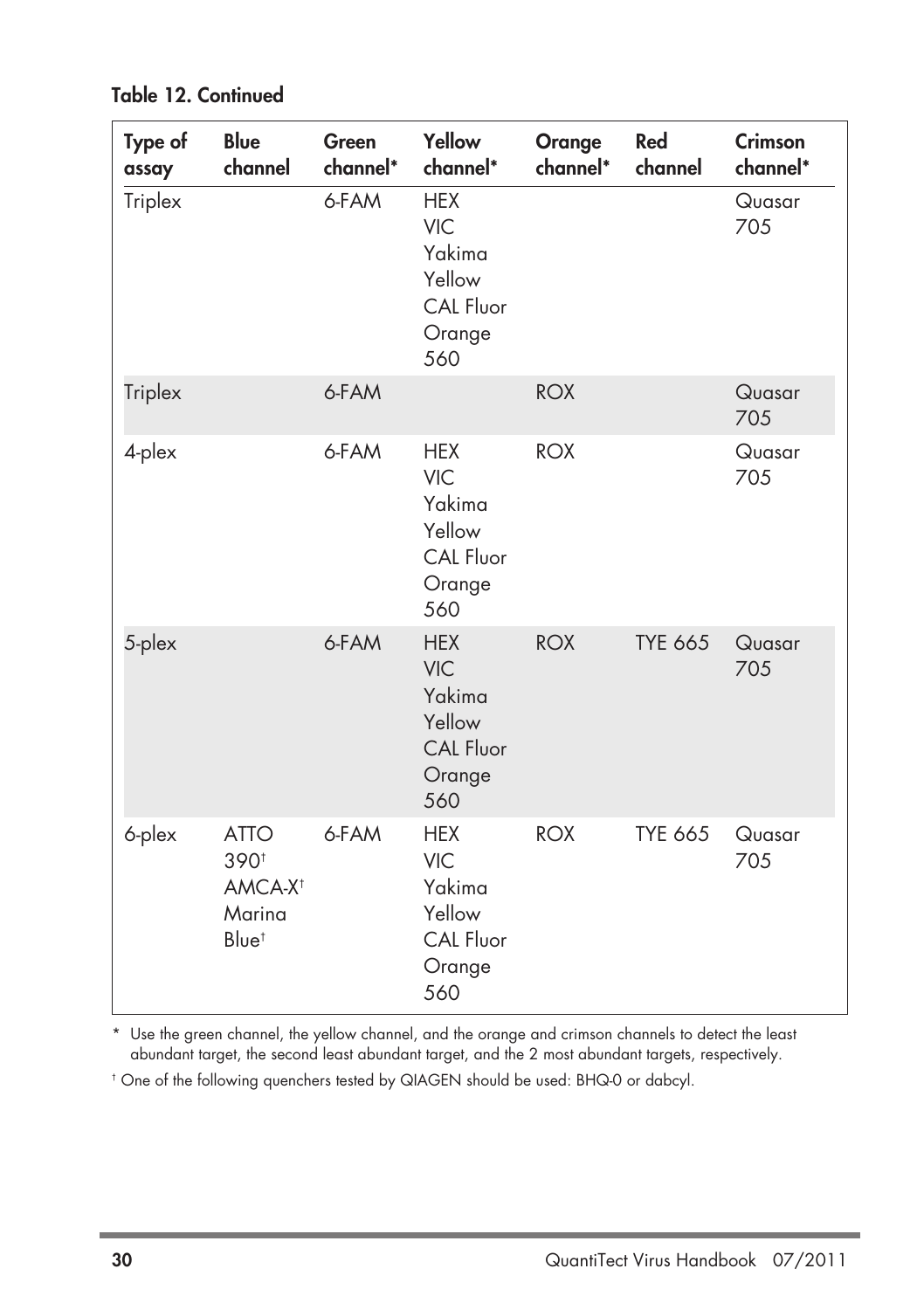**Table 12. Continued**

| Type of assay | Blue channel | Green channel* | Yellow channel* | Orange channel* | Red channel | Crimson channel* |
|---|---|---|---|---|---|---|
| Triplex | | 6-FAM | HEX<br>VIC<br>Yakima Yellow<br>CAL Fluor Orange 560 | | | Quasar 705 |
| Triplex | | 6-FAM | | ROX | | Quasar 705 |
| 4-plex | | 6-FAM | HEX<br>VIC<br>Yakima Yellow<br>CAL Fluor Orange 560 | ROX | | Quasar 705 |
| 5-plex | | 6-FAM | HEX<br>VIC<br>Yakima Yellow<br>CAL Fluor Orange 560 | ROX | TYE 665 | Quasar 705 |
| 6-plex | ATTO 390†<br>AMCA-X†<br>Marina Blue† | 6-FAM | HEX<br>VIC<br>Yakima Yellow<br>CAL Fluor Orange 560 | ROX | TYE 665 | Quasar 705 |

\* Use the green channel, the yellow channel, and the orange and crimson channels to detect the least abundant target, the second least abundant target, and the 2 most abundant targets, respectively.

† One of the following quenchers tested by QIAGEN should be used: BHQ-0 or dabcyl.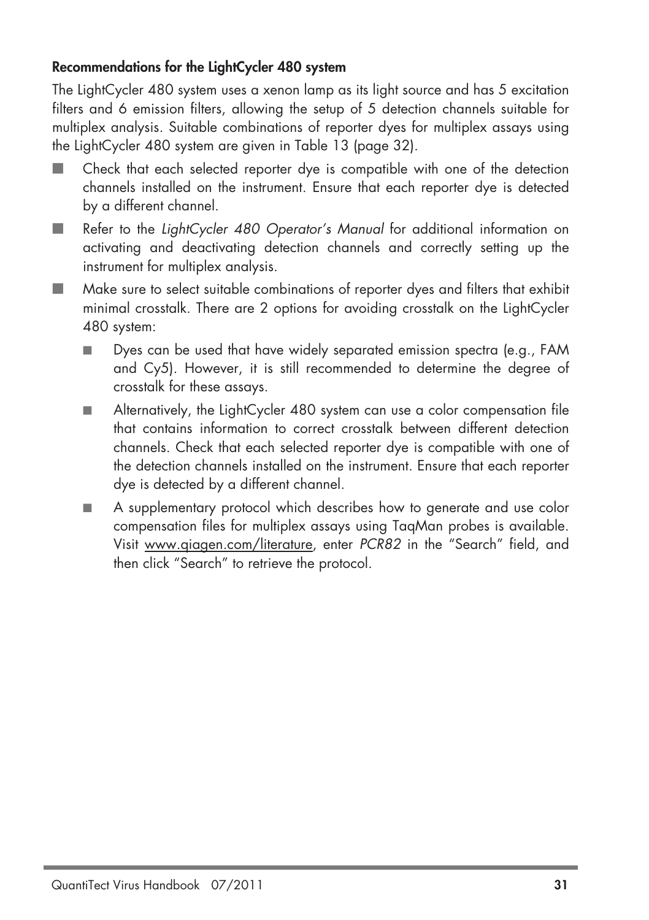### Recommendations for the LightCycler 480 system

The LightCycler 480 system uses a xenon lamp as its light source and has 5 excitation filters and 6 emission filters, allowing the setup of 5 detection channels suitable for multiplex analysis. Suitable combinations of reporter dyes for multiplex assays using the LightCycler 480 system are given in Table 13 (page 32).

- Check that each selected reporter dye is compatible with one of the detection channels installed on the instrument. Ensure that each reporter dye is detected by a different channel.
- Refer to the *LightCycler 480 Operator's Manual* for additional information on activating and deactivating detection channels and correctly setting up the instrument for multiplex analysis.
- Make sure to select suitable combinations of reporter dyes and filters that exhibit minimal crosstalk. There are 2 options for avoiding crosstalk on the LightCycler 480 system:
  - Dyes can be used that have widely separated emission spectra (e.g., FAM and Cy5). However, it is still recommended to determine the degree of crosstalk for these assays.
  - Alternatively, the LightCycler 480 system can use a color compensation file that contains information to correct crosstalk between different detection channels. Check that each selected reporter dye is compatible with one of the detection channels installed on the instrument. Ensure that each reporter dye is detected by a different channel.
  - A supplementary protocol which describes how to generate and use color compensation files for multiplex assays using TaqMan probes is available. Visit www.qiagen.com/literature, enter *PCR82* in the "Search" field, and then click "Search" to retrieve the protocol.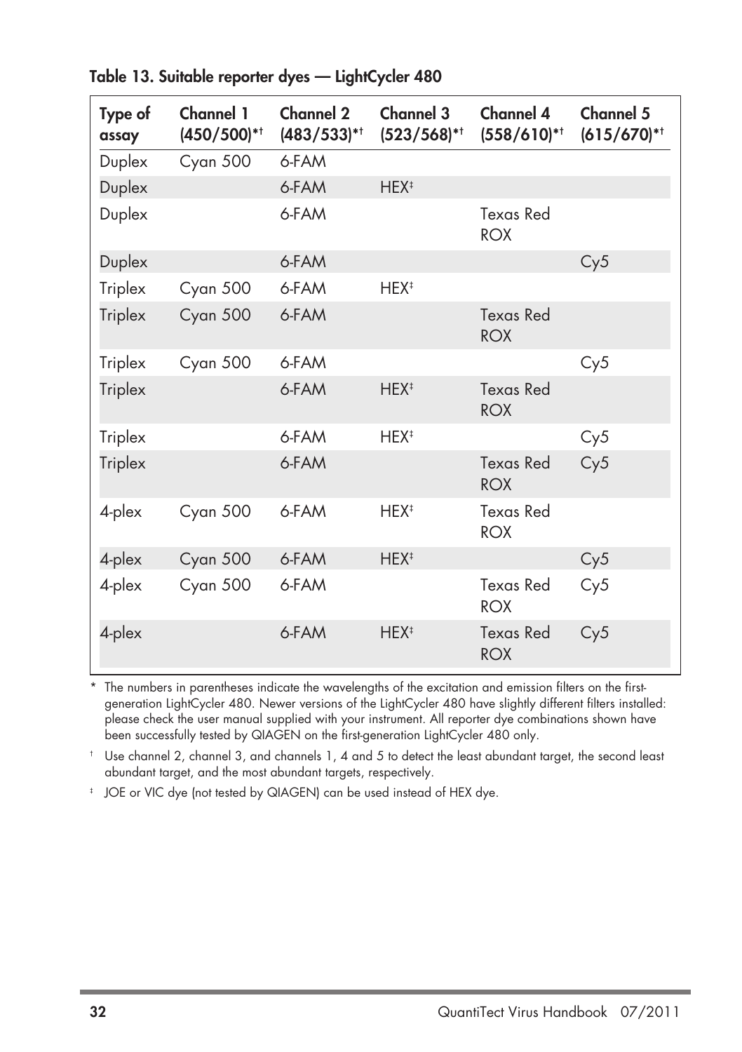**Table 13. Suitable reporter dyes — LightCycler 480**

| Type of assay | Channel 1 (450/500)*† | Channel 2 (483/533)*† | Channel 3 (523/568)*† | Channel 4 (558/610)*† | Channel 5 (615/670)*† |
|---|---|---|---|---|---|
| Duplex | Cyan 500 | 6-FAM | | | |
| Duplex | | 6-FAM | HEX‡ | | |
| Duplex | | 6-FAM | | Texas Red ROX | |
| Duplex | | 6-FAM | | | Cy5 |
| Triplex | Cyan 500 | 6-FAM | HEX‡ | | |
| Triplex | Cyan 500 | 6-FAM | | Texas Red ROX | |
| Triplex | Cyan 500 | 6-FAM | | | Cy5 |
| Triplex | | 6-FAM | HEX‡ | Texas Red ROX | |
| Triplex | | 6-FAM | HEX‡ | | Cy5 |
| Triplex | | 6-FAM | | Texas Red ROX | Cy5 |
| 4-plex | Cyan 500 | 6-FAM | HEX‡ | Texas Red ROX | |
| 4-plex | Cyan 500 | 6-FAM | HEX‡ | | Cy5 |
| 4-plex | Cyan 500 | 6-FAM | | Texas Red ROX | Cy5 |
| 4-plex | | 6-FAM | HEX‡ | Texas Red ROX | Cy5 |

\* The numbers in parentheses indicate the wavelengths of the excitation and emission filters on the first-generation LightCycler 480. Newer versions of the LightCycler 480 have slightly different filters installed: please check the user manual supplied with your instrument. All reporter dye combinations shown have been successfully tested by QIAGEN on the first-generation LightCycler 480 only.

† Use channel 2, channel 3, and channels 1, 4 and 5 to detect the least abundant target, the second least abundant target, and the most abundant targets, respectively.

‡ JOE or VIC dye (not tested by QIAGEN) can be used instead of HEX dye.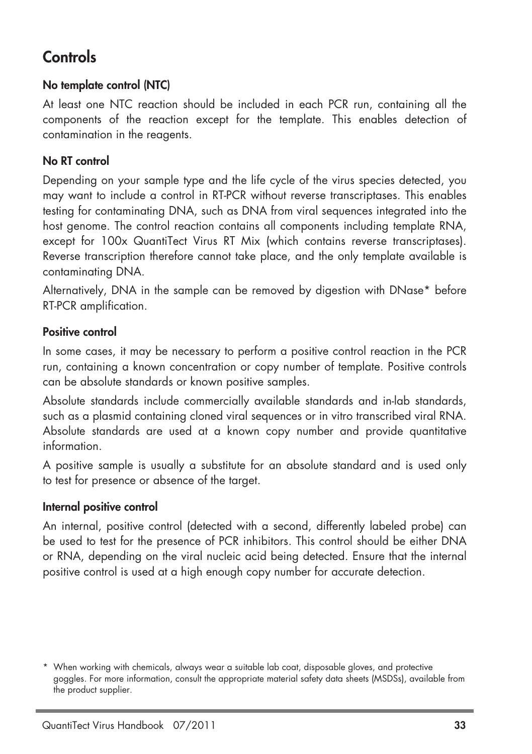## Controls

### No template control (NTC)

At least one NTC reaction should be included in each PCR run, containing all the components of the reaction except for the template. This enables detection of contamination in the reagents.

### No RT control

Depending on your sample type and the life cycle of the virus species detected, you may want to include a control in RT-PCR without reverse transcriptases. This enables testing for contaminating DNA, such as DNA from viral sequences integrated into the host genome. The control reaction contains all components including template RNA, except for 100x QuantiTect Virus RT Mix (which contains reverse transcriptases). Reverse transcription therefore cannot take place, and the only template available is contaminating DNA.

Alternatively, DNA in the sample can be removed by digestion with DNase* before RT-PCR amplification.

### Positive control

In some cases, it may be necessary to perform a positive control reaction in the PCR run, containing a known concentration or copy number of template. Positive controls can be absolute standards or known positive samples.

Absolute standards include commercially available standards and in-lab standards, such as a plasmid containing cloned viral sequences or in vitro transcribed viral RNA. Absolute standards are used at a known copy number and provide quantitative information.

A positive sample is usually a substitute for an absolute standard and is used only to test for presence or absence of the target.

### Internal positive control

An internal, positive control (detected with a second, differently labeled probe) can be used to test for the presence of PCR inhibitors. This control should be either DNA or RNA, depending on the viral nucleic acid being detected. Ensure that the internal positive control is used at a high enough copy number for accurate detection.

\* When working with chemicals, always wear a suitable lab coat, disposable gloves, and protective goggles. For more information, consult the appropriate material safety data sheets (MSDSs), available from the product supplier.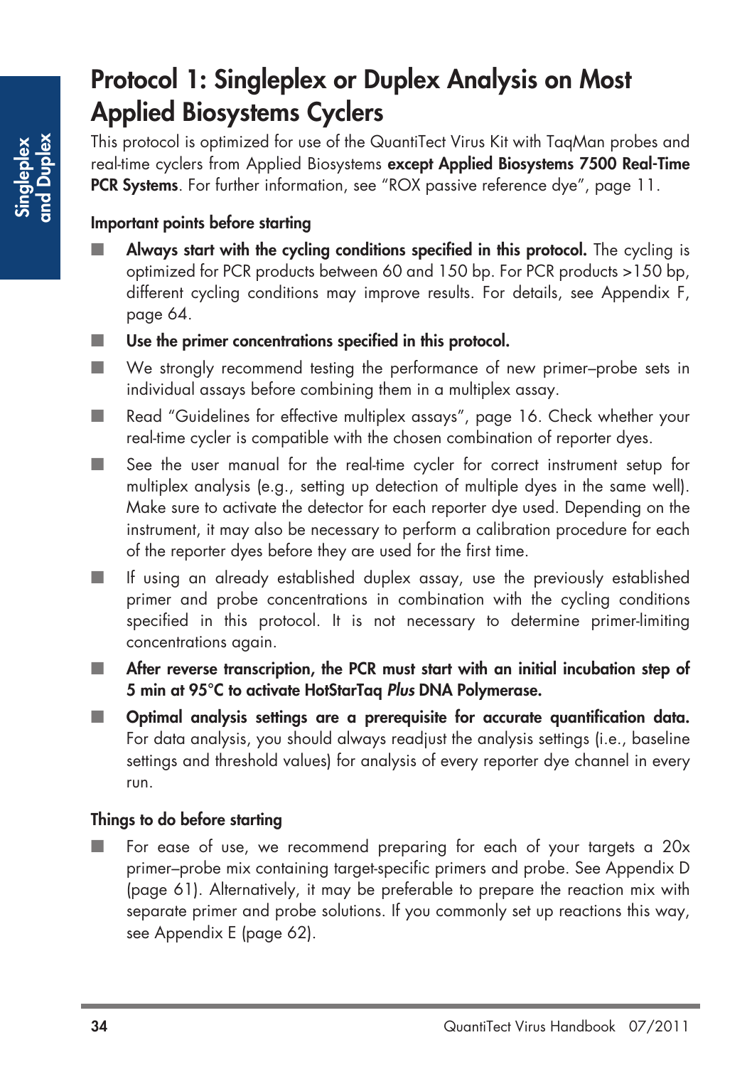# Protocol 1: Singleplex or Duplex Analysis on Most Applied Biosystems Cyclers

This protocol is optimized for use of the QuantiTect Virus Kit with TaqMan probes and real-time cyclers from Applied Biosystems **except Applied Biosystems 7500 Real-Time PCR Systems**. For further information, see "ROX passive reference dye", page 11.

## Important points before starting

- **Always start with the cycling conditions specified in this protocol.** The cycling is optimized for PCR products between 60 and 150 bp. For PCR products >150 bp, different cycling conditions may improve results. For details, see Appendix F, page 64.
- **Use the primer concentrations specified in this protocol.**
- We strongly recommend testing the performance of new primer–probe sets in individual assays before combining them in a multiplex assay.
- Read "Guidelines for effective multiplex assays", page 16. Check whether your real-time cycler is compatible with the chosen combination of reporter dyes.
- See the user manual for the real-time cycler for correct instrument setup for multiplex analysis (e.g., setting up detection of multiple dyes in the same well). Make sure to activate the detector for each reporter dye used. Depending on the instrument, it may also be necessary to perform a calibration procedure for each of the reporter dyes before they are used for the first time.
- If using an already established duplex assay, use the previously established primer and probe concentrations in combination with the cycling conditions specified in this protocol. It is not necessary to determine primer-limiting concentrations again.
- **After reverse transcription, the PCR must start with an initial incubation step of 5 min at 95°C to activate HotStarTaq *Plus* DNA Polymerase.**
- **Optimal analysis settings are a prerequisite for accurate quantification data.** For data analysis, you should always readjust the analysis settings (i.e., baseline settings and threshold values) for analysis of every reporter dye channel in every run.

## Things to do before starting

- For ease of use, we recommend preparing for each of your targets a 20x primer–probe mix containing target-specific primers and probe. See Appendix D (page 61). Alternatively, it may be preferable to prepare the reaction mix with separate primer and probe solutions. If you commonly set up reactions this way, see Appendix E (page 62).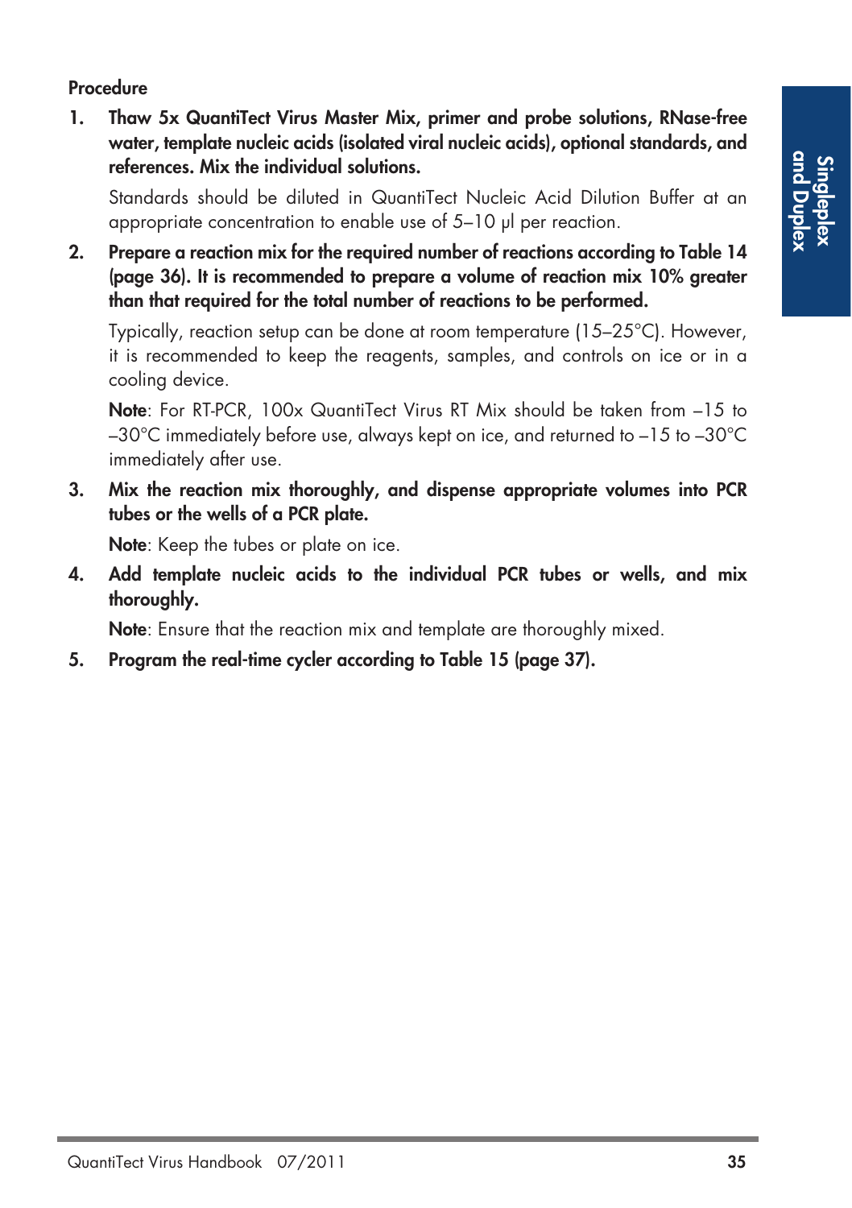**Procedure**

1. **Thaw 5x QuantiTect Virus Master Mix, primer and probe solutions, RNase-free water, template nucleic acids (isolated viral nucleic acids), optional standards, and references. Mix the individual solutions.**

   Standards should be diluted in QuantiTect Nucleic Acid Dilution Buffer at an appropriate concentration to enable use of 5–10 µl per reaction.

2. **Prepare a reaction mix for the required number of reactions according to Table 14 (page 36). It is recommended to prepare a volume of reaction mix 10% greater than that required for the total number of reactions to be performed.**

   Typically, reaction setup can be done at room temperature (15–25°C). However, it is recommended to keep the reagents, samples, and controls on ice or in a cooling device.

   **Note**: For RT-PCR, 100x QuantiTect Virus RT Mix should be taken from –15 to –30°C immediately before use, always kept on ice, and returned to –15 to –30°C immediately after use.

3. **Mix the reaction mix thoroughly, and dispense appropriate volumes into PCR tubes or the wells of a PCR plate.**

   **Note**: Keep the tubes or plate on ice.

4. **Add template nucleic acids to the individual PCR tubes or wells, and mix thoroughly.**

   **Note**: Ensure that the reaction mix and template are thoroughly mixed.

5. **Program the real-time cycler according to Table 15 (page 37).**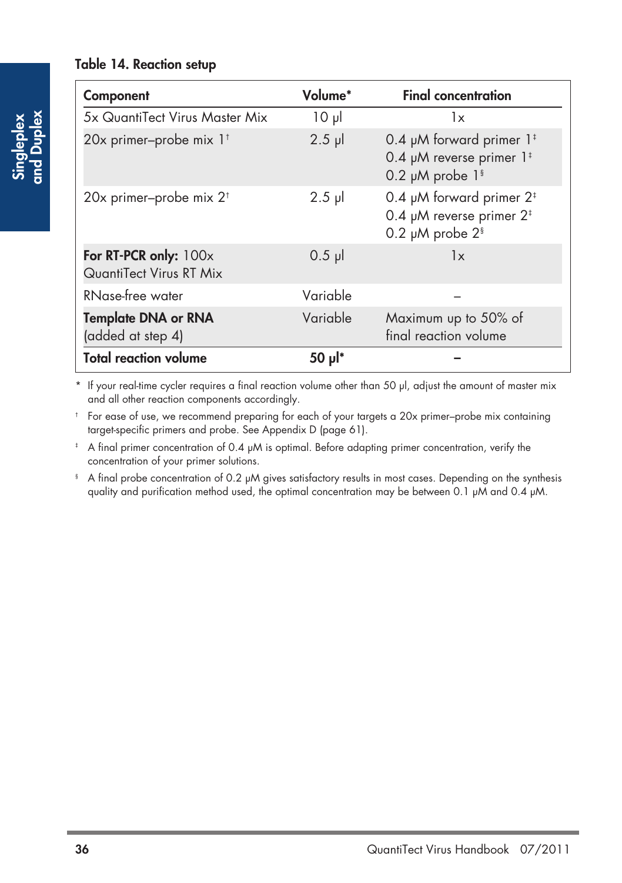**Table 14. Reaction setup**

| Component | Volume* | Final concentration |
|---|---|---|
| 5x QuantiTect Virus Master Mix | 10 µl | 1x |
| 20x primer–probe mix 1† | 2.5 µl | 0.4 µM forward primer 1‡<br>0.4 µM reverse primer 1‡<br>0.2 µM probe 1§ |
| 20x primer–probe mix 2† | 2.5 µl | 0.4 µM forward primer 2‡<br>0.4 µM reverse primer 2‡<br>0.2 µM probe 2§ |
| **For RT-PCR only:** 100x QuantiTect Virus RT Mix | 0.5 µl | 1x |
| RNase-free water | Variable | – |
| **Template DNA or RNA** (added at step 4) | Variable | Maximum up to 50% of final reaction volume |
| **Total reaction volume** | **50 µl*** | **–** |

\* If your real-time cycler requires a final reaction volume other than 50 µl, adjust the amount of master mix and all other reaction components accordingly.

† For ease of use, we recommend preparing for each of your targets a 20x primer–probe mix containing target-specific primers and probe. See Appendix D (page 61).

‡ A final primer concentration of 0.4 µM is optimal. Before adapting primer concentration, verify the concentration of your primer solutions.

§ A final probe concentration of 0.2 µM gives satisfactory results in most cases. Depending on the synthesis quality and purification method used, the optimal concentration may be between 0.1 µM and 0.4 µM.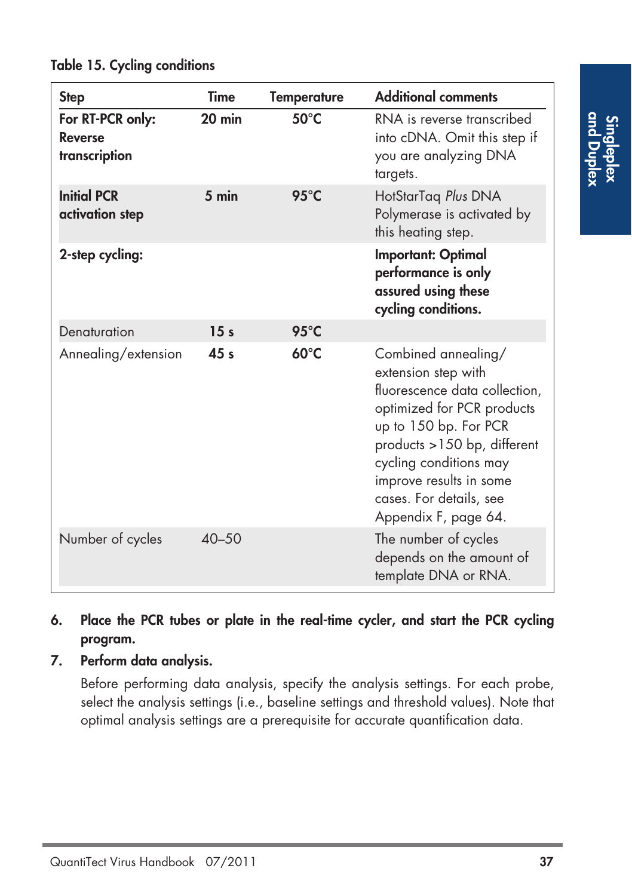**Table 15. Cycling conditions**

| Step | Time | Temperature | Additional comments |
|---|---|---|---|
| **For RT-PCR only: Reverse transcription** | **20 min** | **50°C** | RNA is reverse transcribed into cDNA. Omit this step if you are analyzing DNA targets. |
| **Initial PCR activation step** | **5 min** | **95°C** | HotStarTaq *Plus* DNA Polymerase is activated by this heating step. |
| **2-step cycling:** | | | **Important: Optimal performance is only assured using these cycling conditions.** |
| Denaturation | **15 s** | **95°C** | |
| Annealing/extension | **45 s** | **60°C** | Combined annealing/extension step with fluorescence data collection, optimized for PCR products up to 150 bp. For PCR products >150 bp, different cycling conditions may improve results in some cases. For details, see Appendix F, page 64. |
| Number of cycles | 40–50 | | The number of cycles depends on the amount of template DNA or RNA. |

6. **Place the PCR tubes or plate in the real-time cycler, and start the PCR cycling program.**
7. **Perform data analysis.**

   Before performing data analysis, specify the analysis settings. For each probe, select the analysis settings (i.e., baseline settings and threshold values). Note that optimal analysis settings are a prerequisite for accurate quantification data.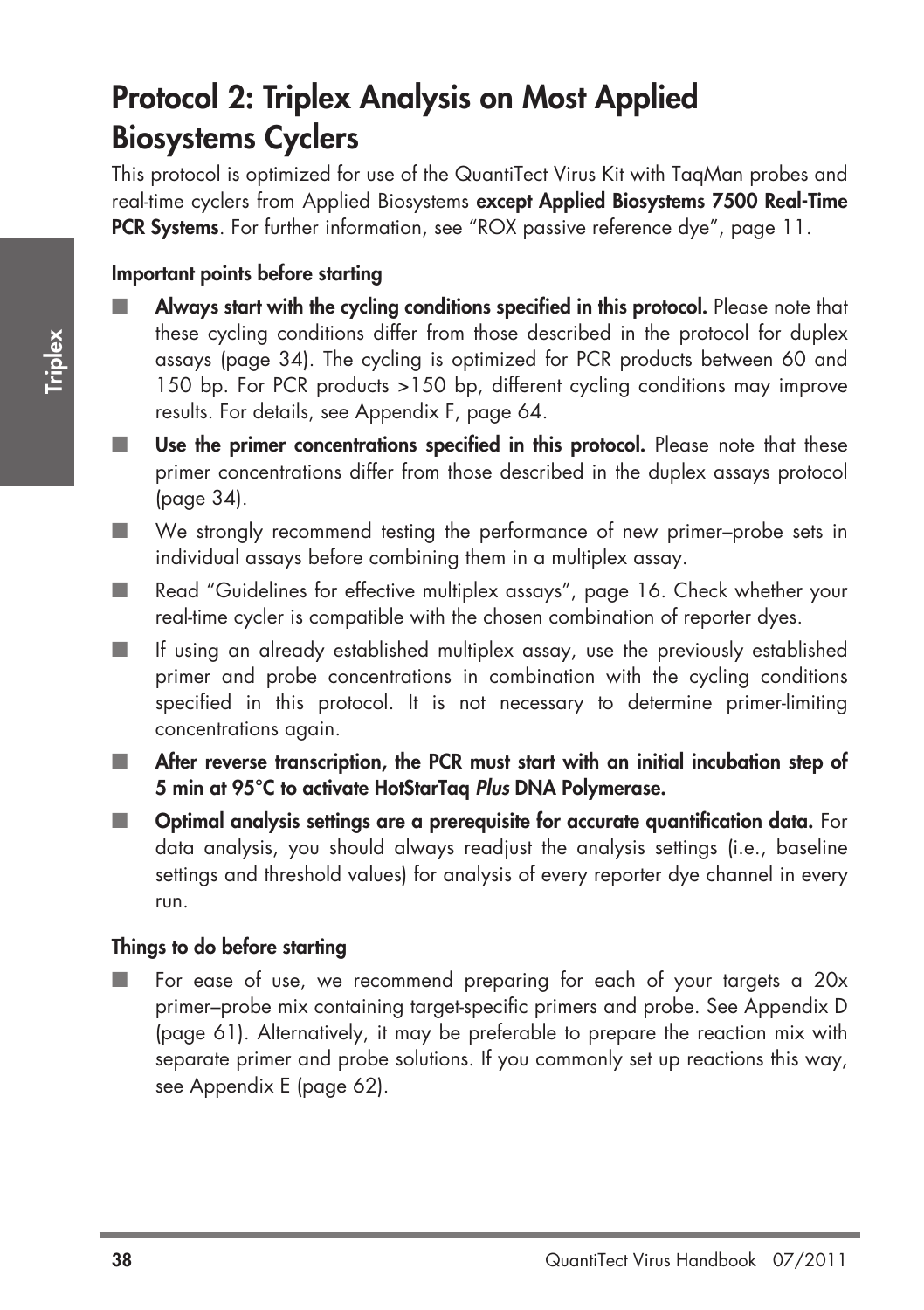# Protocol 2: Triplex Analysis on Most Applied Biosystems Cyclers

This protocol is optimized for use of the QuantiTect Virus Kit with TaqMan probes and real-time cyclers from Applied Biosystems **except Applied Biosystems 7500 Real-Time PCR Systems**. For further information, see "ROX passive reference dye", page 11.

### Important points before starting

- **Always start with the cycling conditions specified in this protocol.** Please note that these cycling conditions differ from those described in the protocol for duplex assays (page 34). The cycling is optimized for PCR products between 60 and 150 bp. For PCR products >150 bp, different cycling conditions may improve results. For details, see Appendix F, page 64.
- **Use the primer concentrations specified in this protocol.** Please note that these primer concentrations differ from those described in the duplex assays protocol (page 34).
- We strongly recommend testing the performance of new primer–probe sets in individual assays before combining them in a multiplex assay.
- Read "Guidelines for effective multiplex assays", page 16. Check whether your real-time cycler is compatible with the chosen combination of reporter dyes.
- If using an already established multiplex assay, use the previously established primer and probe concentrations in combination with the cycling conditions specified in this protocol. It is not necessary to determine primer-limiting concentrations again.
- **After reverse transcription, the PCR must start with an initial incubation step of 5 min at 95°C to activate HotStarTaq *Plus* DNA Polymerase.**
- **Optimal analysis settings are a prerequisite for accurate quantification data.** For data analysis, you should always readjust the analysis settings (i.e., baseline settings and threshold values) for analysis of every reporter dye channel in every run.

### Things to do before starting

- For ease of use, we recommend preparing for each of your targets a 20x primer–probe mix containing target-specific primers and probe. See Appendix D (page 61). Alternatively, it may be preferable to prepare the reaction mix with separate primer and probe solutions. If you commonly set up reactions this way, see Appendix E (page 62).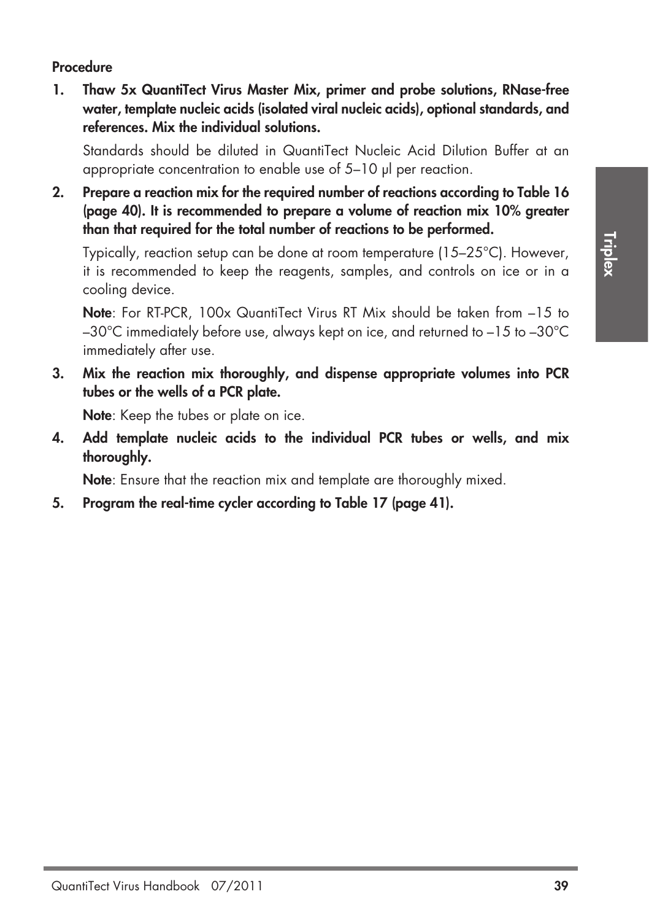**Procedure**

1. **Thaw 5x QuantiTect Virus Master Mix, primer and probe solutions, RNase-free water, template nucleic acids (isolated viral nucleic acids), optional standards, and references. Mix the individual solutions.**

   Standards should be diluted in QuantiTect Nucleic Acid Dilution Buffer at an appropriate concentration to enable use of 5–10 µl per reaction.

2. **Prepare a reaction mix for the required number of reactions according to Table 16 (page 40). It is recommended to prepare a volume of reaction mix 10% greater than that required for the total number of reactions to be performed.**

   Typically, reaction setup can be done at room temperature (15–25°C). However, it is recommended to keep the reagents, samples, and controls on ice or in a cooling device.

   **Note**: For RT-PCR, 100x QuantiTect Virus RT Mix should be taken from –15 to –30°C immediately before use, always kept on ice, and returned to –15 to –30°C immediately after use.

3. **Mix the reaction mix thoroughly, and dispense appropriate volumes into PCR tubes or the wells of a PCR plate.**

   **Note**: Keep the tubes or plate on ice.

4. **Add template nucleic acids to the individual PCR tubes or wells, and mix thoroughly.**

   **Note**: Ensure that the reaction mix and template are thoroughly mixed.

5. **Program the real-time cycler according to Table 17 (page 41).**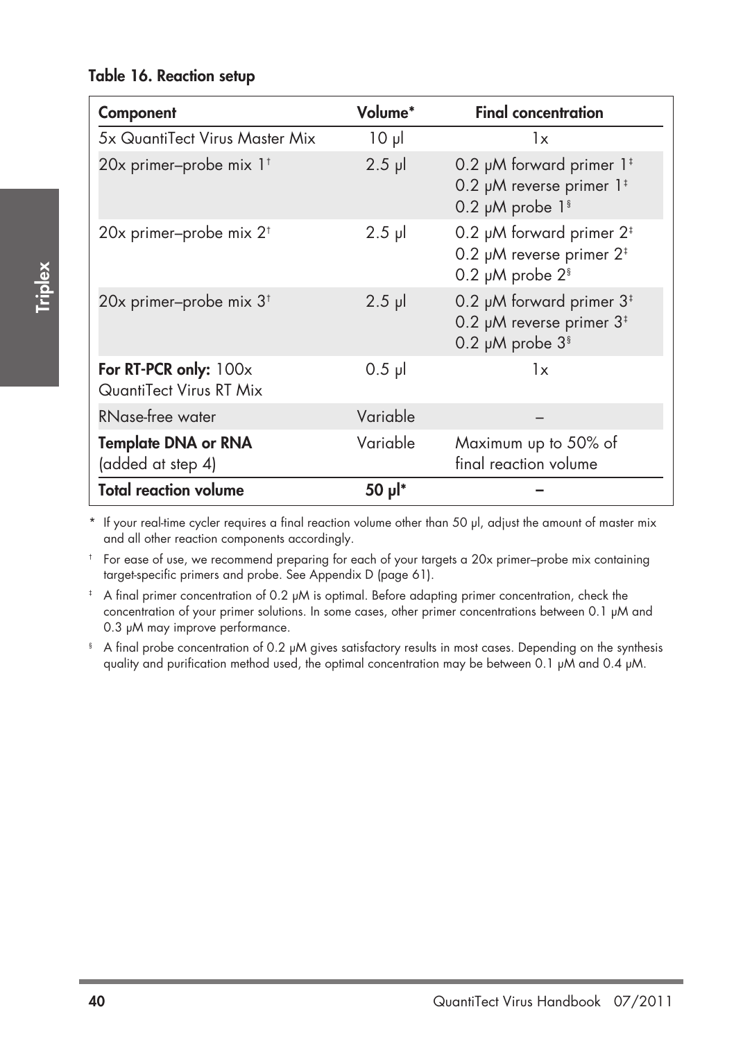**Table 16. Reaction setup**

| Component | Volume* | Final concentration |
|---|---|---|
| 5x QuantiTect Virus Master Mix | 10 µl | 1x |
| 20x primer–probe mix 1† | 2.5 µl | 0.2 µM forward primer 1‡<br>0.2 µM reverse primer 1‡<br>0.2 µM probe 1§ |
| 20x primer–probe mix 2† | 2.5 µl | 0.2 µM forward primer 2‡<br>0.2 µM reverse primer 2‡<br>0.2 µM probe 2§ |
| 20x primer–probe mix 3† | 2.5 µl | 0.2 µM forward primer 3‡<br>0.2 µM reverse primer 3‡<br>0.2 µM probe 3§ |
| **For RT-PCR only:** 100x QuantiTect Virus RT Mix | 0.5 µl | 1x |
| RNase-free water | Variable | – |
| **Template DNA or RNA** (added at step 4) | Variable | Maximum up to 50% of final reaction volume |
| **Total reaction volume** | **50 µl*** | – |

* If your real-time cycler requires a final reaction volume other than 50 µl, adjust the amount of master mix and all other reaction components accordingly.

† For ease of use, we recommend preparing for each of your targets a 20x primer–probe mix containing target-specific primers and probe. See Appendix D (page 61).

‡ A final primer concentration of 0.2 µM is optimal. Before adapting primer concentration, check the concentration of your primer solutions. In some cases, other primer concentrations between 0.1 µM and 0.3 µM may improve performance.

§ A final probe concentration of 0.2 µM gives satisfactory results in most cases. Depending on the synthesis quality and purification method used, the optimal concentration may be between 0.1 µM and 0.4 µM.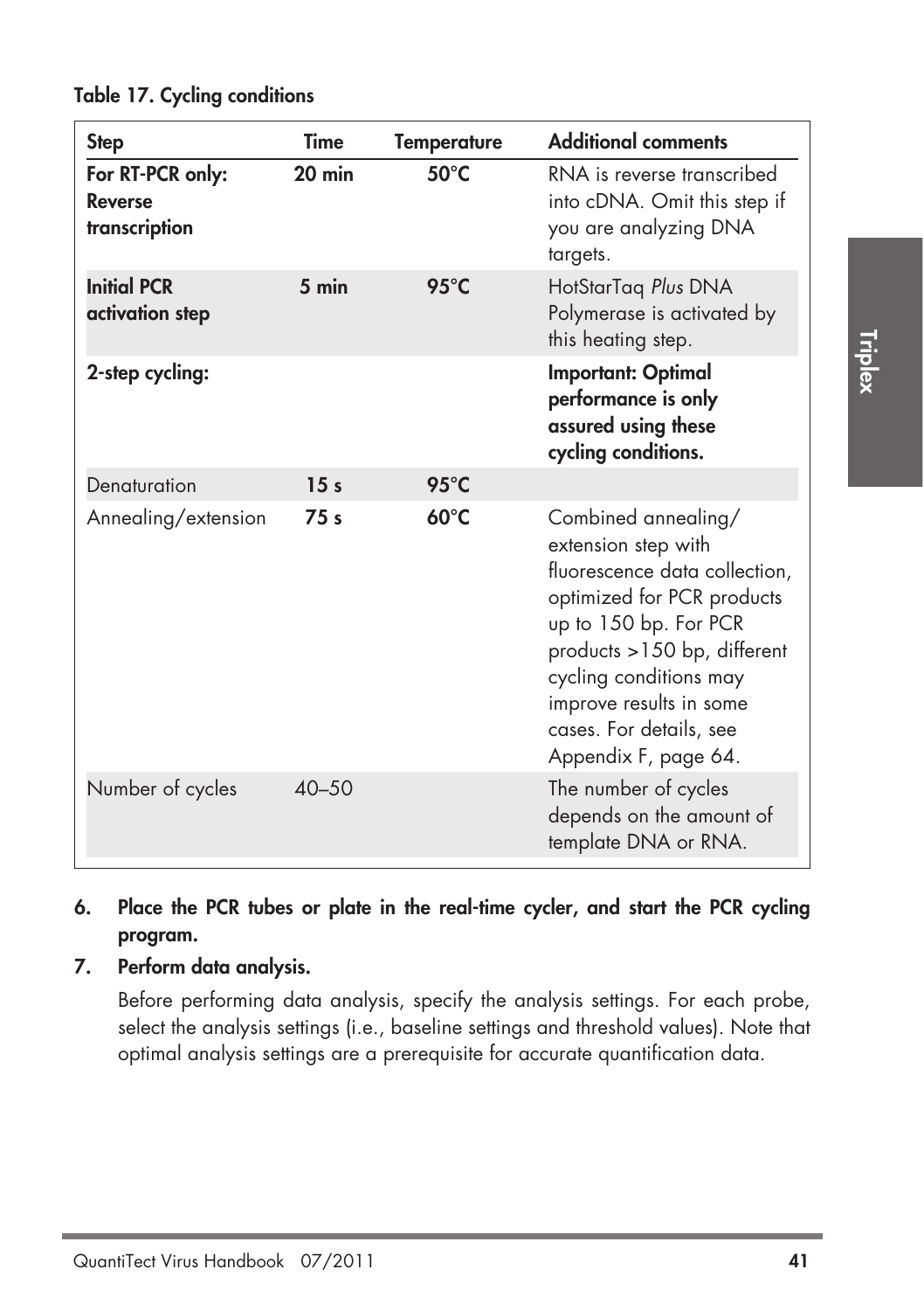**Table 17. Cycling conditions**

| Step | Time | Temperature | Additional comments |
|---|---|---|---|
| **For RT-PCR only: Reverse transcription** | **20 min** | **50°C** | RNA is reverse transcribed into cDNA. Omit this step if you are analyzing DNA targets. |
| **Initial PCR activation step** | **5 min** | **95°C** | HotStarTaq *Plus* DNA Polymerase is activated by this heating step. |
| **2-step cycling:** | | | **Important: Optimal performance is only assured using these cycling conditions.** |
| Denaturation | **15 s** | **95°C** | |
| Annealing/extension | **75 s** | **60°C** | Combined annealing/extension step with fluorescence data collection, optimized for PCR products up to 150 bp. For PCR products >150 bp, different cycling conditions may improve results in some cases. For details, see Appendix F, page 64. |
| Number of cycles | 40–50 | | The number of cycles depends on the amount of template DNA or RNA. |

6. **Place the PCR tubes or plate in the real-time cycler, and start the PCR cycling program.**
7. **Perform data analysis.**

   Before performing data analysis, specify the analysis settings. For each probe, select the analysis settings (i.e., baseline settings and threshold values). Note that optimal analysis settings are a prerequisite for accurate quantification data.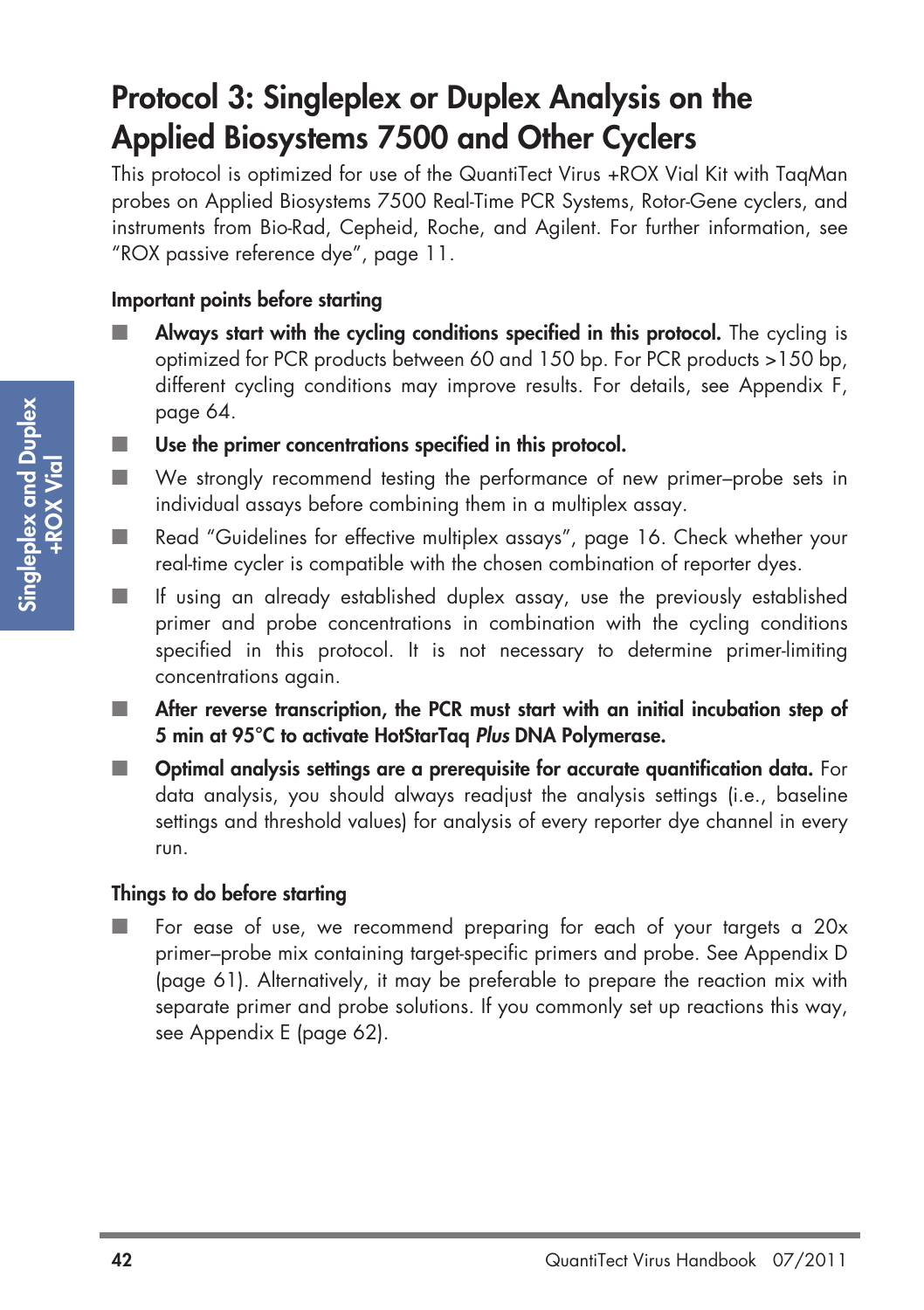# Protocol 3: Singleplex or Duplex Analysis on the Applied Biosystems 7500 and Other Cyclers

This protocol is optimized for use of the QuantiTect Virus +ROX Vial Kit with TaqMan probes on Applied Biosystems 7500 Real-Time PCR Systems, Rotor-Gene cyclers, and instruments from Bio-Rad, Cepheid, Roche, and Agilent. For further information, see "ROX passive reference dye", page 11.

### Important points before starting

- **Always start with the cycling conditions specified in this protocol.** The cycling is optimized for PCR products between 60 and 150 bp. For PCR products >150 bp, different cycling conditions may improve results. For details, see Appendix F, page 64.
- **Use the primer concentrations specified in this protocol.**
- We strongly recommend testing the performance of new primer–probe sets in individual assays before combining them in a multiplex assay.
- Read "Guidelines for effective multiplex assays", page 16. Check whether your real-time cycler is compatible with the chosen combination of reporter dyes.
- If using an already established duplex assay, use the previously established primer and probe concentrations in combination with the cycling conditions specified in this protocol. It is not necessary to determine primer-limiting concentrations again.
- **After reverse transcription, the PCR must start with an initial incubation step of 5 min at 95°C to activate HotStarTaq *Plus* DNA Polymerase.**
- **Optimal analysis settings are a prerequisite for accurate quantification data.** For data analysis, you should always readjust the analysis settings (i.e., baseline settings and threshold values) for analysis of every reporter dye channel in every run.

### Things to do before starting

- For ease of use, we recommend preparing for each of your targets a 20x primer–probe mix containing target-specific primers and probe. See Appendix D (page 61). Alternatively, it may be preferable to prepare the reaction mix with separate primer and probe solutions. If you commonly set up reactions this way, see Appendix E (page 62).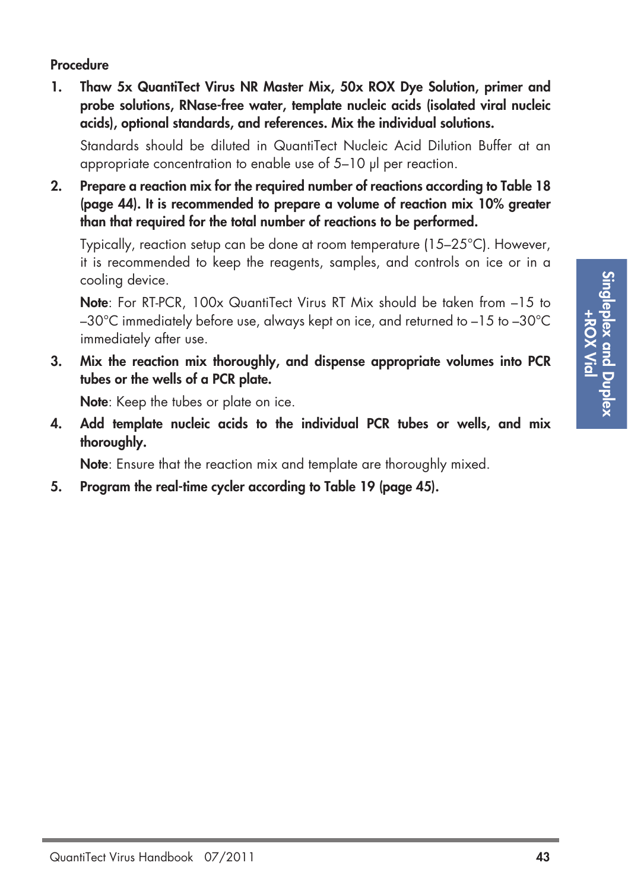**Procedure**

1. **Thaw 5x QuantiTect Virus NR Master Mix, 50x ROX Dye Solution, primer and probe solutions, RNase-free water, template nucleic acids (isolated viral nucleic acids), optional standards, and references. Mix the individual solutions.**

   Standards should be diluted in QuantiTect Nucleic Acid Dilution Buffer at an appropriate concentration to enable use of 5–10 µl per reaction.

2. **Prepare a reaction mix for the required number of reactions according to Table 18 (page 44). It is recommended to prepare a volume of reaction mix 10% greater than that required for the total number of reactions to be performed.**

   Typically, reaction setup can be done at room temperature (15–25°C). However, it is recommended to keep the reagents, samples, and controls on ice or in a cooling device.

   **Note**: For RT-PCR, 100x QuantiTect Virus RT Mix should be taken from –15 to –30°C immediately before use, always kept on ice, and returned to –15 to –30°C immediately after use.

3. **Mix the reaction mix thoroughly, and dispense appropriate volumes into PCR tubes or the wells of a PCR plate.**

   **Note**: Keep the tubes or plate on ice.

4. **Add template nucleic acids to the individual PCR tubes or wells, and mix thoroughly.**

   **Note**: Ensure that the reaction mix and template are thoroughly mixed.

5. **Program the real-time cycler according to Table 19 (page 45).**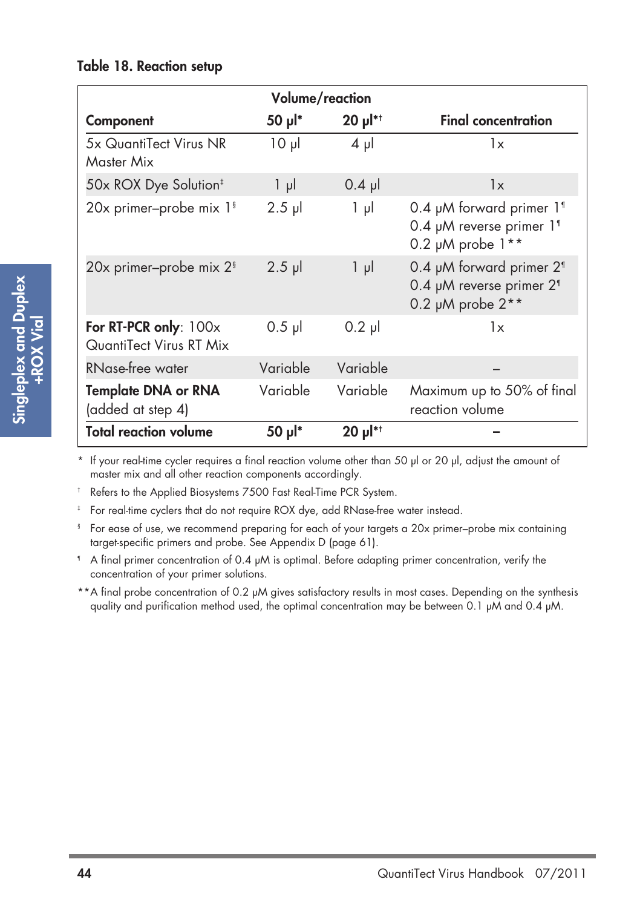**Table 18. Reaction setup**

| Component | Volume/reaction 50 µl* | 20 µl*† | Final concentration |
|---|---|---|---|
| 5x QuantiTect Virus NR Master Mix | 10 µl | 4 µl | 1x |
| 50x ROX Dye Solution‡ | 1 µl | 0.4 µl | 1x |
| 20x primer–probe mix 1§ | 2.5 µl | 1 µl | 0.4 µM forward primer 1¶<br>0.4 µM reverse primer 1¶<br>0.2 µM probe 1** |
| 20x primer–probe mix 2§ | 2.5 µl | 1 µl | 0.4 µM forward primer 2¶<br>0.4 µM reverse primer 2¶<br>0.2 µM probe 2** |
| **For RT-PCR only**: 100x QuantiTect Virus RT Mix | 0.5 µl | 0.2 µl | 1x |
| RNase-free water | Variable | Variable | – |
| **Template DNA or RNA** (added at step 4) | Variable | Variable | Maximum up to 50% of final reaction volume |
| **Total reaction volume** | **50 µl*** | **20 µl*†** | – |

\* If your real-time cycler requires a final reaction volume other than 50 µl or 20 µl, adjust the amount of master mix and all other reaction components accordingly.

† Refers to the Applied Biosystems 7500 Fast Real-Time PCR System.

‡ For real-time cyclers that do not require ROX dye, add RNase-free water instead.

§ For ease of use, we recommend preparing for each of your targets a 20x primer–probe mix containing target-specific primers and probe. See Appendix D (page 61).

¶ A final primer concentration of 0.4 µM is optimal. Before adapting primer concentration, verify the concentration of your primer solutions.

** A final probe concentration of 0.2 µM gives satisfactory results in most cases. Depending on the synthesis quality and purification method used, the optimal concentration may be between 0.1 µM and 0.4 µM.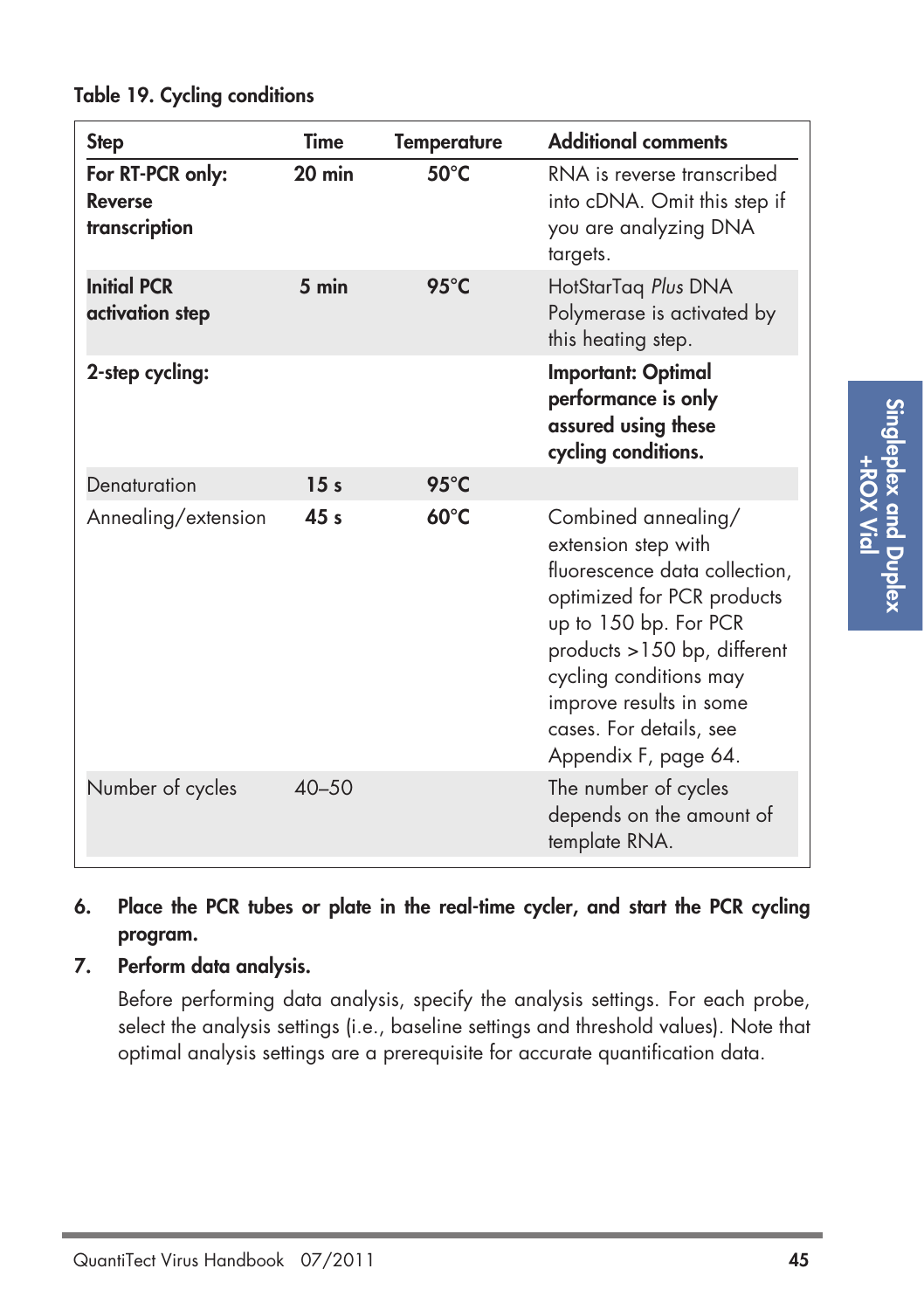**Table 19. Cycling conditions**

| Step | Time | Temperature | Additional comments |
|---|---|---|---|
| **For RT-PCR only: Reverse transcription** | **20 min** | **50°C** | RNA is reverse transcribed into cDNA. Omit this step if you are analyzing DNA targets. |
| **Initial PCR activation step** | **5 min** | **95°C** | HotStarTaq *Plus* DNA Polymerase is activated by this heating step. |
| **2-step cycling:** | | | **Important: Optimal performance is only assured using these cycling conditions.** |
| Denaturation | **15 s** | **95°C** | |
| Annealing/extension | **45 s** | **60°C** | Combined annealing/ extension step with fluorescence data collection, optimized for PCR products up to 150 bp. For PCR products >150 bp, different cycling conditions may improve results in some cases. For details, see Appendix F, page 64. |
| Number of cycles | 40–50 | | The number of cycles depends on the amount of template RNA. |

6. **Place the PCR tubes or plate in the real-time cycler, and start the PCR cycling program.**

7. **Perform data analysis.**

   Before performing data analysis, specify the analysis settings. For each probe, select the analysis settings (i.e., baseline settings and threshold values). Note that optimal analysis settings are a prerequisite for accurate quantification data.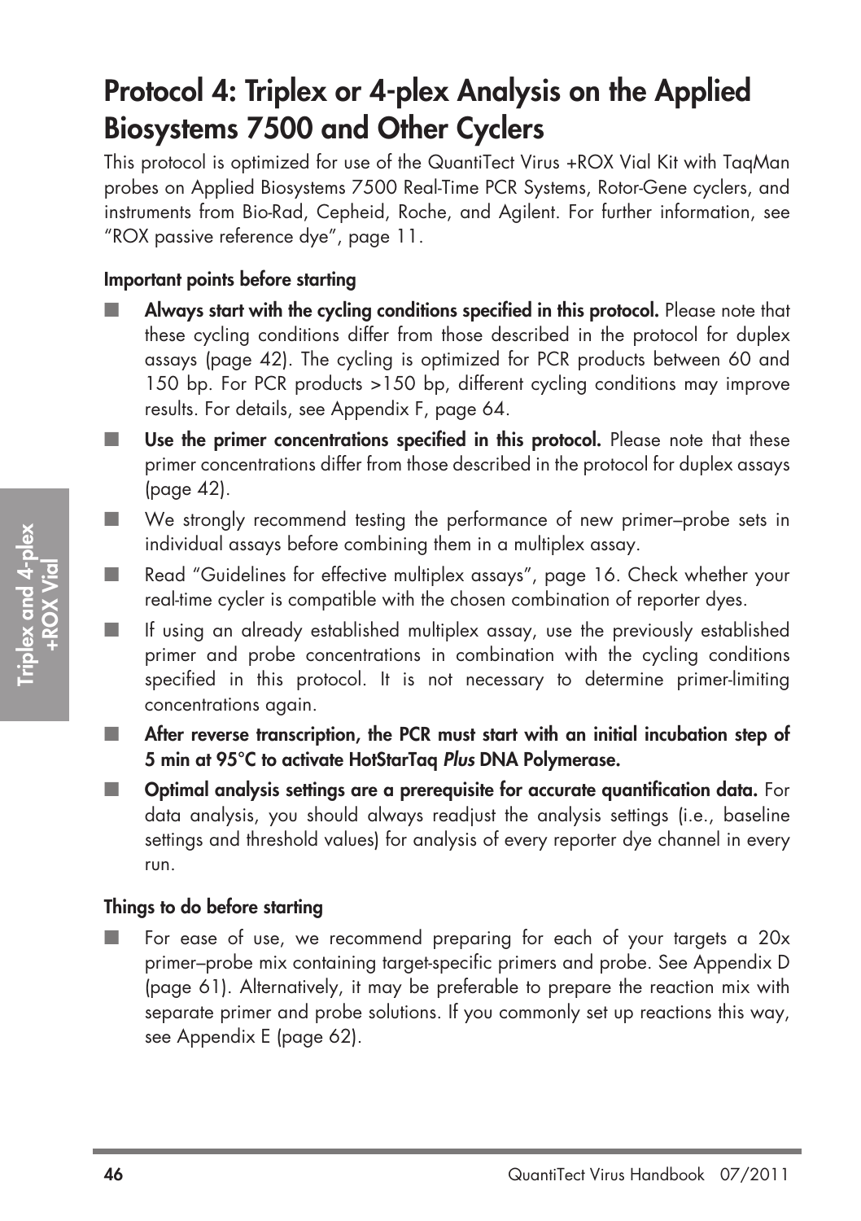# Protocol 4: Triplex or 4-plex Analysis on the Applied Biosystems 7500 and Other Cyclers

This protocol is optimized for use of the QuantiTect Virus +ROX Vial Kit with TaqMan probes on Applied Biosystems 7500 Real-Time PCR Systems, Rotor-Gene cyclers, and instruments from Bio-Rad, Cepheid, Roche, and Agilent. For further information, see "ROX passive reference dye", page 11.

### Important points before starting

- **Always start with the cycling conditions specified in this protocol.** Please note that these cycling conditions differ from those described in the protocol for duplex assays (page 42). The cycling is optimized for PCR products between 60 and 150 bp. For PCR products >150 bp, different cycling conditions may improve results. For details, see Appendix F, page 64.
- **Use the primer concentrations specified in this protocol.** Please note that these primer concentrations differ from those described in the protocol for duplex assays (page 42).
- We strongly recommend testing the performance of new primer–probe sets in individual assays before combining them in a multiplex assay.
- Read "Guidelines for effective multiplex assays", page 16. Check whether your real-time cycler is compatible with the chosen combination of reporter dyes.
- If using an already established multiplex assay, use the previously established primer and probe concentrations in combination with the cycling conditions specified in this protocol. It is not necessary to determine primer-limiting concentrations again.
- **After reverse transcription, the PCR must start with an initial incubation step of 5 min at 95°C to activate HotStarTaq *Plus* DNA Polymerase.**
- **Optimal analysis settings are a prerequisite for accurate quantification data.** For data analysis, you should always readjust the analysis settings (i.e., baseline settings and threshold values) for analysis of every reporter dye channel in every run.

### Things to do before starting

- For ease of use, we recommend preparing for each of your targets a 20x primer–probe mix containing target-specific primers and probe. See Appendix D (page 61). Alternatively, it may be preferable to prepare the reaction mix with separate primer and probe solutions. If you commonly set up reactions this way, see Appendix E (page 62).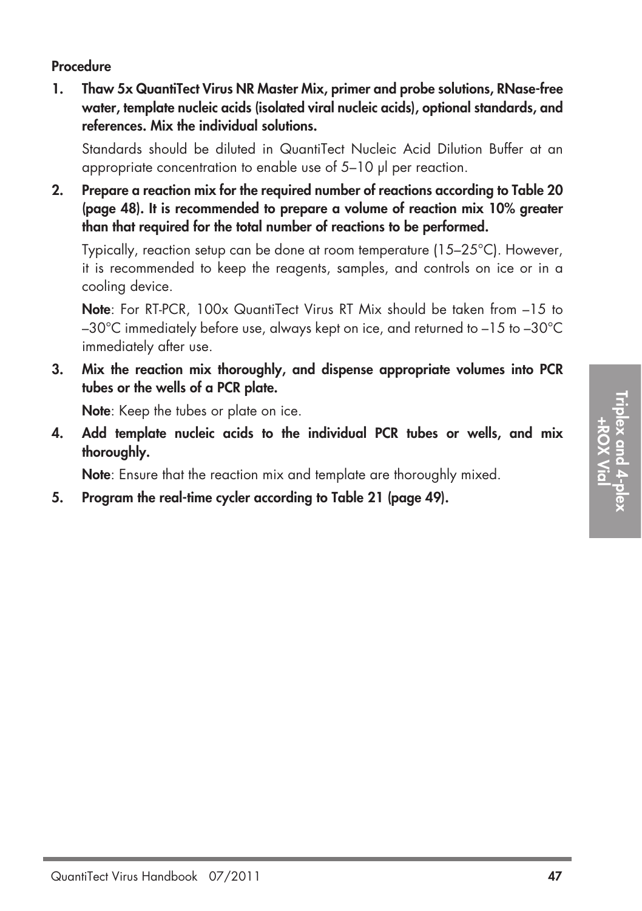**Procedure**

1. **Thaw 5x QuantiTect Virus NR Master Mix, primer and probe solutions, RNase-free water, template nucleic acids (isolated viral nucleic acids), optional standards, and references. Mix the individual solutions.**

   Standards should be diluted in QuantiTect Nucleic Acid Dilution Buffer at an appropriate concentration to enable use of 5–10 µl per reaction.

2. **Prepare a reaction mix for the required number of reactions according to Table 20 (page 48). It is recommended to prepare a volume of reaction mix 10% greater than that required for the total number of reactions to be performed.**

   Typically, reaction setup can be done at room temperature (15–25°C). However, it is recommended to keep the reagents, samples, and controls on ice or in a cooling device.

   **Note**: For RT-PCR, 100x QuantiTect Virus RT Mix should be taken from –15 to –30°C immediately before use, always kept on ice, and returned to –15 to –30°C immediately after use.

3. **Mix the reaction mix thoroughly, and dispense appropriate volumes into PCR tubes or the wells of a PCR plate.**

   **Note**: Keep the tubes or plate on ice.

4. **Add template nucleic acids to the individual PCR tubes or wells, and mix thoroughly.**

   **Note**: Ensure that the reaction mix and template are thoroughly mixed.

5. **Program the real-time cycler according to Table 21 (page 49).**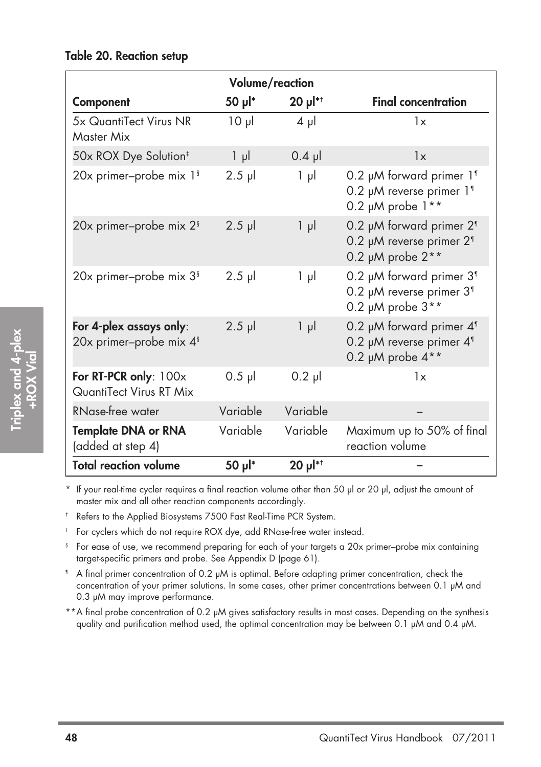**Table 20. Reaction setup**

| Component | Volume/reaction 50 µl* | 20 µl*† | Final concentration |
|---|---|---|---|
| 5x QuantiTect Virus NR Master Mix | 10 µl | 4 µl | 1x |
| 50x ROX Dye Solution‡ | 1 µl | 0.4 µl | 1x |
| 20x primer–probe mix 1§ | 2.5 µl | 1 µl | 0.2 µM forward primer 1¶<br>0.2 µM reverse primer 1¶<br>0.2 µM probe 1** |
| 20x primer–probe mix 2§ | 2.5 µl | 1 µl | 0.2 µM forward primer 2¶<br>0.2 µM reverse primer 2¶<br>0.2 µM probe 2** |
| 20x primer–probe mix 3§ | 2.5 µl | 1 µl | 0.2 µM forward primer 3¶<br>0.2 µM reverse primer 3¶<br>0.2 µM probe 3** |
| **For 4-plex assays only**: 20x primer–probe mix 4§ | 2.5 µl | 1 µl | 0.2 µM forward primer 4¶<br>0.2 µM reverse primer 4¶<br>0.2 µM probe 4** |
| **For RT-PCR only**: 100x QuantiTect Virus RT Mix | 0.5 µl | 0.2 µl | 1x |
| RNase-free water | Variable | Variable | – |
| **Template DNA or RNA** (added at step 4) | Variable | Variable | Maximum up to 50% of final reaction volume |
| **Total reaction volume** | **50 µl*** | **20 µl*†** | – |

\* If your real-time cycler requires a final reaction volume other than 50 µl or 20 µl, adjust the amount of master mix and all other reaction components accordingly.

† Refers to the Applied Biosystems 7500 Fast Real-Time PCR System.

‡ For cyclers which do not require ROX dye, add RNase-free water instead.

§ For ease of use, we recommend preparing for each of your targets a 20x primer–probe mix containing target-specific primers and probe. See Appendix D (page 61).

¶ A final primer concentration of 0.2 µM is optimal. Before adapting primer concentration, check the concentration of your primer solutions. In some cases, other primer concentrations between 0.1 µM and 0.3 µM may improve performance.

** A final probe concentration of 0.2 µM gives satisfactory results in most cases. Depending on the synthesis quality and purification method used, the optimal concentration may be between 0.1 µM and 0.4 µM.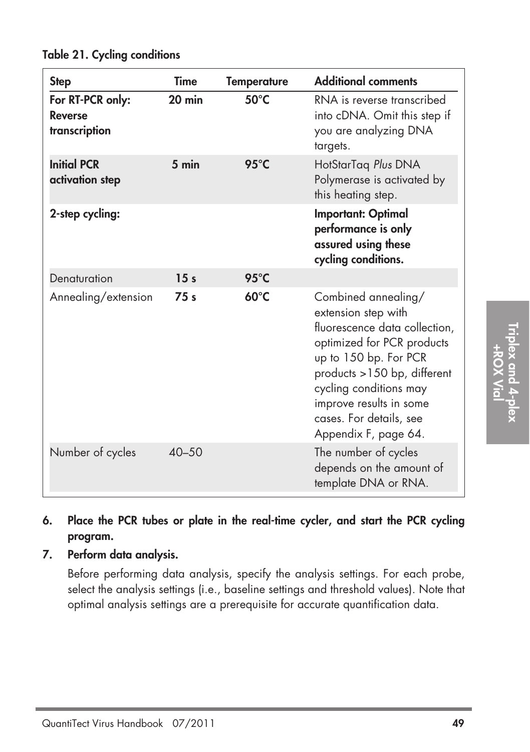**Table 21. Cycling conditions**

| Step | Time | Temperature | Additional comments |
|---|---|---|---|
| **For RT-PCR only: Reverse transcription** | **20 min** | **50°C** | RNA is reverse transcribed into cDNA. Omit this step if you are analyzing DNA targets. |
| **Initial PCR activation step** | **5 min** | **95°C** | HotStarTaq *Plus* DNA Polymerase is activated by this heating step. |
| **2-step cycling:** | | | **Important: Optimal performance is only assured using these cycling conditions.** |
| Denaturation | **15 s** | **95°C** | |
| Annealing/extension | **75 s** | **60°C** | Combined annealing/ extension step with fluorescence data collection, optimized for PCR products up to 150 bp. For PCR products >150 bp, different cycling conditions may improve results in some cases. For details, see Appendix F, page 64. |
| Number of cycles | 40–50 | | The number of cycles depends on the amount of template DNA or RNA. |

6. **Place the PCR tubes or plate in the real-time cycler, and start the PCR cycling program.**
7. **Perform data analysis.**

   Before performing data analysis, specify the analysis settings. For each probe, select the analysis settings (i.e., baseline settings and threshold values). Note that optimal analysis settings are a prerequisite for accurate quantification data.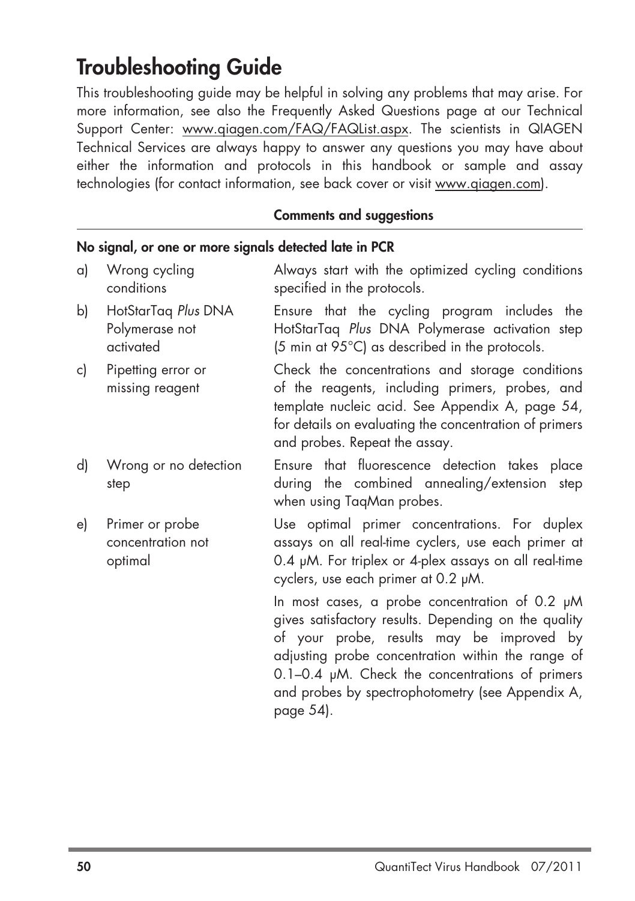# Troubleshooting Guide

This troubleshooting guide may be helpful in solving any problems that may arise. For more information, see also the Frequently Asked Questions page at our Technical Support Center: www.qiagen.com/FAQ/FAQList.aspx. The scientists in QIAGEN Technical Services are always happy to answer any questions you may have about either the information and protocols in this handbook or sample and assay technologies (for contact information, see back cover or visit www.qiagen.com).

| | Comments and suggestions |
|---|---|
| **No signal, or one or more signals detected late in PCR** | |
| a) Wrong cycling conditions | Always start with the optimized cycling conditions specified in the protocols. |
| b) HotStarTaq *Plus* DNA Polymerase not activated | Ensure that the cycling program includes the HotStarTaq *Plus* DNA Polymerase activation step (5 min at 95°C) as described in the protocols. |
| c) Pipetting error or missing reagent | Check the concentrations and storage conditions of the reagents, including primers, probes, and template nucleic acid. See Appendix A, page 54, for details on evaluating the concentration of primers and probes. Repeat the assay. |
| d) Wrong or no detection step | Ensure that fluorescence detection takes place during the combined annealing/extension step when using TaqMan probes. |
| e) Primer or probe concentration not optimal | Use optimal primer concentrations. For duplex assays on all real-time cyclers, use each primer at 0.4 µM. For triplex or 4-plex assays on all real-time cyclers, use each primer at 0.2 µM.<br><br>In most cases, a probe concentration of 0.2 µM gives satisfactory results. Depending on the quality of your probe, results may be improved by adjusting probe concentration within the range of 0.1–0.4 µM. Check the concentrations of primers and probes by spectrophotometry (see Appendix A, page 54). |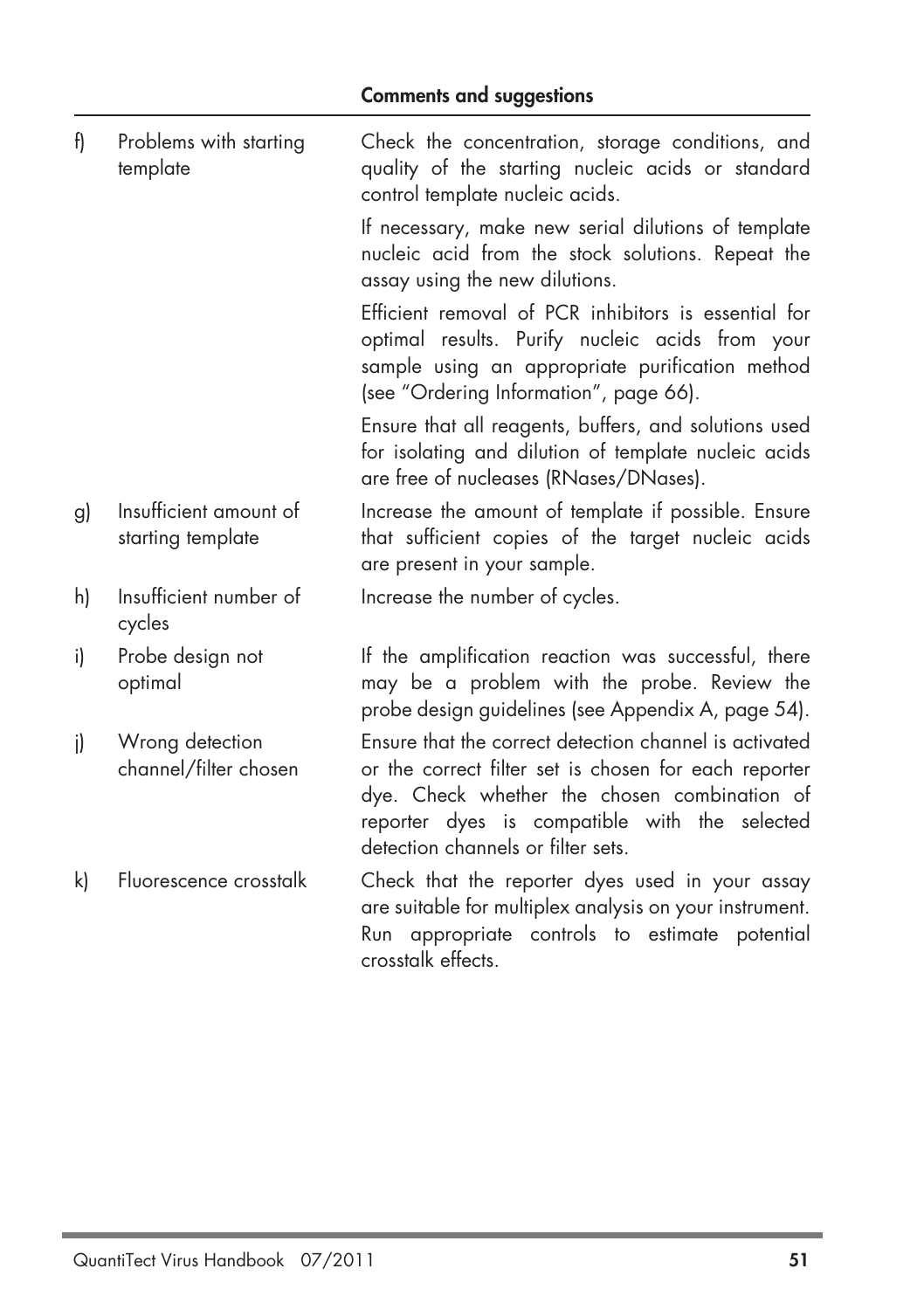| | | Comments and suggestions |
|---|---|---|
| f) | Problems with starting template | Check the concentration, storage conditions, and quality of the starting nucleic acids or standard control template nucleic acids. If necessary, make new serial dilutions of template nucleic acid from the stock solutions. Repeat the assay using the new dilutions. Efficient removal of PCR inhibitors is essential for optimal results. Purify nucleic acids from your sample using an appropriate purification method (see "Ordering Information", page 66). Ensure that all reagents, buffers, and solutions used for isolating and dilution of template nucleic acids are free of nucleases (RNases/DNases). |
| g) | Insufficient amount of starting template | Increase the amount of template if possible. Ensure that sufficient copies of the target nucleic acids are present in your sample. |
| h) | Insufficient number of cycles | Increase the number of cycles. |
| i) | Probe design not optimal | If the amplification reaction was successful, there may be a problem with the probe. Review the probe design guidelines (see Appendix A, page 54). |
| j) | Wrong detection channel/filter chosen | Ensure that the correct detection channel is activated or the correct filter set is chosen for each reporter dye. Check whether the chosen combination of reporter dyes is compatible with the selected detection channels or filter sets. |
| k) | Fluorescence crosstalk | Check that the reporter dyes used in your assay are suitable for multiplex analysis on your instrument. Run appropriate controls to estimate potential crosstalk effects. |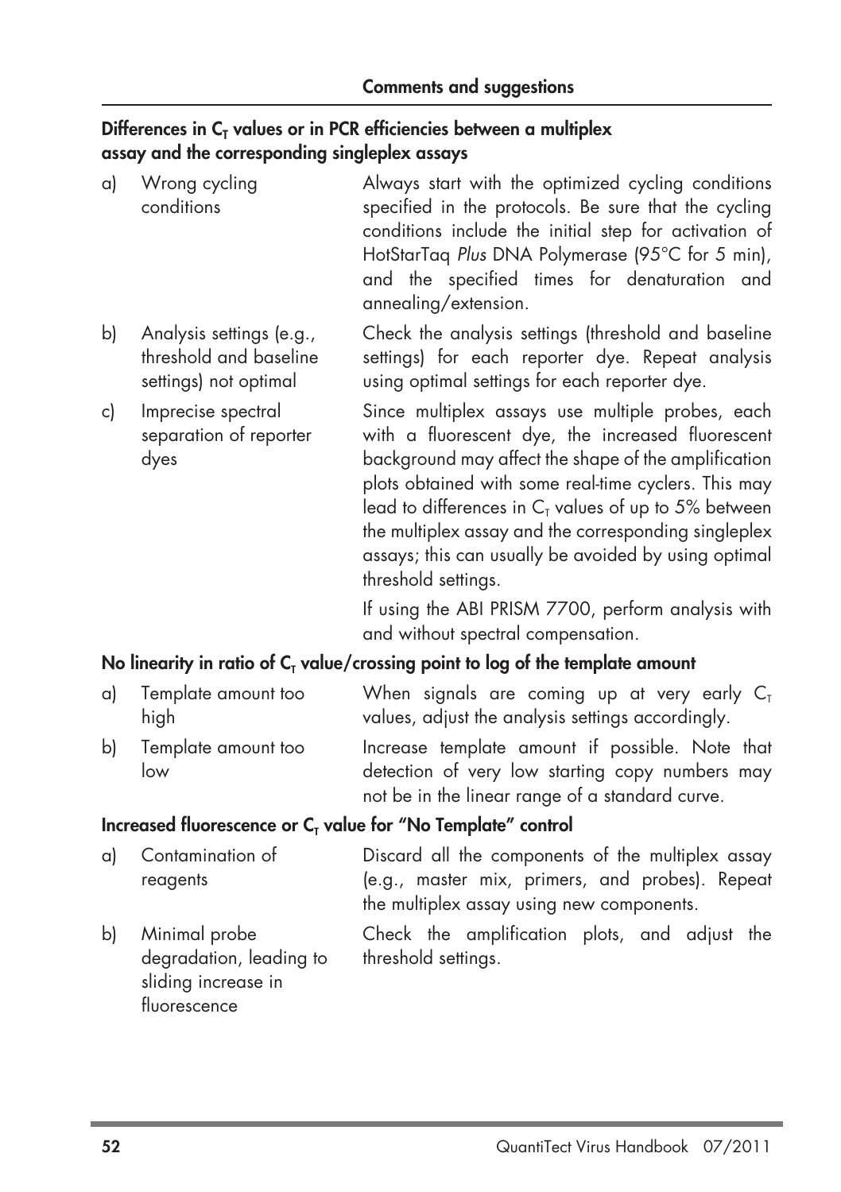**Comments and suggestions**

**Differences in $C_T$ values or in PCR efficiencies between a multiplex assay and the corresponding singleplex assays**

| | | |
|---|---|---|
| a) | Wrong cycling conditions | Always start with the optimized cycling conditions specified in the protocols. Be sure that the cycling conditions include the initial step for activation of HotStarTaq *Plus* DNA Polymerase (95°C for 5 min), and the specified times for denaturation and annealing/extension. |
| b) | Analysis settings (e.g., threshold and baseline settings) not optimal | Check the analysis settings (threshold and baseline settings) for each reporter dye. Repeat analysis using optimal settings for each reporter dye. |
| c) | Imprecise spectral separation of reporter dyes | Since multiplex assays use multiple probes, each with a fluorescent dye, the increased fluorescent background may affect the shape of the amplification plots obtained with some real-time cyclers. This may lead to differences in $C_T$ values of up to 5% between the multiplex assay and the corresponding singleplex assays; this can usually be avoided by using optimal threshold settings. If using the ABI PRISM 7700, perform analysis with and without spectral compensation. |

**No linearity in ratio of $C_T$ value/crossing point to log of the template amount**

| | | |
|---|---|---|
| a) | Template amount too high | When signals are coming up at very early $C_T$ values, adjust the analysis settings accordingly. |
| b) | Template amount too low | Increase template amount if possible. Note that detection of very low starting copy numbers may not be in the linear range of a standard curve. |

**Increased fluorescence or $C_T$ value for "No Template" control**

| | | |
|---|---|---|
| a) | Contamination of reagents | Discard all the components of the multiplex assay (e.g., master mix, primers, and probes). Repeat the multiplex assay using new components. |
| b) | Minimal probe degradation, leading to sliding increase in fluorescence | Check the amplification plots, and adjust the threshold settings. |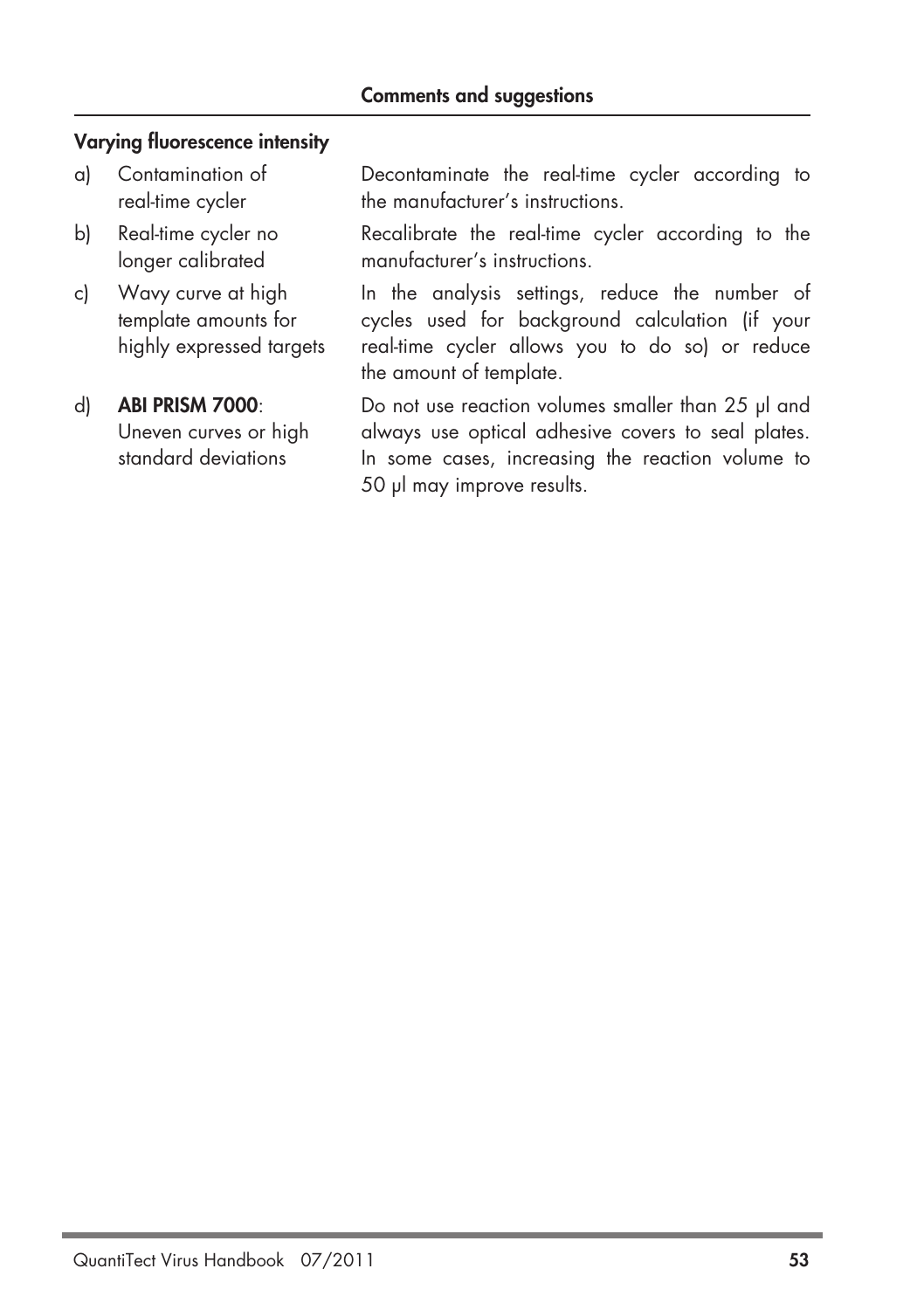| | Comments and suggestions |
|---|---|
| **Varying fluorescence intensity** | |
| a) Contamination of real-time cycler | Decontaminate the real-time cycler according to the manufacturer's instructions. |
| b) Real-time cycler no longer calibrated | Recalibrate the real-time cycler according to the manufacturer's instructions. |
| c) Wavy curve at high template amounts for highly expressed targets | In the analysis settings, reduce the number of cycles used for background calculation (if your real-time cycler allows you to do so) or reduce the amount of template. |
| d) **ABI PRISM 7000**: Uneven curves or high standard deviations | Do not use reaction volumes smaller than 25 µl and always use optical adhesive covers to seal plates. In some cases, increasing the reaction volume to 50 µl may improve results. |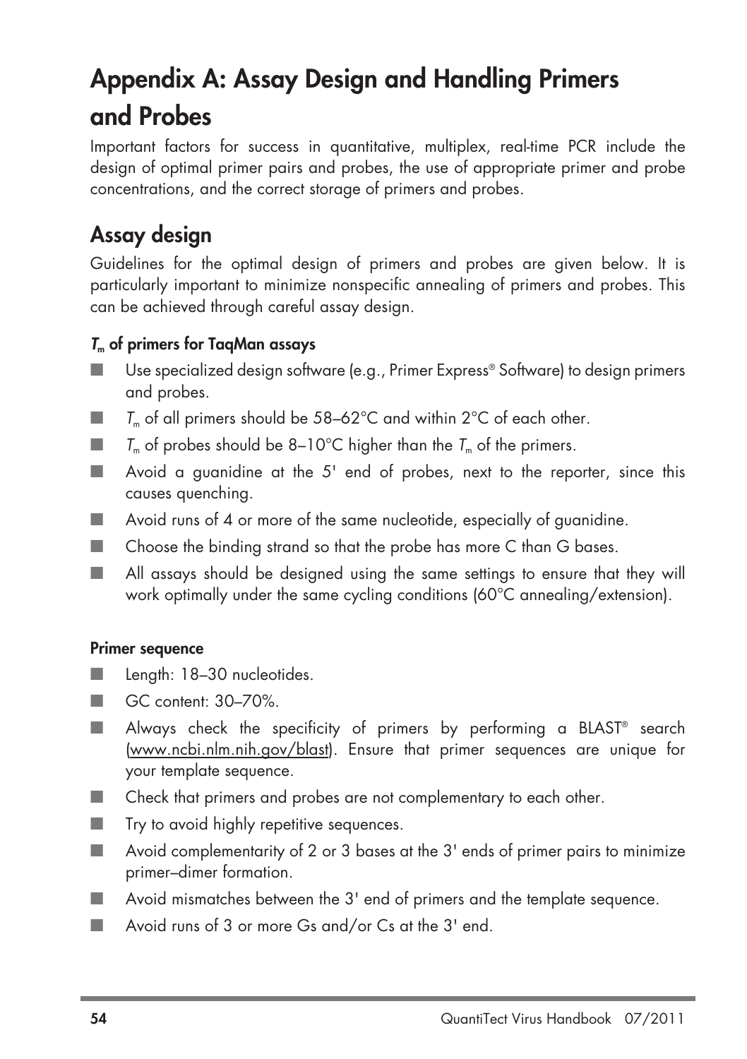# Appendix A: Assay Design and Handling Primers and Probes

Important factors for success in quantitative, multiplex, real-time PCR include the design of optimal primer pairs and probes, the use of appropriate primer and probe concentrations, and the correct storage of primers and probes.

## Assay design

Guidelines for the optimal design of primers and probes are given below. It is particularly important to minimize nonspecific annealing of primers and probes. This can be achieved through careful assay design.

### $T_m$ of primers for TaqMan assays

- Use specialized design software (e.g., Primer Express® Software) to design primers and probes.
- $T_m$ of all primers should be 58–62°C and within 2°C of each other.
- $T_m$ of probes should be 8–10°C higher than the $T_m$ of the primers.
- Avoid a guanidine at the 5' end of probes, next to the reporter, since this causes quenching.
- Avoid runs of 4 or more of the same nucleotide, especially of guanidine.
- Choose the binding strand so that the probe has more C than G bases.
- All assays should be designed using the same settings to ensure that they will work optimally under the same cycling conditions (60°C annealing/extension).

### Primer sequence

- Length: 18–30 nucleotides.
- GC content: 30–70%.
- Always check the specificity of primers by performing a BLAST® search (www.ncbi.nlm.nih.gov/blast). Ensure that primer sequences are unique for your template sequence.
- Check that primers and probes are not complementary to each other.
- Try to avoid highly repetitive sequences.
- Avoid complementarity of 2 or 3 bases at the 3' ends of primer pairs to minimize primer–dimer formation.
- Avoid mismatches between the 3' end of primers and the template sequence.
- Avoid runs of 3 or more Gs and/or Cs at the 3' end.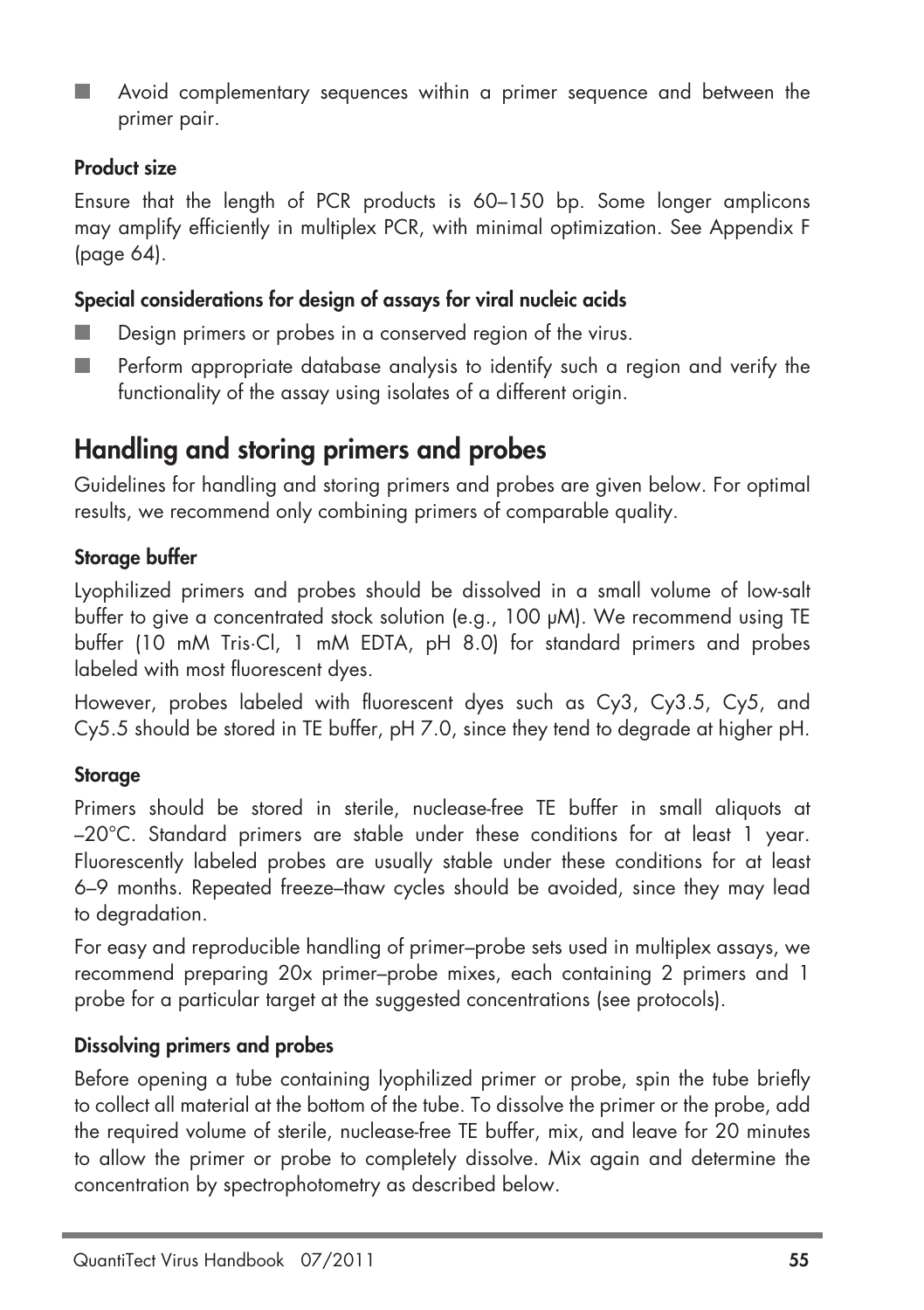- Avoid complementary sequences within a primer sequence and between the primer pair.

#### Product size

Ensure that the length of PCR products is 60–150 bp. Some longer amplicons may amplify efficiently in multiplex PCR, with minimal optimization. See Appendix F (page 64).

#### Special considerations for design of assays for viral nucleic acids

- Design primers or probes in a conserved region of the virus.
- Perform appropriate database analysis to identify such a region and verify the functionality of the assay using isolates of a different origin.

## Handling and storing primers and probes

Guidelines for handling and storing primers and probes are given below. For optimal results, we recommend only combining primers of comparable quality.

#### Storage buffer

Lyophilized primers and probes should be dissolved in a small volume of low-salt buffer to give a concentrated stock solution (e.g., 100 µM). We recommend using TE buffer (10 mM Tris·Cl, 1 mM EDTA, pH 8.0) for standard primers and probes labeled with most fluorescent dyes.

However, probes labeled with fluorescent dyes such as Cy3, Cy3.5, Cy5, and Cy5.5 should be stored in TE buffer, pH 7.0, since they tend to degrade at higher pH.

#### Storage

Primers should be stored in sterile, nuclease-free TE buffer in small aliquots at –20°C. Standard primers are stable under these conditions for at least 1 year. Fluorescently labeled probes are usually stable under these conditions for at least 6–9 months. Repeated freeze–thaw cycles should be avoided, since they may lead to degradation.

For easy and reproducible handling of primer–probe sets used in multiplex assays, we recommend preparing 20x primer–probe mixes, each containing 2 primers and 1 probe for a particular target at the suggested concentrations (see protocols).

#### Dissolving primers and probes

Before opening a tube containing lyophilized primer or probe, spin the tube briefly to collect all material at the bottom of the tube. To dissolve the primer or the probe, add the required volume of sterile, nuclease-free TE buffer, mix, and leave for 20 minutes to allow the primer or probe to completely dissolve. Mix again and determine the concentration by spectrophotometry as described below.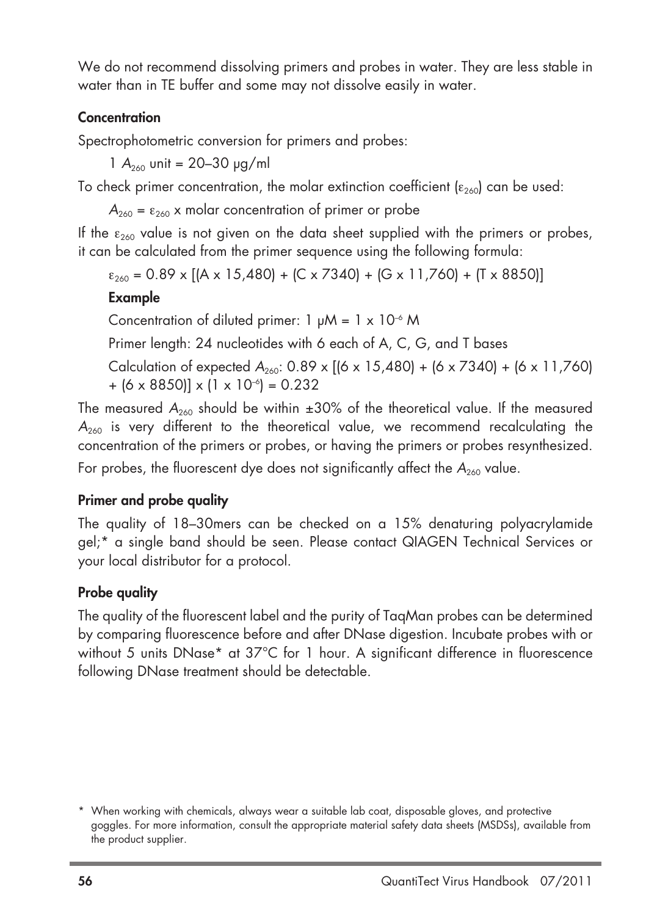We do not recommend dissolving primers and probes in water. They are less stable in water than in TE buffer and some may not dissolve easily in water.

### Concentration

Spectrophotometric conversion for primers and probes:

1 $A_{260}$ unit = 20–30 µg/ml

To check primer concentration, the molar extinction coefficient ($\varepsilon_{260}$) can be used:

$A_{260} = \varepsilon_{260} \times$ molar concentration of primer or probe

If the $\varepsilon_{260}$ value is not given on the data sheet supplied with the primers or probes, it can be calculated from the primer sequence using the following formula:

$\varepsilon_{260} = 0.89 \times [(A \times 15{,}480) + (C \times 7340) + (G \times 11{,}760) + (T \times 8850)]$

**Example**

Concentration of diluted primer: 1 µM = $1 \times 10^{-6}$ M

Primer length: 24 nucleotides with 6 each of A, C, G, and T bases

Calculation of expected $A_{260}$: $0.89 \times [(6 \times 15{,}480) + (6 \times 7340) + (6 \times 11{,}760) + (6 \times 8850)] \times (1 \times 10^{-6}) = 0.232$

The measured $A_{260}$ should be within ±30% of the theoretical value. If the measured $A_{260}$ is very different to the theoretical value, we recommend recalculating the concentration of the primers or probes, or having the primers or probes resynthesized.

For probes, the fluorescent dye does not significantly affect the $A_{260}$ value.

### Primer and probe quality

The quality of 18–30mers can be checked on a 15% denaturing polyacrylamide gel;* a single band should be seen. Please contact QIAGEN Technical Services or your local distributor for a protocol.

### Probe quality

The quality of the fluorescent label and the purity of TaqMan probes can be determined by comparing fluorescence before and after DNase digestion. Incubate probes with or without 5 units DNase* at 37°C for 1 hour. A significant difference in fluorescence following DNase treatment should be detectable.

\* When working with chemicals, always wear a suitable lab coat, disposable gloves, and protective goggles. For more information, consult the appropriate material safety data sheets (MSDSs), available from the product supplier.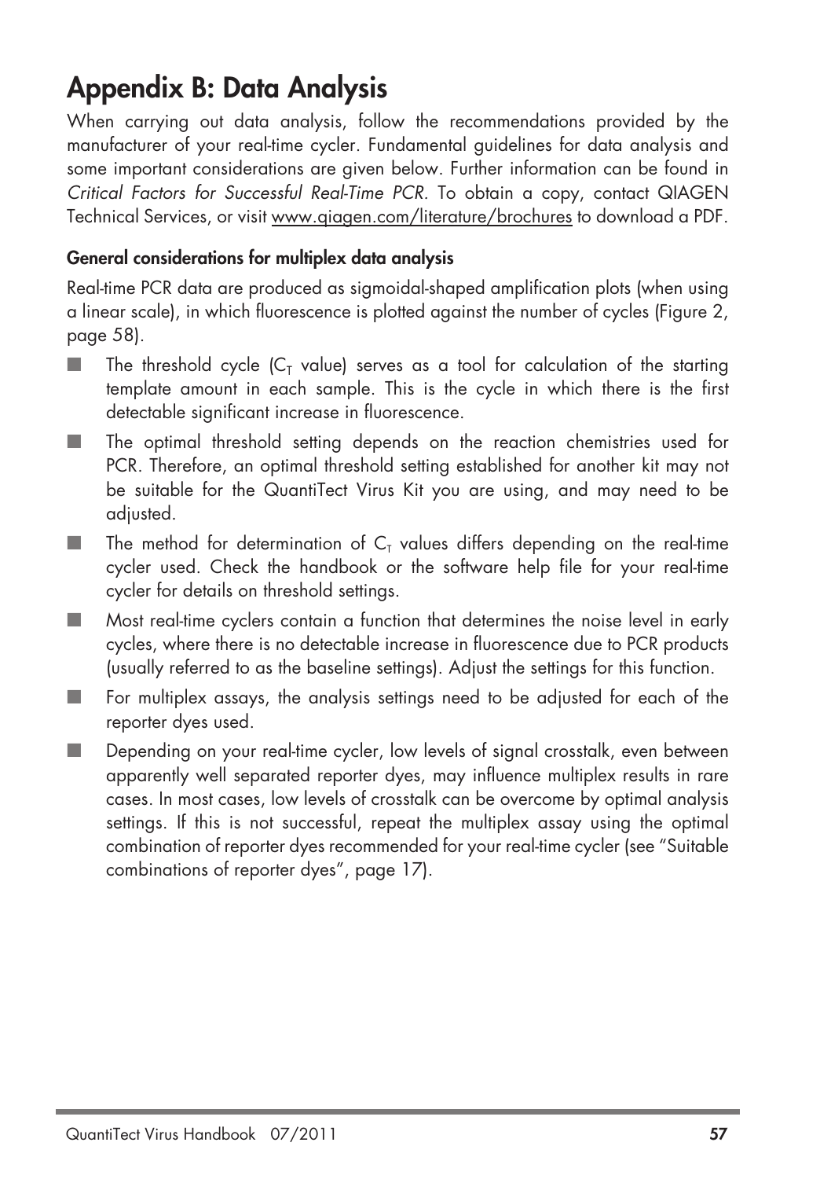# Appendix B: Data Analysis

When carrying out data analysis, follow the recommendations provided by the manufacturer of your real-time cycler. Fundamental guidelines for data analysis and some important considerations are given below. Further information can be found in *Critical Factors for Successful Real-Time PCR*. To obtain a copy, contact QIAGEN Technical Services, or visit www.qiagen.com/literature/brochures to download a PDF.

### General considerations for multiplex data analysis

Real-time PCR data are produced as sigmoidal-shaped amplification plots (when using a linear scale), in which fluorescence is plotted against the number of cycles (Figure 2, page 58).

- The threshold cycle ($C_T$ value) serves as a tool for calculation of the starting template amount in each sample. This is the cycle in which there is the first detectable significant increase in fluorescence.
- The optimal threshold setting depends on the reaction chemistries used for PCR. Therefore, an optimal threshold setting established for another kit may not be suitable for the QuantiTect Virus Kit you are using, and may need to be adjusted.
- The method for determination of $C_T$ values differs depending on the real-time cycler used. Check the handbook or the software help file for your real-time cycler for details on threshold settings.
- Most real-time cyclers contain a function that determines the noise level in early cycles, where there is no detectable increase in fluorescence due to PCR products (usually referred to as the baseline settings). Adjust the settings for this function.
- For multiplex assays, the analysis settings need to be adjusted for each of the reporter dyes used.
- Depending on your real-time cycler, low levels of signal crosstalk, even between apparently well separated reporter dyes, may influence multiplex results in rare cases. In most cases, low levels of crosstalk can be overcome by optimal analysis settings. If this is not successful, repeat the multiplex assay using the optimal combination of reporter dyes recommended for your real-time cycler (see "Suitable combinations of reporter dyes", page 17).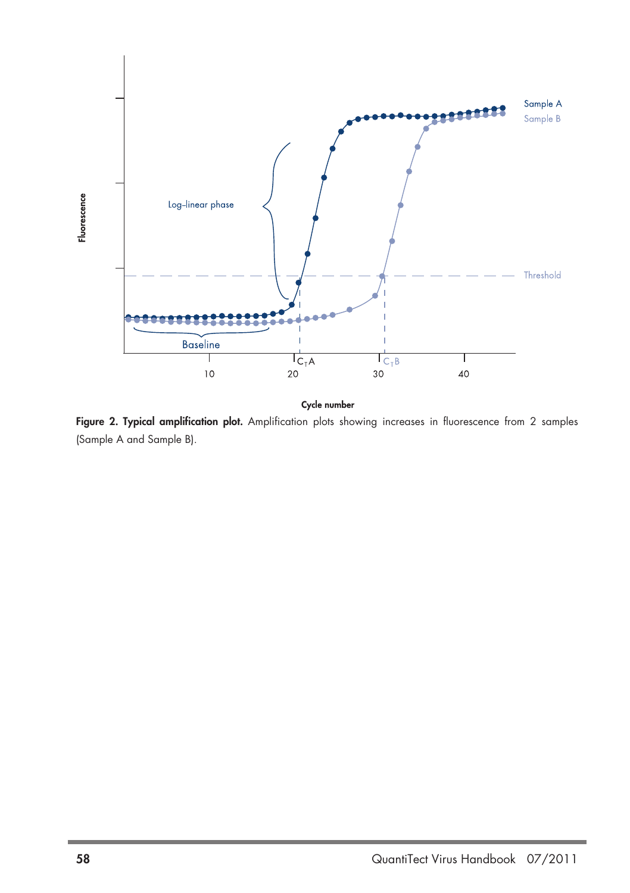**Figure 2. Typical amplification plot.** Amplification plots showing increases in fluorescence from 2 samples (Sample A and Sample B).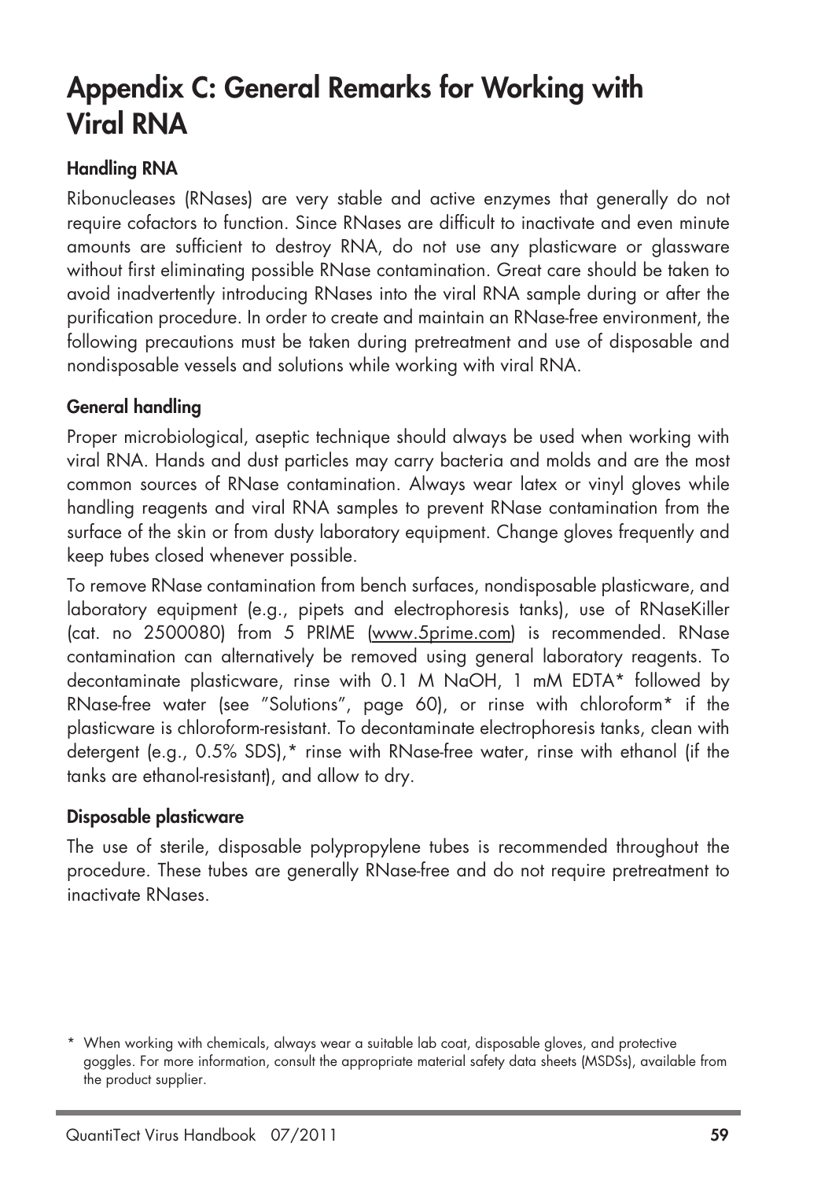# Appendix C: General Remarks for Working with Viral RNA

### Handling RNA

Ribonucleases (RNases) are very stable and active enzymes that generally do not require cofactors to function. Since RNases are difficult to inactivate and even minute amounts are sufficient to destroy RNA, do not use any plasticware or glassware without first eliminating possible RNase contamination. Great care should be taken to avoid inadvertently introducing RNases into the viral RNA sample during or after the purification procedure. In order to create and maintain an RNase-free environment, the following precautions must be taken during pretreatment and use of disposable and nondisposable vessels and solutions while working with viral RNA.

### General handling

Proper microbiological, aseptic technique should always be used when working with viral RNA. Hands and dust particles may carry bacteria and molds and are the most common sources of RNase contamination. Always wear latex or vinyl gloves while handling reagents and viral RNA samples to prevent RNase contamination from the surface of the skin or from dusty laboratory equipment. Change gloves frequently and keep tubes closed whenever possible.

To remove RNase contamination from bench surfaces, nondisposable plasticware, and laboratory equipment (e.g., pipets and electrophoresis tanks), use of RNaseKiller (cat. no 2500080) from 5 PRIME (www.5prime.com) is recommended. RNase contamination can alternatively be removed using general laboratory reagents. To decontaminate plasticware, rinse with 0.1 M NaOH, 1 mM EDTA* followed by RNase-free water (see "Solutions", page 60), or rinse with chloroform* if the plasticware is chloroform-resistant. To decontaminate electrophoresis tanks, clean with detergent (e.g., 0.5% SDS),* rinse with RNase-free water, rinse with ethanol (if the tanks are ethanol-resistant), and allow to dry.

### Disposable plasticware

The use of sterile, disposable polypropylene tubes is recommended throughout the procedure. These tubes are generally RNase-free and do not require pretreatment to inactivate RNases.

\* When working with chemicals, always wear a suitable lab coat, disposable gloves, and protective goggles. For more information, consult the appropriate material safety data sheets (MSDSs), available from the product supplier.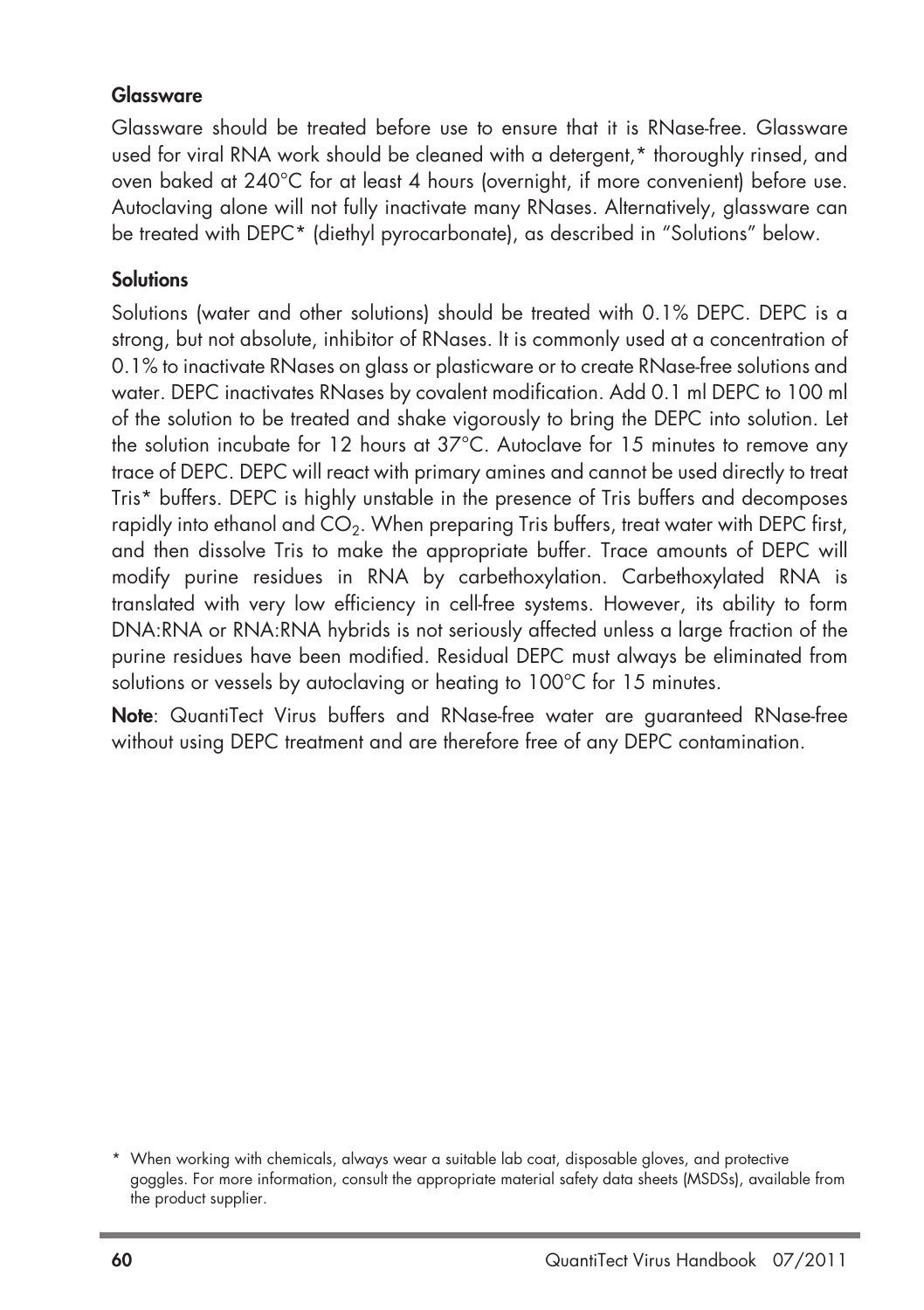### Glassware

Glassware should be treated before use to ensure that it is RNase-free. Glassware used for viral RNA work should be cleaned with a detergent,* thoroughly rinsed, and oven baked at 240°C for at least 4 hours (overnight, if more convenient) before use. Autoclaving alone will not fully inactivate many RNases. Alternatively, glassware can be treated with DEPC* (diethyl pyrocarbonate), as described in "Solutions" below.

### Solutions

Solutions (water and other solutions) should be treated with 0.1% DEPC. DEPC is a strong, but not absolute, inhibitor of RNases. It is commonly used at a concentration of 0.1% to inactivate RNases on glass or plasticware or to create RNase-free solutions and water. DEPC inactivates RNases by covalent modification. Add 0.1 ml DEPC to 100 ml of the solution to be treated and shake vigorously to bring the DEPC into solution. Let the solution incubate for 12 hours at 37°C. Autoclave for 15 minutes to remove any trace of DEPC. DEPC will react with primary amines and cannot be used directly to treat Tris* buffers. DEPC is highly unstable in the presence of Tris buffers and decomposes rapidly into ethanol and $CO_2$. When preparing Tris buffers, treat water with DEPC first, and then dissolve Tris to make the appropriate buffer. Trace amounts of DEPC will modify purine residues in RNA by carbethoxylation. Carbethoxylated RNA is translated with very low efficiency in cell-free systems. However, its ability to form DNA:RNA or RNA:RNA hybrids is not seriously affected unless a large fraction of the purine residues have been modified. Residual DEPC must always be eliminated from solutions or vessels by autoclaving or heating to 100°C for 15 minutes.

**Note**: QuantiTect Virus buffers and RNase-free water are guaranteed RNase-free without using DEPC treatment and are therefore free of any DEPC contamination.

\* When working with chemicals, always wear a suitable lab coat, disposable gloves, and protective goggles. For more information, consult the appropriate material safety data sheets (MSDSs), available from the product supplier.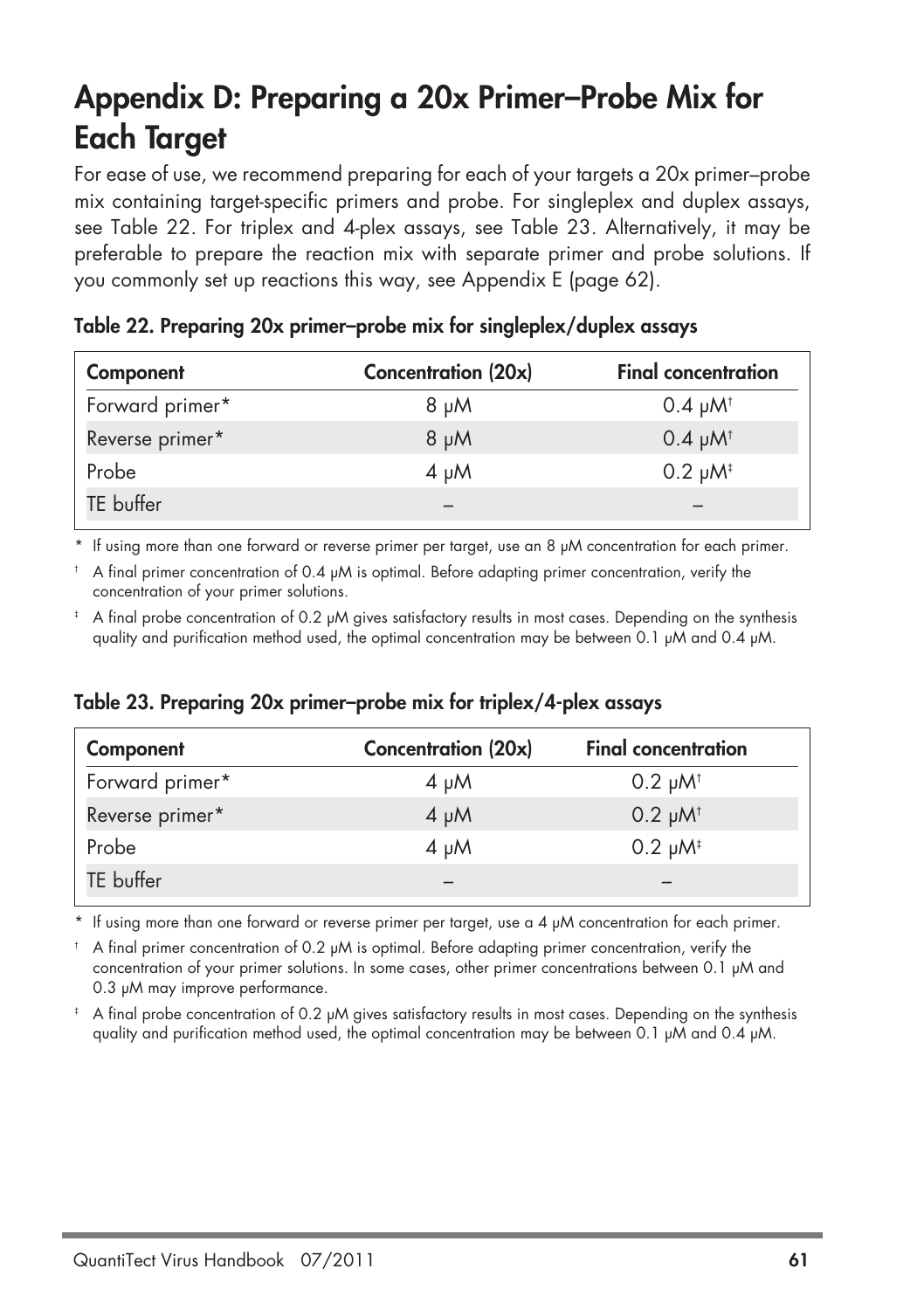# Appendix D: Preparing a 20x Primer–Probe Mix for Each Target

For ease of use, we recommend preparing for each of your targets a 20x primer–probe mix containing target-specific primers and probe. For singleplex and duplex assays, see Table 22. For triplex and 4-plex assays, see Table 23. Alternatively, it may be preferable to prepare the reaction mix with separate primer and probe solutions. If you commonly set up reactions this way, see Appendix E (page 62).

**Table 22. Preparing 20x primer–probe mix for singleplex/duplex assays**

| Component | Concentration (20x) | Final concentration |
|---|---|---|
| Forward primer* | 8 µM | 0.4 µM† |
| Reverse primer* | 8 µM | 0.4 µM† |
| Probe | 4 µM | 0.2 µM‡ |
| TE buffer | – | – |

\* If using more than one forward or reverse primer per target, use an 8 µM concentration for each primer.

† A final primer concentration of 0.4 µM is optimal. Before adapting primer concentration, verify the concentration of your primer solutions.

‡ A final probe concentration of 0.2 µM gives satisfactory results in most cases. Depending on the synthesis quality and purification method used, the optimal concentration may be between 0.1 µM and 0.4 µM.

**Table 23. Preparing 20x primer–probe mix for triplex/4-plex assays**

| Component | Concentration (20x) | Final concentration |
|---|---|---|
| Forward primer* | 4 µM | 0.2 µM† |
| Reverse primer* | 4 µM | 0.2 µM† |
| Probe | 4 µM | 0.2 µM‡ |
| TE buffer | – | – |

\* If using more than one forward or reverse primer per target, use a 4 µM concentration for each primer.

† A final primer concentration of 0.2 µM is optimal. Before adapting primer concentration, verify the concentration of your primer solutions. In some cases, other primer concentrations between 0.1 µM and 0.3 µM may improve performance.

‡ A final probe concentration of 0.2 µM gives satisfactory results in most cases. Depending on the synthesis quality and purification method used, the optimal concentration may be between 0.1 µM and 0.4 µM.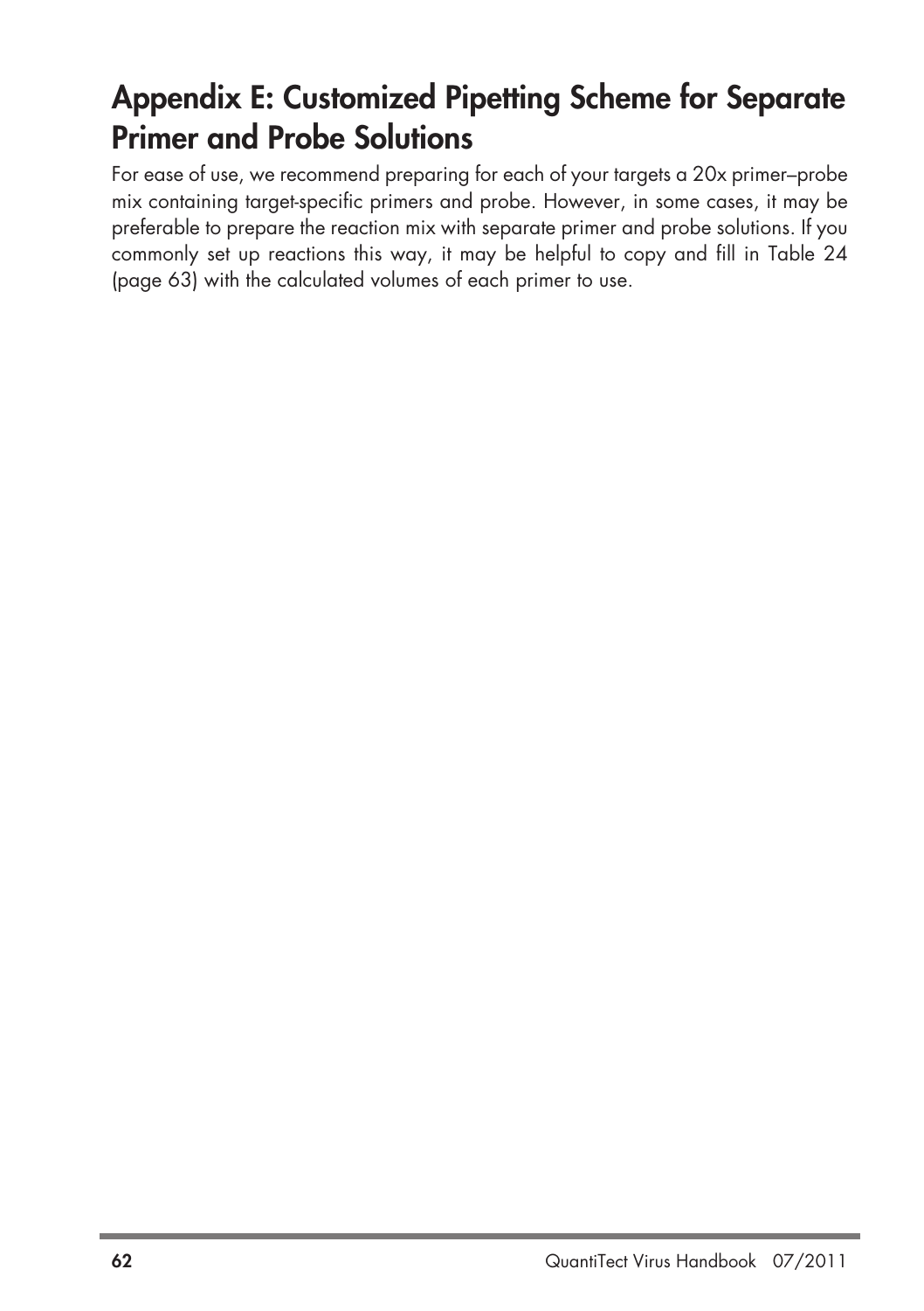# Appendix E: Customized Pipetting Scheme for Separate Primer and Probe Solutions

For ease of use, we recommend preparing for each of your targets a 20x primer–probe mix containing target-specific primers and probe. However, in some cases, it may be preferable to prepare the reaction mix with separate primer and probe solutions. If you commonly set up reactions this way, it may be helpful to copy and fill in Table 24 (page 63) with the calculated volumes of each primer to use.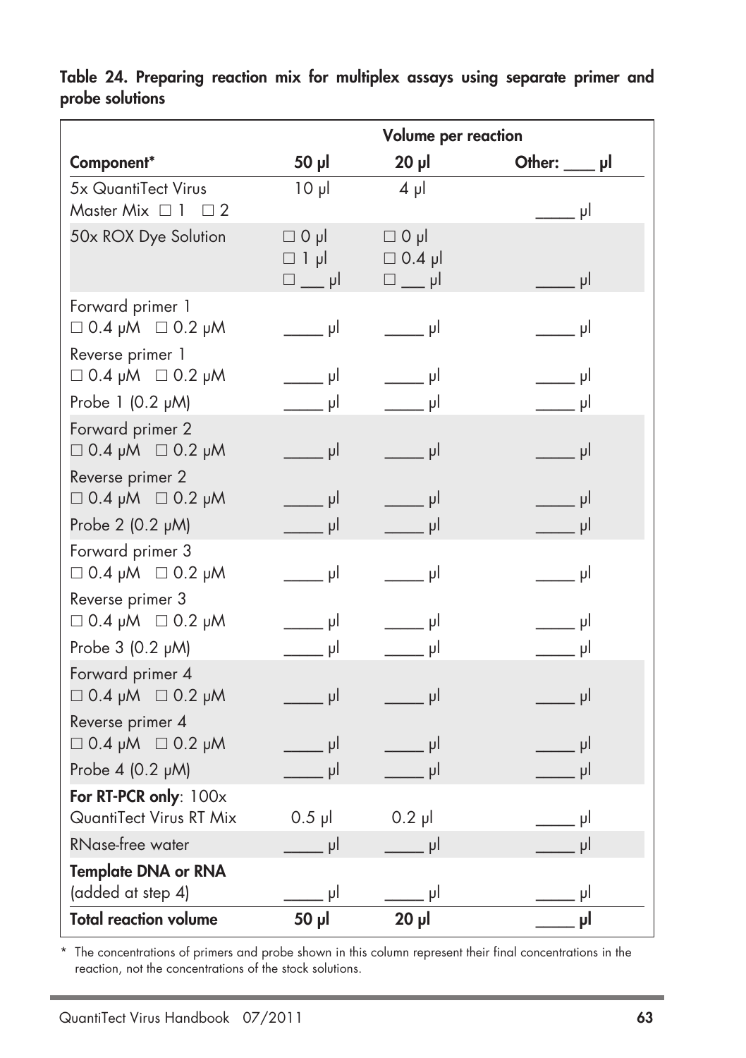**Table 24. Preparing reaction mix for multiplex assays using separate primer and probe solutions**

| | Volume per reaction | | |
|---|---|---|---|
| **Component*** | **50 µl** | **20 µl** | **Other: ____ µl** |
| 5x QuantiTect Virus Master Mix ☐ 1 ☐ 2 | 10 µl | 4 µl | _____ µl |
| 50x ROX Dye Solution | ☐ 0 µl ☐ 1 µl ☐ __ µl | ☐ 0 µl ☐ 0.4 µl ☐ __ µl | _____ µl |
| Forward primer 1 ☐ 0.4 µM ☐ 0.2 µM | _____ µl | _____ µl | _____ µl |
| Reverse primer 1 ☐ 0.4 µM ☐ 0.2 µM | _____ µl | _____ µl | _____ µl |
| Probe 1 (0.2 µM) | _____ µl | _____ µl | _____ µl |
| Forward primer 2 ☐ 0.4 µM ☐ 0.2 µM | _____ µl | _____ µl | _____ µl |
| Reverse primer 2 ☐ 0.4 µM ☐ 0.2 µM | _____ µl | _____ µl | _____ µl |
| Probe 2 (0.2 µM) | _____ µl | _____ µl | _____ µl |
| Forward primer 3 ☐ 0.4 µM ☐ 0.2 µM | _____ µl | _____ µl | _____ µl |
| Reverse primer 3 ☐ 0.4 µM ☐ 0.2 µM | _____ µl | _____ µl | _____ µl |
| Probe 3 (0.2 µM) | _____ µl | _____ µl | _____ µl |
| Forward primer 4 ☐ 0.4 µM ☐ 0.2 µM | _____ µl | _____ µl | _____ µl |
| Reverse primer 4 ☐ 0.4 µM ☐ 0.2 µM | _____ µl | _____ µl | _____ µl |
| Probe 4 (0.2 µM) | _____ µl | _____ µl | _____ µl |
| **For RT-PCR only**: 100x QuantiTect Virus RT Mix | 0.5 µl | 0.2 µl | _____ µl |
| RNase-free water | _____ µl | _____ µl | _____ µl |
| **Template DNA or RNA** (added at step 4) | _____ µl | _____ µl | _____ µl |
| **Total reaction volume** | **50 µl** | **20 µl** | **_____ µl** |

\* The concentrations of primers and probe shown in this column represent their final concentrations in the reaction, not the concentrations of the stock solutions.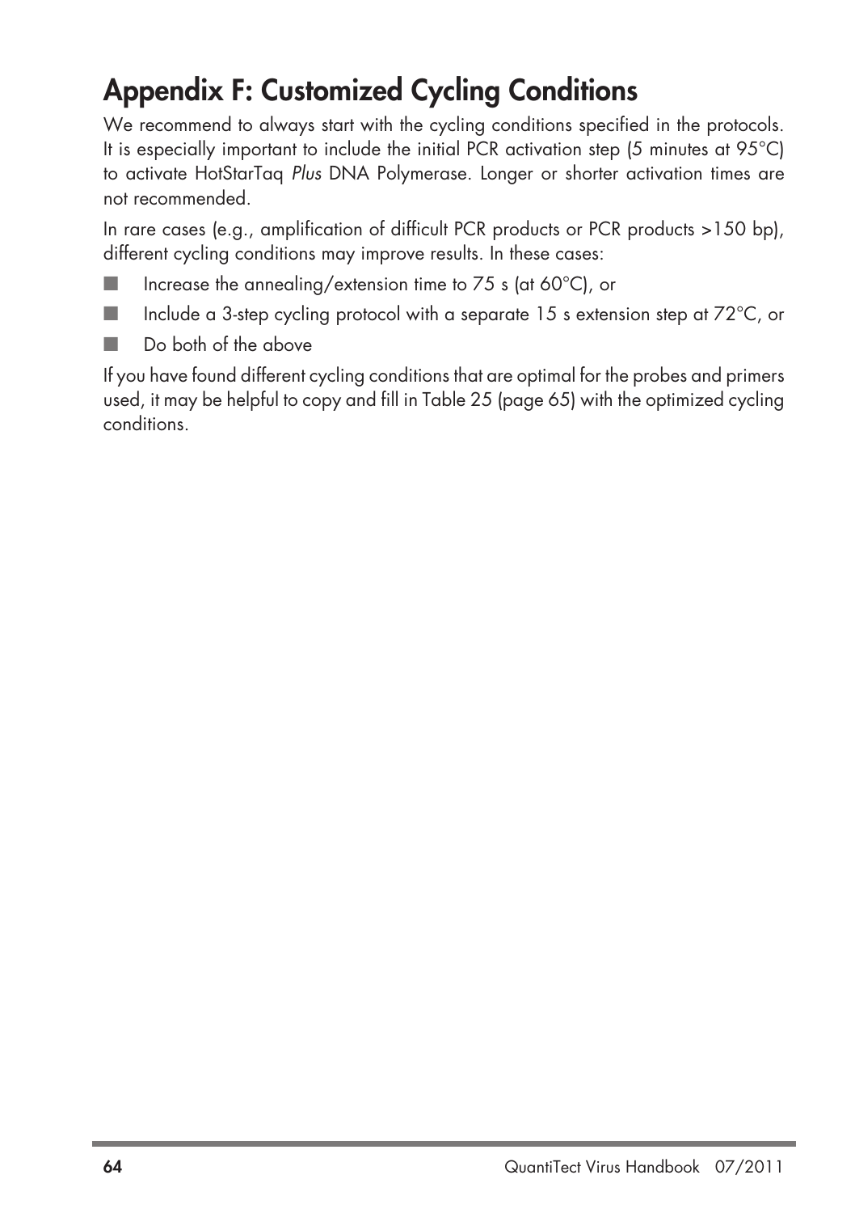# Appendix F: Customized Cycling Conditions

We recommend to always start with the cycling conditions specified in the protocols. It is especially important to include the initial PCR activation step (5 minutes at 95°C) to activate HotStarTaq *Plus* DNA Polymerase. Longer or shorter activation times are not recommended.

In rare cases (e.g., amplification of difficult PCR products or PCR products >150 bp), different cycling conditions may improve results. In these cases:

- Increase the annealing/extension time to 75 s (at 60°C), or
- Include a 3-step cycling protocol with a separate 15 s extension step at 72°C, or
- Do both of the above

If you have found different cycling conditions that are optimal for the probes and primers used, it may be helpful to copy and fill in Table 25 (page 65) with the optimized cycling conditions.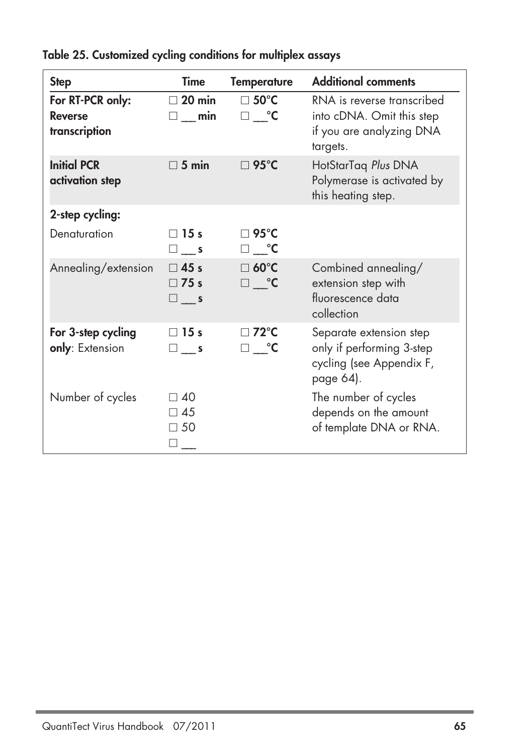**Table 25. Customized cycling conditions for multiplex assays**

| Step | Time | Temperature | Additional comments |
|---|---|---|---|
| **For RT-PCR only: Reverse transcription** | □ **20 min**<br>□ __ **min** | □ **50°C**<br>□ __**°C** | RNA is reverse transcribed into cDNA. Omit this step if you are analyzing DNA targets. |
| **Initial PCR activation step** | □ **5 min** | □ **95°C** | HotStarTaq *Plus* DNA Polymerase is activated by this heating step. |
| **2-step cycling:** | | | |
| Denaturation | □ **15 s**<br>□ __ **s** | □ **95°C**<br>□ __**°C** | |
| Annealing/extension | □ **45 s**<br>□ **75 s**<br>□ __ **s** | □ **60°C**<br>□ __**°C** | Combined annealing/ extension step with fluorescence data collection |
| **For 3-step cycling only**: Extension | □ **15 s**<br>□ __ **s** | □ **72°C**<br>□ __**°C** | Separate extension step only if performing 3-step cycling (see Appendix F, page 64). |
| Number of cycles | □ 40<br>□ 45<br>□ 50<br>□ __ | | The number of cycles depends on the amount of template DNA or RNA. |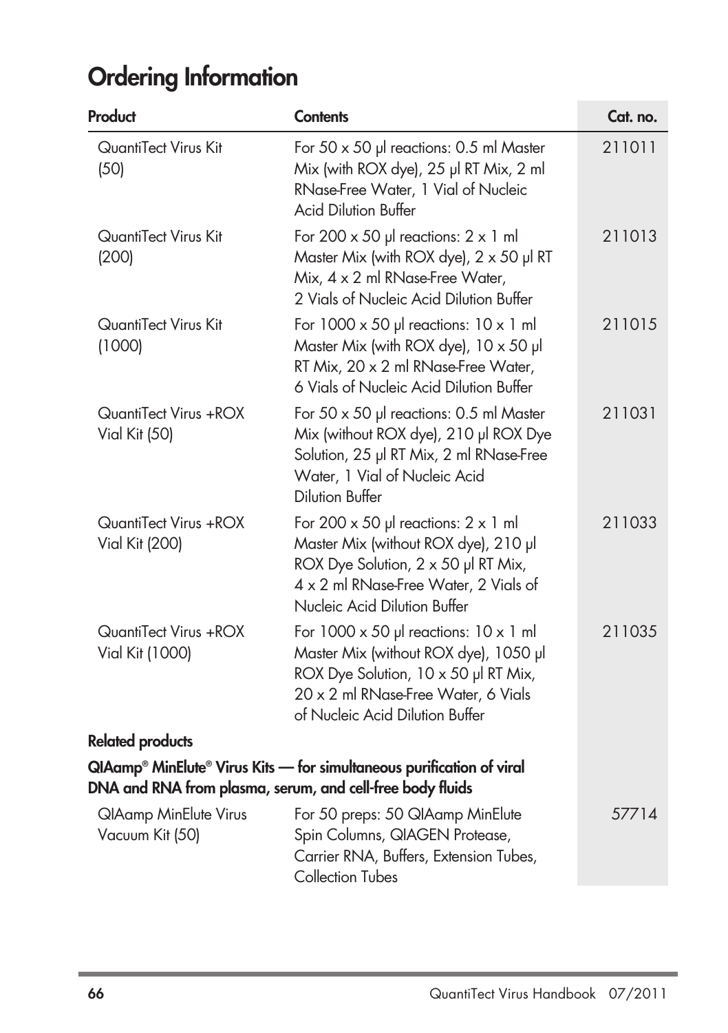# Ordering Information

| Product | Contents | Cat. no. |
|---|---|---|
| QuantiTect Virus Kit (50) | For 50 x 50 µl reactions: 0.5 ml Master Mix (with ROX dye), 25 µl RT Mix, 2 ml RNase-Free Water, 1 Vial of Nucleic Acid Dilution Buffer | 211011 |
| QuantiTect Virus Kit (200) | For 200 x 50 µl reactions: 2 x 1 ml Master Mix (with ROX dye), 2 x 50 µl RT Mix, 4 x 2 ml RNase-Free Water, 2 Vials of Nucleic Acid Dilution Buffer | 211013 |
| QuantiTect Virus Kit (1000) | For 1000 x 50 µl reactions: 10 x 1 ml Master Mix (with ROX dye), 10 x 50 µl RT Mix, 20 x 2 ml RNase-Free Water, 6 Vials of Nucleic Acid Dilution Buffer | 211015 |
| QuantiTect Virus +ROX Vial Kit (50) | For 50 x 50 µl reactions: 0.5 ml Master Mix (without ROX dye), 210 µl ROX Dye Solution, 25 µl RT Mix, 2 ml RNase-Free Water, 1 Vial of Nucleic Acid Dilution Buffer | 211031 |
| QuantiTect Virus +ROX Vial Kit (200) | For 200 x 50 µl reactions: 2 x 1 ml Master Mix (without ROX dye), 210 µl ROX Dye Solution, 2 x 50 µl RT Mix, 4 x 2 ml RNase-Free Water, 2 Vials of Nucleic Acid Dilution Buffer | 211033 |
| QuantiTect Virus +ROX Vial Kit (1000) | For 1000 x 50 µl reactions: 10 x 1 ml Master Mix (without ROX dye), 1050 µl ROX Dye Solution, 10 x 50 µl RT Mix, 20 x 2 ml RNase-Free Water, 6 Vials of Nucleic Acid Dilution Buffer | 211035 |
| **Related products** | | |
| **QIAamp® MinElute® Virus Kits — for simultaneous purification of viral DNA and RNA from plasma, serum, and cell-free body fluids** | | |
| QIAamp MinElute Virus Vacuum Kit (50) | For 50 preps: 50 QIAamp MinElute Spin Columns, QIAGEN Protease, Carrier RNA, Buffers, Extension Tubes, Collection Tubes | 57714 |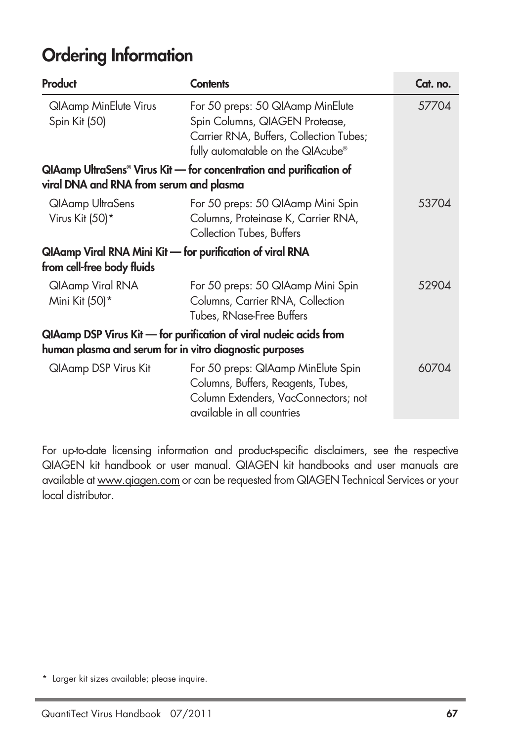# Ordering Information

| Product | Contents | Cat. no. |
|---|---|---|
| QIAamp MinElute Virus Spin Kit (50) | For 50 preps: 50 QIAamp MinElute Spin Columns, QIAGEN Protease, Carrier RNA, Buffers, Collection Tubes; fully automatable on the QIAcube® | 57704 |
| **QIAamp UltraSens® Virus Kit — for concentration and purification of viral DNA and RNA from serum and plasma** | | |
| QIAamp UltraSens Virus Kit (50)* | For 50 preps: 50 QIAamp Mini Spin Columns, Proteinase K, Carrier RNA, Collection Tubes, Buffers | 53704 |
| **QIAamp Viral RNA Mini Kit — for purification of viral RNA from cell-free body fluids** | | |
| QIAamp Viral RNA Mini Kit (50)* | For 50 preps: 50 QIAamp Mini Spin Columns, Carrier RNA, Collection Tubes, RNase-Free Buffers | 52904 |
| **QIAamp DSP Virus Kit — for purification of viral nucleic acids from human plasma and serum for in vitro diagnostic purposes** | | |
| QIAamp DSP Virus Kit | For 50 preps: QIAamp MinElute Spin Columns, Buffers, Reagents, Tubes, Column Extenders, VacConnectors; not available in all countries | 60704 |

For up-to-date licensing information and product-specific disclaimers, see the respective QIAGEN kit handbook or user manual. QIAGEN kit handbooks and user manuals are available at www.qiagen.com or can be requested from QIAGEN Technical Services or your local distributor.

\* Larger kit sizes available; please inquire.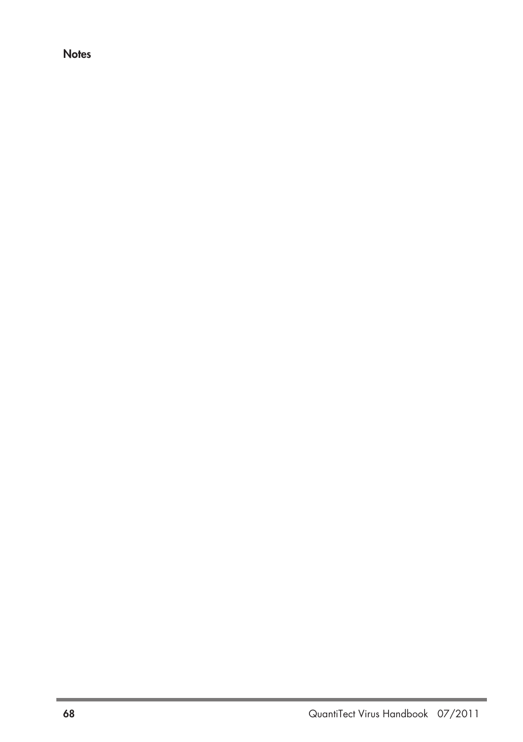## Notes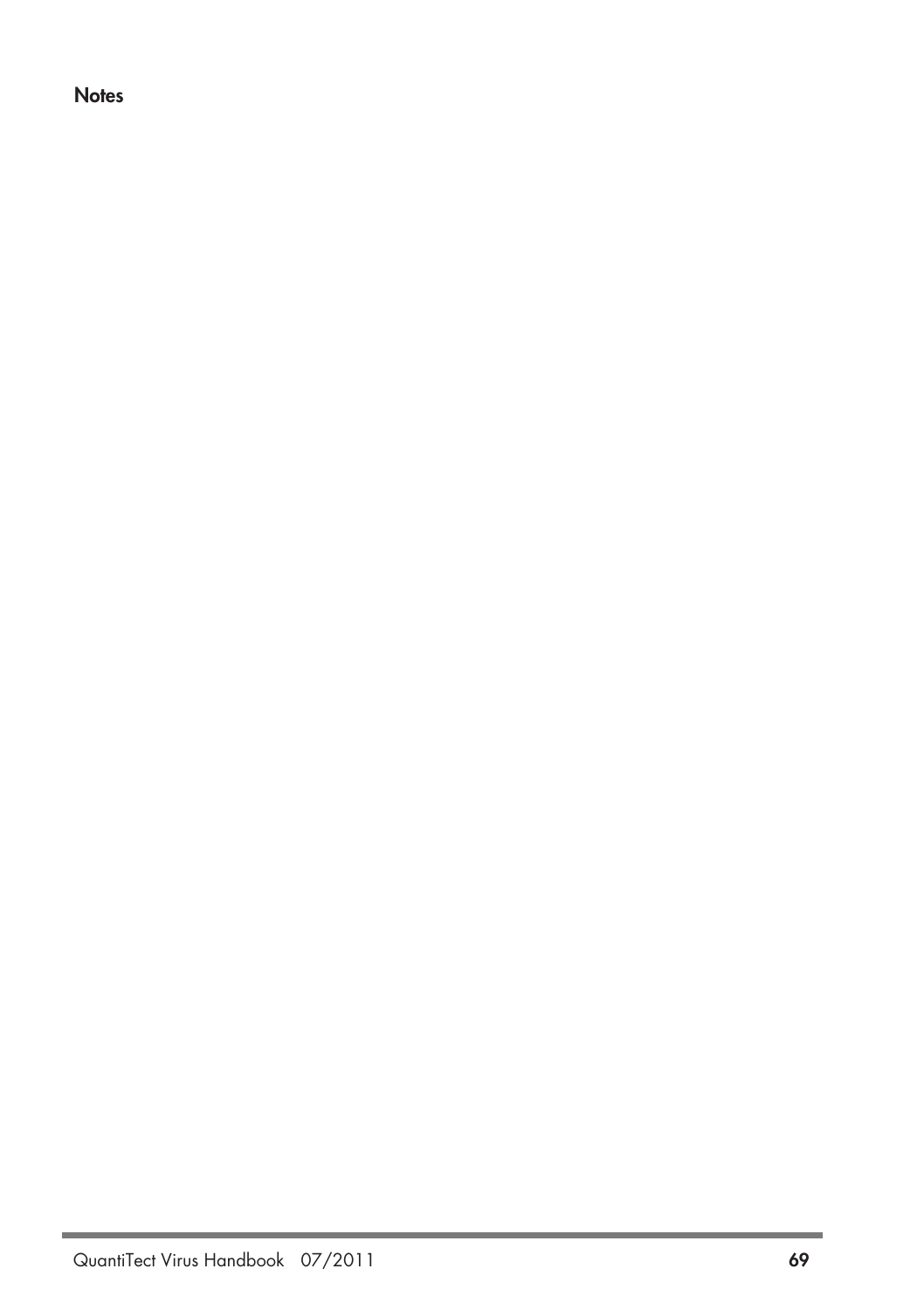**Notes**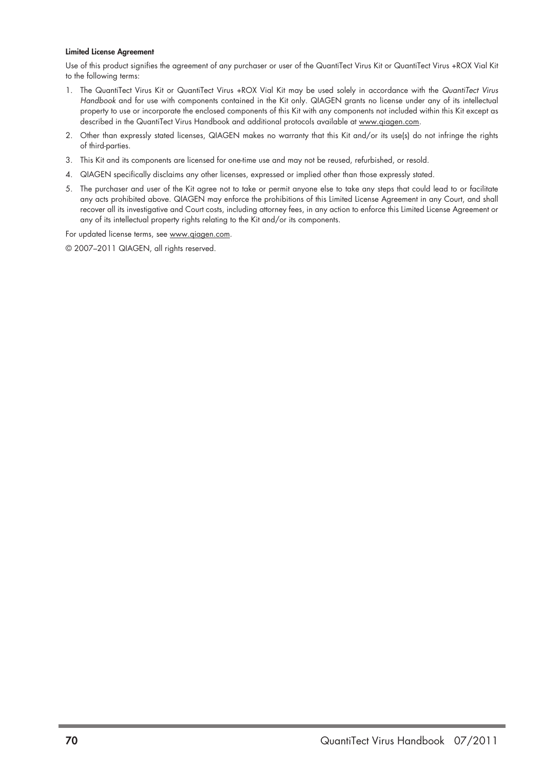**Limited License Agreement**

Use of this product signifies the agreement of any purchaser or user of the QuantiTect Virus Kit or QuantiTect Virus +ROX Vial Kit to the following terms:

1. The QuantiTect Virus Kit or QuantiTect Virus +ROX Vial Kit may be used solely in accordance with the *QuantiTect Virus Handbook* and for use with components contained in the Kit only. QIAGEN grants no license under any of its intellectual property to use or incorporate the enclosed components of this Kit with any components not included within this Kit except as described in the QuantiTect Virus Handbook and additional protocols available at www.qiagen.com.
2. Other than expressly stated licenses, QIAGEN makes no warranty that this Kit and/or its use(s) do not infringe the rights of third-parties.
3. This Kit and its components are licensed for one-time use and may not be reused, refurbished, or resold.
4. QIAGEN specifically disclaims any other licenses, expressed or implied other than those expressly stated.
5. The purchaser and user of the Kit agree not to take or permit anyone else to take any steps that could lead to or facilitate any acts prohibited above. QIAGEN may enforce the prohibitions of this Limited License Agreement in any Court, and shall recover all its investigative and Court costs, including attorney fees, in any action to enforce this Limited License Agreement or any of its intellectual property rights relating to the Kit and/or its components.

For updated license terms, see www.qiagen.com.

© 2007–2011 QIAGEN, all rights reserved.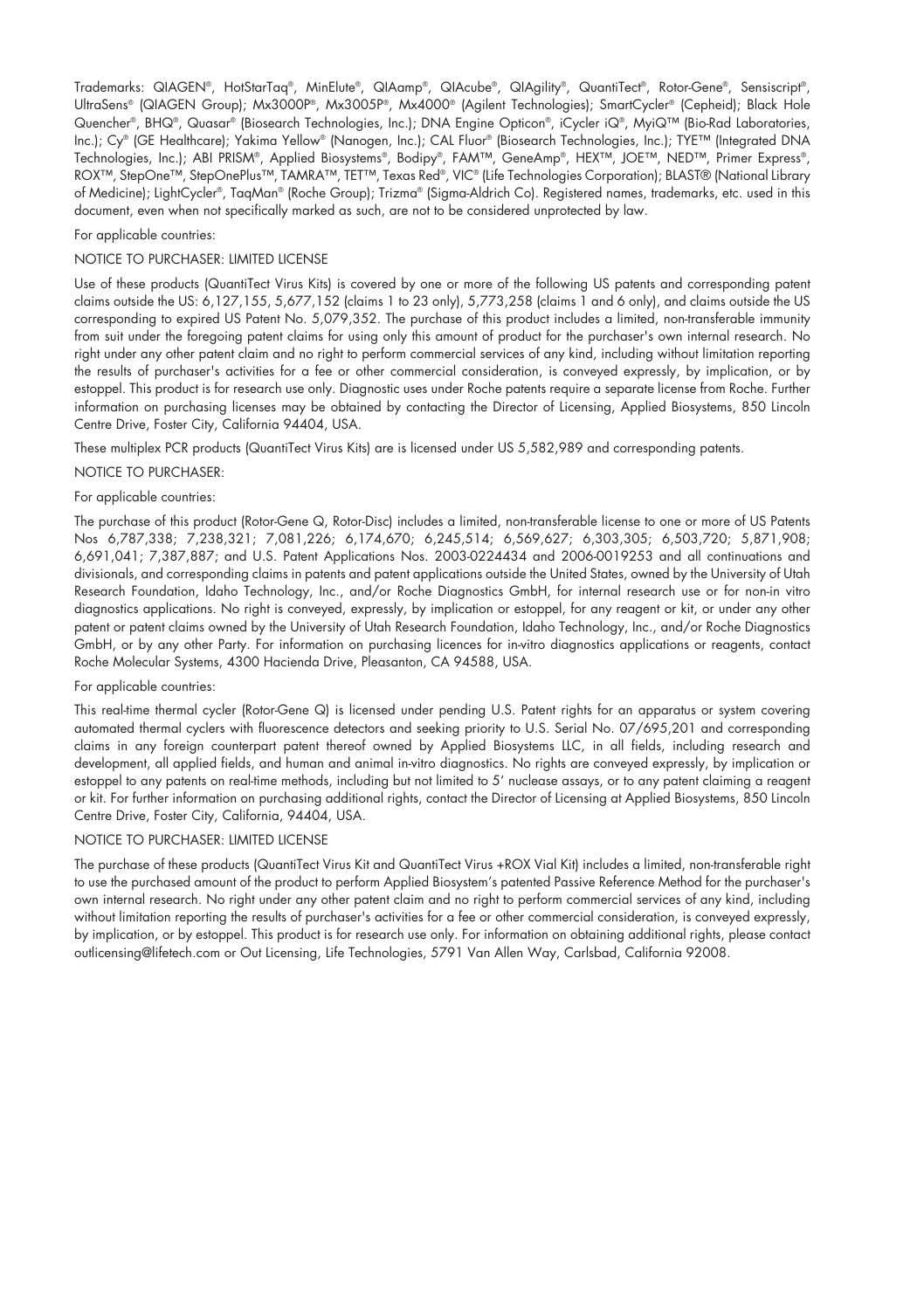Trademarks: QIAGEN®, HotStarTaq®, MinElute®, QIAamp®, QIAcube®, QIAgility®, QuantiTect®, Rotor-Gene®, Sensiscript®, UltraSens® (QIAGEN Group); Mx3000P®, Mx3005P®, Mx4000® (Agilent Technologies); SmartCycler® (Cepheid); Black Hole Quencher®, BHQ®, Quasar® (Biosearch Technologies, Inc.); DNA Engine Opticon®, iCycler iQ®, MyiQ™ (Bio-Rad Laboratories, Inc.); Cy® (GE Healthcare); Yakima Yellow® (Nanogen, Inc.); CAL Fluor® (Biosearch Technologies, Inc.); TYE™ (Integrated DNA Technologies, Inc.); ABI PRISM®, Applied Biosystems®, Bodipy®, FAM™, GeneAmp®, HEX™, JOE™, NED™, Primer Express®, ROX™, StepOne™, StepOnePlus™, TAMRA™, TET™, Texas Red®, VIC® (Life Technologies Corporation); BLAST® (National Library of Medicine); LightCycler®, TaqMan® (Roche Group); Trizma® (Sigma-Aldrich Co). Registered names, trademarks, etc. used in this document, even when not specifically marked as such, are not to be considered unprotected by law.

For applicable countries:

NOTICE TO PURCHASER: LIMITED LICENSE

Use of these products (QuantiTect Virus Kits) is covered by one or more of the following US patents and corresponding patent claims outside the US: 6,127,155, 5,677,152 (claims 1 to 23 only), 5,773,258 (claims 1 and 6 only), and claims outside the US corresponding to expired US Patent No. 5,079,352. The purchase of this product includes a limited, non-transferable immunity from suit under the foregoing patent claims for using only this amount of product for the purchaser's own internal research. No right under any other patent claim and no right to perform commercial services of any kind, including without limitation reporting the results of purchaser's activities for a fee or other commercial consideration, is conveyed expressly, by implication, or by estoppel. This product is for research use only. Diagnostic uses under Roche patents require a separate license from Roche. Further information on purchasing licenses may be obtained by contacting the Director of Licensing, Applied Biosystems, 850 Lincoln Centre Drive, Foster City, California 94404, USA.

These multiplex PCR products (QuantiTect Virus Kits) are is licensed under US 5,582,989 and corresponding patents.

NOTICE TO PURCHASER:

For applicable countries:

The purchase of this product (Rotor-Gene Q, Rotor-Disc) includes a limited, non-transferable license to one or more of US Patents Nos 6,787,338; 7,238,321; 7,081,226; 6,174,670; 6,245,514; 6,569,627; 6,303,305; 6,503,720; 5,871,908; 6,691,041; 7,387,887; and U.S. Patent Applications Nos. 2003-0224434 and 2006-0019253 and all continuations and divisionals, and corresponding claims in patents and patent applications outside the United States, owned by the University of Utah Research Foundation, Idaho Technology, Inc., and/or Roche Diagnostics GmbH, for internal research use or for non-in vitro diagnostics applications. No right is conveyed, expressly, by implication or estoppel, for any reagent or kit, or under any other patent or patent claims owned by the University of Utah Research Foundation, Idaho Technology, Inc., and/or Roche Diagnostics GmbH, or by any other Party. For information on purchasing licences for in-vitro diagnostics applications or reagents, contact Roche Molecular Systems, 4300 Hacienda Drive, Pleasanton, CA 94588, USA.

For applicable countries:

This real-time thermal cycler (Rotor-Gene Q) is licensed under pending U.S. Patent rights for an apparatus or system covering automated thermal cyclers with fluorescence detectors and seeking priority to U.S. Serial No. 07/695,201 and corresponding claims in any foreign counterpart patent thereof owned by Applied Biosystems LLC, in all fields, including research and development, all applied fields, and human and animal in-vitro diagnostics. No rights are conveyed expressly, by implication or estoppel to any patents on real-time methods, including but not limited to 5' nuclease assays, or to any patent claiming a reagent or kit. For further information on purchasing additional rights, contact the Director of Licensing at Applied Biosystems, 850 Lincoln Centre Drive, Foster City, California, 94404, USA.

NOTICE TO PURCHASER: LIMITED LICENSE

The purchase of these products (QuantiTect Virus Kit and QuantiTect Virus +ROX Vial Kit) includes a limited, non-transferable right to use the purchased amount of the product to perform Applied Biosystem's patented Passive Reference Method for the purchaser's own internal research. No right under any other patent claim and no right to perform commercial services of any kind, including without limitation reporting the results of purchaser's activities for a fee or other commercial consideration, is conveyed expressly, by implication, or by estoppel. This product is for research use only. For information on obtaining additional rights, please contact outlicensing@lifetech.com or Out Licensing, Life Technologies, 5791 Van Allen Way, Carlsbad, California 92008.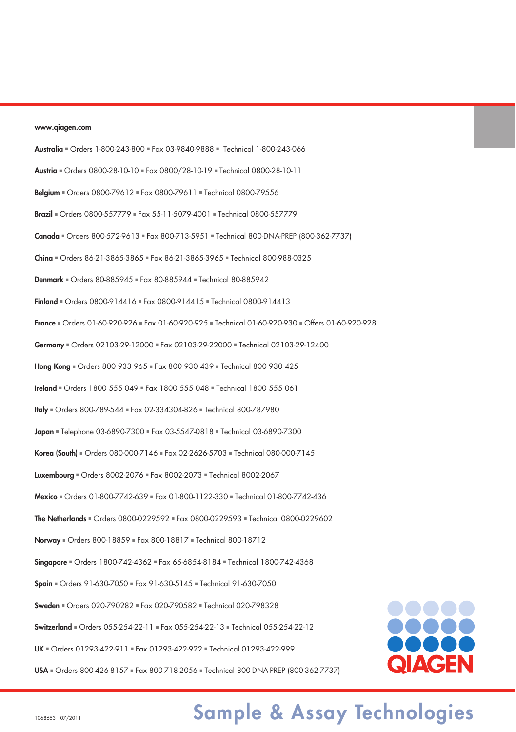www.qiagen.com

**Australia** ▪ Orders 1-800-243-800 ▪ Fax 03-9840-9888 ▪ Technical 1-800-243-066

**Austria** ▪ Orders 0800-28-10-10 ▪ Fax 0800/28-10-19 ▪ Technical 0800-28-10-11

**Belgium** ▪ Orders 0800-79612 ▪ Fax 0800-79611 ▪ Technical 0800-79556

**Brazil** ▪ Orders 0800-557779 ▪ Fax 55-11-5079-4001 ▪ Technical 0800-557779

**Canada** ▪ Orders 800-572-9613 ▪ Fax 800-713-5951 ▪ Technical 800-DNA-PREP (800-362-7737)

**China** ▪ Orders 86-21-3865-3865 ▪ Fax 86-21-3865-3965 ▪ Technical 800-988-0325

**Denmark** ▪ Orders 80-885945 ▪ Fax 80-885944 ▪ Technical 80-885942

**Finland** ▪ Orders 0800-914416 ▪ Fax 0800-914415 ▪ Technical 0800-914413

**France** ▪ Orders 01-60-920-926 ▪ Fax 01-60-920-925 ▪ Technical 01-60-920-930 ▪ Offers 01-60-920-928

**Germany** ▪ Orders 02103-29-12000 ▪ Fax 02103-29-22000 ▪ Technical 02103-29-12400

**Hong Kong** ▪ Orders 800 933 965 ▪ Fax 800 930 439 ▪ Technical 800 930 425

**Ireland** ▪ Orders 1800 555 049 ▪ Fax 1800 555 048 ▪ Technical 1800 555 061

**Italy** ▪ Orders 800-789-544 ▪ Fax 02-334304-826 ▪ Technical 800-787980

**Japan** ▪ Telephone 03-6890-7300 ▪ Fax 03-5547-0818 ▪ Technical 03-6890-7300

**Korea (South)** ▪ Orders 080-000-7146 ▪ Fax 02-2626-5703 ▪ Technical 080-000-7145

**Luxembourg** ▪ Orders 8002-2076 ▪ Fax 8002-2073 ▪ Technical 8002-2067

**Mexico** ▪ Orders 01-800-7742-639 ▪ Fax 01-800-1122-330 ▪ Technical 01-800-7742-436

**The Netherlands** ▪ Orders 0800-0229592 ▪ Fax 0800-0229593 ▪ Technical 0800-0229602

**Norway** ▪ Orders 800-18859 ▪ Fax 800-18817 ▪ Technical 800-18712

**Singapore** ▪ Orders 1800-742-4362 ▪ Fax 65-6854-8184 ▪ Technical 1800-742-4368

**Spain** ▪ Orders 91-630-7050 ▪ Fax 91-630-5145 ▪ Technical 91-630-7050

**Sweden** ▪ Orders 020-790282 ▪ Fax 020-790582 ▪ Technical 020-798328

**Switzerland** ▪ Orders 055-254-22-11 ▪ Fax 055-254-22-13 ▪ Technical 055-254-22-12

**UK** ▪ Orders 01293-422-911 ▪ Fax 01293-422-922 ▪ Technical 01293-422-999

**USA** ▪ Orders 800-426-8157 ▪ Fax 800-718-2056 ▪ Technical 800-DNA-PREP (800-362-7737)

QIAGEN

1068653 07/2011

Sample & Assay Technologies